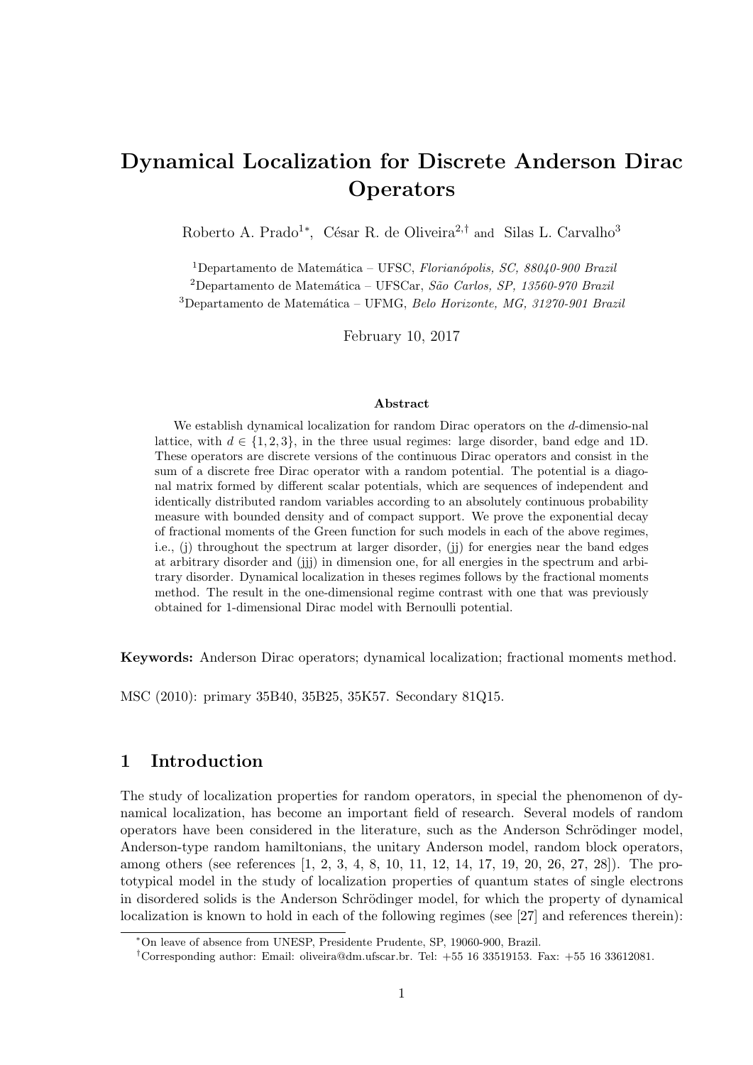# Dynamical Localization for Discrete Anderson Dirac Operators

Roberto A. Prado[1*], César R. de Oliveira[2,†] and Silas L. Carvalho[3]

[1]Departamento de Matemática – UFSC, *Florianópolis, SC, 88040-900 Brazil*
[2]Departamento de Matemática – UFSCar, *São Carlos, SP, 13560-970 Brazil*
[3]Departamento de Matemática – UFMG, *Belo Horizonte, MG, 31270-901 Brazil*

February 10, 2017

### Abstract

We establish dynamical localization for random Dirac operators on the $d$-dimensio-nal lattice, with $d \in \{1, 2, 3\}$, in the three usual regimes: large disorder, band edge and 1D. These operators are discrete versions of the continuous Dirac operators and consist in the sum of a discrete free Dirac operator with a random potential. The potential is a diagonal matrix formed by different scalar potentials, which are sequences of independent and identically distributed random variables according to an absolutely continuous probability measure with bounded density and of compact support. We prove the exponential decay of fractional moments of the Green function for such models in each of the above regimes, i.e., (j) throughout the spectrum at larger disorder, (jj) for energies near the band edges at arbitrary disorder and (jjj) in dimension one, for all energies in the spectrum and arbitrary disorder. Dynamical localization in theses regimes follows by the fractional moments method. The result in the one-dimensional regime contrast with one that was previously obtained for 1-dimensional Dirac model with Bernoulli potential.

**Keywords:** Anderson Dirac operators; dynamical localization; fractional moments method.

MSC (2010): primary 35B40, 35B25, 35K57. Secondary 81Q15.

## 1 Introduction

The study of localization properties for random operators, in special the phenomenon of dynamical localization, has become an important field of research. Several models of random operators have been considered in the literature, such as the Anderson Schrödinger model, Anderson-type random hamiltonians, the unitary Anderson model, random block operators, among others (see references [1, 2, 3, 4, 8, 10, 11, 12, 14, 17, 19, 20, 26, 27, 28]). The prototypical model in the study of localization properties of quantum states of single electrons in disordered solids is the Anderson Schrödinger model, for which the property of dynamical localization is known to hold in each of the following regimes (see [27] and references therein):

---

*On leave of absence from UNESP, Presidente Prudente, SP, 19060-900, Brazil.

†Corresponding author: Email: oliveira@dm.ufscar.br. Tel: +55 16 33519153. Fax: +55 16 33612081.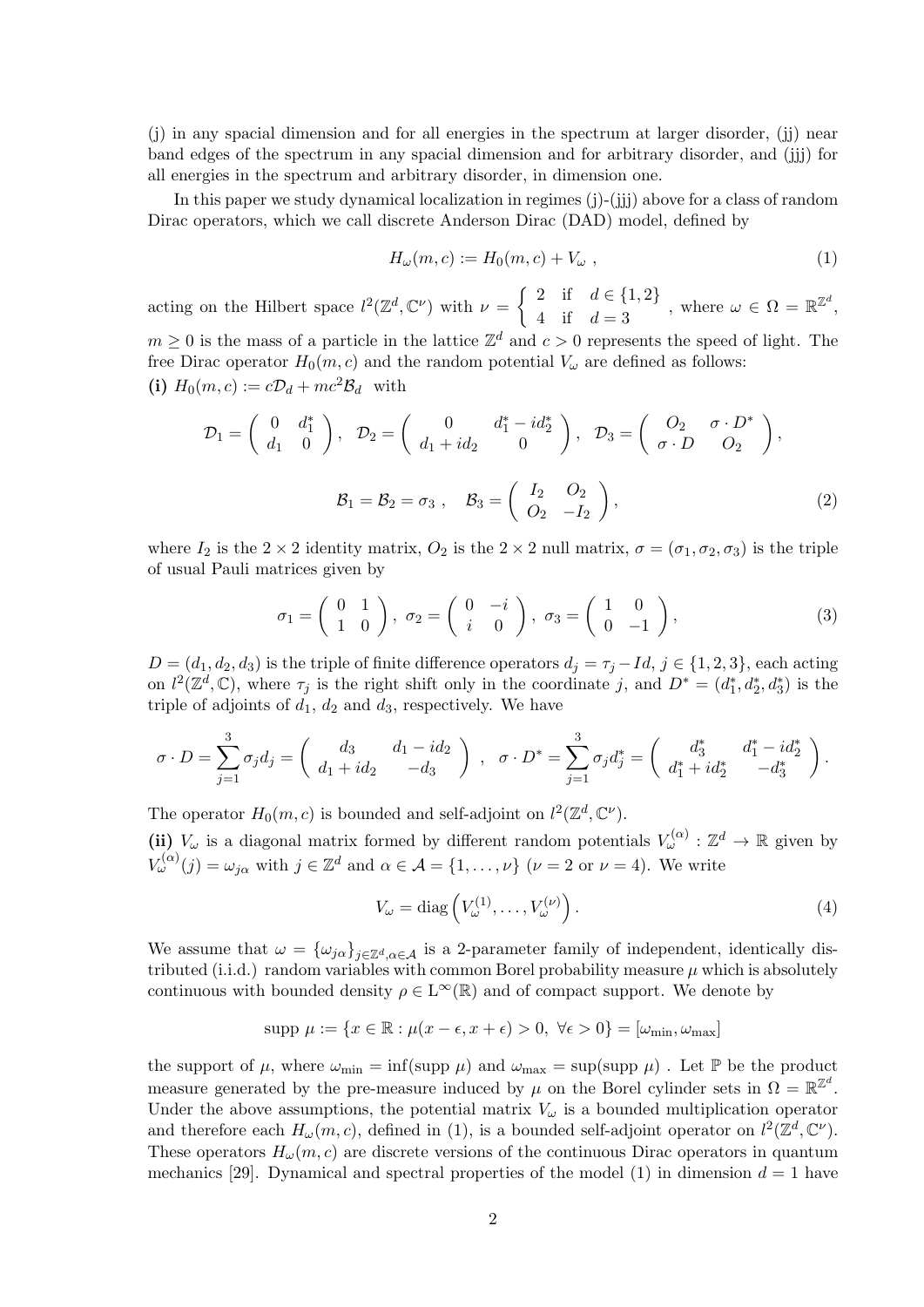(j) in any spacial dimension and for all energies in the spectrum at larger disorder, (jj) near band edges of the spectrum in any spacial dimension and for arbitrary disorder, and (jjj) for all energies in the spectrum and arbitrary disorder, in dimension one.

In this paper we study dynamical localization in regimes (j)-(jjj) above for a class of random Dirac operators, which we call discrete Anderson Dirac (DAD) model, defined by

$$H_\omega(m,c) := H_0(m,c) + V_\omega \ , \tag{1}$$

acting on the Hilbert space $l^2(\mathbb{Z}^d, \mathbb{C}^\nu)$ with $\nu = \begin{cases} 2 & \text{if} \quad d \in \{1,2\} \\ 4 & \text{if} \quad d = 3 \end{cases}$, where $\omega \in \Omega = \mathbb{R}^{\mathbb{Z}^d}$, $m \geq 0$ is the mass of a particle in the lattice $\mathbb{Z}^d$ and $c > 0$ represents the speed of light. The free Dirac operator $H_0(m,c)$ and the random potential $V_\omega$ are defined as follows:

**(i)** $H_0(m,c) := c\mathcal{D}_d + mc^2\mathcal{B}_d$ with

$$\mathcal{D}_1 = \begin{pmatrix} 0 & d_1^* \\ d_1 & 0 \end{pmatrix}, \ \mathcal{D}_2 = \begin{pmatrix} 0 & d_1^* - id_2^* \\ d_1 + id_2 & 0 \end{pmatrix}, \ \mathcal{D}_3 = \begin{pmatrix} O_2 & \sigma \cdot D^* \\ \sigma \cdot D & O_2 \end{pmatrix},$$

$$\mathcal{B}_1 = \mathcal{B}_2 = \sigma_3 \ , \quad \mathcal{B}_3 = \begin{pmatrix} I_2 & O_2 \\ O_2 & -I_2 \end{pmatrix}, \tag{2}$$

where $I_2$ is the $2 \times 2$ identity matrix, $O_2$ is the $2 \times 2$ null matrix, $\sigma = (\sigma_1, \sigma_2, \sigma_3)$ is the triple of usual Pauli matrices given by

$$\sigma_1 = \begin{pmatrix} 0 & 1 \\ 1 & 0 \end{pmatrix}, \ \sigma_2 = \begin{pmatrix} 0 & -i \\ i & 0 \end{pmatrix}, \ \sigma_3 = \begin{pmatrix} 1 & 0 \\ 0 & -1 \end{pmatrix}, \tag{3}$$

$D = (d_1, d_2, d_3)$ is the triple of finite difference operators $d_j = \tau_j - Id$, $j \in \{1,2,3\}$, each acting on $l^2(\mathbb{Z}^d, \mathbb{C})$, where $\tau_j$ is the right shift only in the coordinate $j$, and $D^* = (d_1^*, d_2^*, d_3^*)$ is the triple of adjoints of $d_1$, $d_2$ and $d_3$, respectively. We have

$$\sigma \cdot D = \sum_{j=1}^{3} \sigma_j d_j = \begin{pmatrix} d_3 & d_1 - id_2 \\ d_1 + id_2 & -d_3 \end{pmatrix} \ , \quad \sigma \cdot D^* = \sum_{j=1}^{3} \sigma_j d_j^* = \begin{pmatrix} d_3^* & d_1^* - id_2^* \\ d_1^* + id_2^* & -d_3^* \end{pmatrix}.$$

The operator $H_0(m,c)$ is bounded and self-adjoint on $l^2(\mathbb{Z}^d, \mathbb{C}^\nu)$.

**(ii)** $V_\omega$ is a diagonal matrix formed by different random potentials $V_\omega^{(\alpha)} : \mathbb{Z}^d \to \mathbb{R}$ given by $V_\omega^{(\alpha)}(j) = \omega_{j\alpha}$ with $j \in \mathbb{Z}^d$ and $\alpha \in \mathcal{A} = \{1, \ldots, \nu\}$ ($\nu = 2$ or $\nu = 4$). We write

$$V_\omega = \operatorname{diag}\left(V_\omega^{(1)}, \ldots, V_\omega^{(\nu)}\right). \tag{4}$$

We assume that $\omega = \{\omega_{j\alpha}\}_{j \in \mathbb{Z}^d, \alpha \in \mathcal{A}}$ is a 2-parameter family of independent, identically distributed (i.i.d.) random variables with common Borel probability measure $\mu$ which is absolutely continuous with bounded density $\rho \in \mathrm{L}^\infty(\mathbb{R})$ and of compact support. We denote by

$$\text{supp } \mu := \{x \in \mathbb{R} : \mu(x - \epsilon, x + \epsilon) > 0, \ \forall \epsilon > 0\} = [\omega_{\min}, \omega_{\max}]$$

the support of $\mu$, where $\omega_{\min} = \inf(\text{supp } \mu)$ and $\omega_{\max} = \sup(\text{supp } \mu)$ . Let $\mathbb{P}$ be the product measure generated by the pre-measure induced by $\mu$ on the Borel cylinder sets in $\Omega = \mathbb{R}^{\mathbb{Z}^d}$. Under the above assumptions, the potential matrix $V_\omega$ is a bounded multiplication operator and therefore each $H_\omega(m,c)$, defined in (1), is a bounded self-adjoint operator on $l^2(\mathbb{Z}^d, \mathbb{C}^\nu)$. These operators $H_\omega(m,c)$ are discrete versions of the continuous Dirac operators in quantum mechanics [29]. Dynamical and spectral properties of the model (1) in dimension $d = 1$ have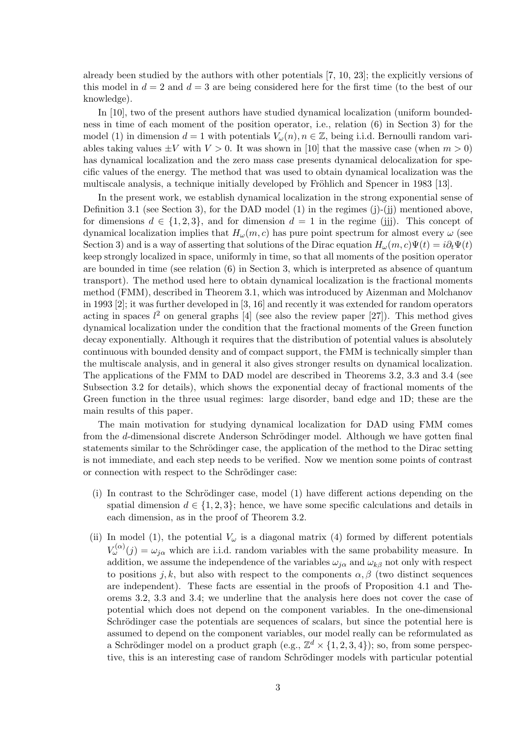already been studied by the authors with other potentials [7, 10, 23]; the explicitly versions of this model in $d = 2$ and $d = 3$ are being considered here for the first time (to the best of our knowledge).

In [10], two of the present authors have studied dynamical localization (uniform boundedness in time of each moment of the position operator, i.e., relation (6) in Section 3) for the model (1) in dimension $d = 1$ with potentials $V_\omega(n), n \in \mathbb{Z}$, being i.i.d. Bernoulli random variables taking values $\pm V$ with $V > 0$. It was shown in [10] that the massive case (when $m > 0$) has dynamical localization and the zero mass case presents dynamical delocalization for specific values of the energy. The method that was used to obtain dynamical localization was the multiscale analysis, a technique initially developed by Fröhlich and Spencer in 1983 [13].

In the present work, we establish dynamical localization in the strong exponential sense of Definition 3.1 (see Section 3), for the DAD model (1) in the regimes (j)-(jj) mentioned above, for dimensions $d \in \{1, 2, 3\}$, and for dimension $d = 1$ in the regime (jjj). This concept of dynamical localization implies that $H_\omega(m, c)$ has pure point spectrum for almost every $\omega$ (see Section 3) and is a way of asserting that solutions of the Dirac equation $H_\omega(m, c)\Psi(t) = i\partial_t \Psi(t)$ keep strongly localized in space, uniformly in time, so that all moments of the position operator are bounded in time (see relation (6) in Section 3, which is interpreted as absence of quantum transport). The method used here to obtain dynamical localization is the fractional moments method (FMM), described in Theorem 3.1, which was introduced by Aizenman and Molchanov in 1993 [2]; it was further developed in [3, 16] and recently it was extended for random operators acting in spaces $l^2$ on general graphs [4] (see also the review paper [27]). This method gives dynamical localization under the condition that the fractional moments of the Green function decay exponentially. Although it requires that the distribution of potential values is absolutely continuous with bounded density and of compact support, the FMM is technically simpler than the multiscale analysis, and in general it also gives stronger results on dynamical localization. The applications of the FMM to DAD model are described in Theorems 3.2, 3.3 and 3.4 (see Subsection 3.2 for details), which shows the exponential decay of fractional moments of the Green function in the three usual regimes: large disorder, band edge and 1D; these are the main results of this paper.

The main motivation for studying dynamical localization for DAD using FMM comes from the $d$-dimensional discrete Anderson Schrödinger model. Although we have gotten final statements similar to the Schrödinger case, the application of the method to the Dirac setting is not immediate, and each step needs to be verified. Now we mention some points of contrast or connection with respect to the Schrödinger case:

(i) In contrast to the Schrödinger case, model (1) have different actions depending on the spatial dimension $d \in \{1, 2, 3\}$; hence, we have some specific calculations and details in each dimension, as in the proof of Theorem 3.2.

(ii) In model (1), the potential $V_\omega$ is a diagonal matrix (4) formed by different potentials $V_\omega^{(\alpha)}(j) = \omega_{j\alpha}$ which are i.i.d. random variables with the same probability measure. In addition, we assume the independence of the variables $\omega_{j\alpha}$ and $\omega_{k\beta}$ not only with respect to positions $j, k$, but also with respect to the components $\alpha, \beta$ (two distinct sequences are independent). These facts are essential in the proofs of Proposition 4.1 and Theorems 3.2, 3.3 and 3.4; we underline that the analysis here does not cover the case of potential which does not depend on the component variables. In the one-dimensional Schrödinger case the potentials are sequences of scalars, but since the potential here is assumed to depend on the component variables, our model really can be reformulated as a Schrödinger model on a product graph (e.g., $\mathbb{Z}^d \times \{1, 2, 3, 4\}$); so, from some perspective, this is an interesting case of random Schrödinger models with particular potential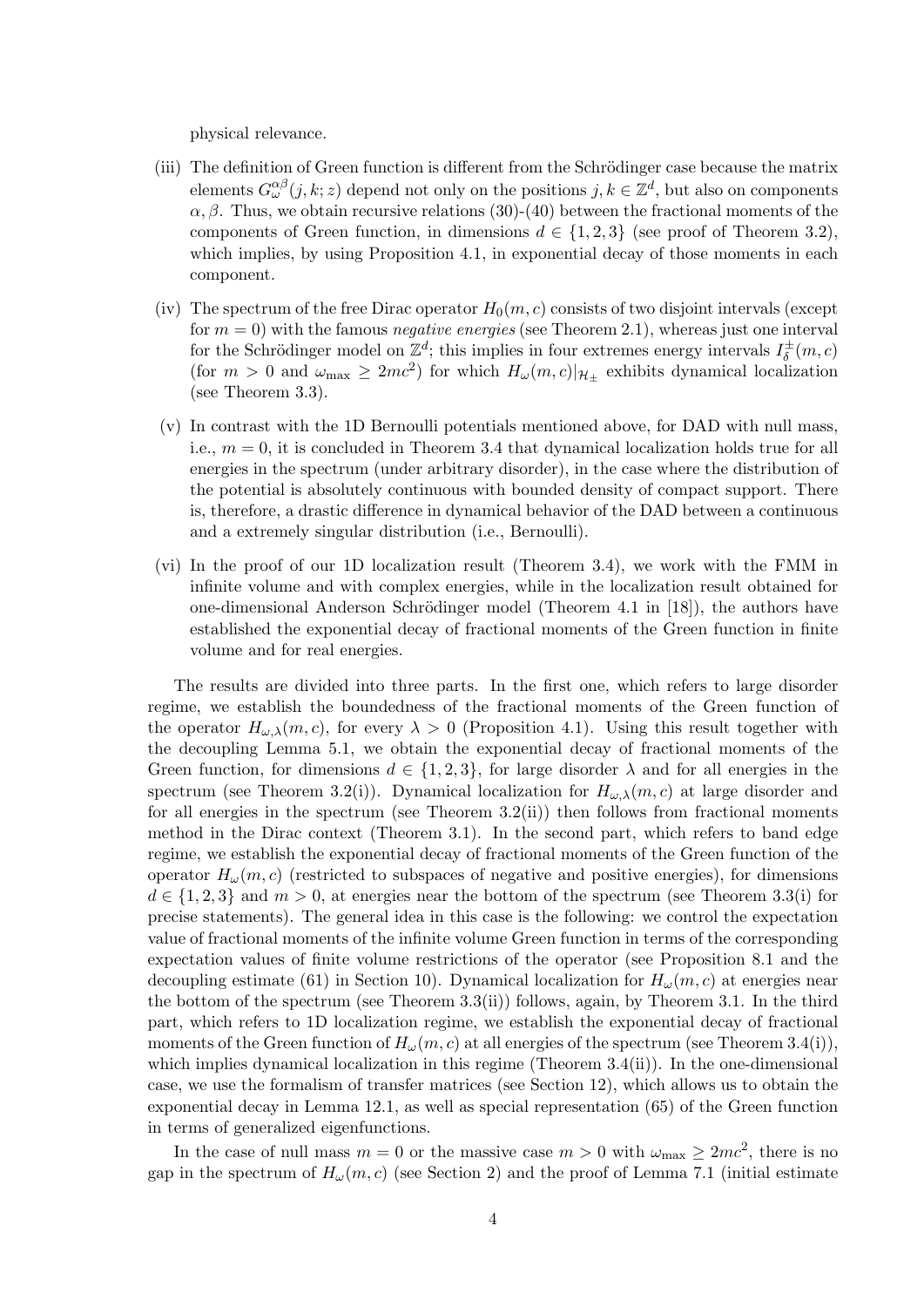physical relevance.

(iii) The definition of Green function is different from the Schrödinger case because the matrix elements $G^{\alpha\beta}_\omega(j,k;z)$ depend not only on the positions $j,k \in \mathbb{Z}^d$, but also on components $\alpha, \beta$. Thus, we obtain recursive relations (30)-(40) between the fractional moments of the components of Green function, in dimensions $d \in \{1,2,3\}$ (see proof of Theorem 3.2), which implies, by using Proposition 4.1, in exponential decay of those moments in each component.

(iv) The spectrum of the free Dirac operator $H_0(m,c)$ consists of two disjoint intervals (except for $m = 0$) with the famous *negative energies* (see Theorem 2.1), whereas just one interval for the Schrödinger model on $\mathbb{Z}^d$; this implies in four extremes energy intervals $I^{\pm}_{\delta}(m,c)$ (for $m > 0$ and $\omega_{\max} \geq 2mc^2$) for which $H_\omega(m,c)|_{\mathcal{H}_\pm}$ exhibits dynamical localization (see Theorem 3.3).

(v) In contrast with the 1D Bernoulli potentials mentioned above, for DAD with null mass, i.e., $m = 0$, it is concluded in Theorem 3.4 that dynamical localization holds true for all energies in the spectrum (under arbitrary disorder), in the case where the distribution of the potential is absolutely continuous with bounded density of compact support. There is, therefore, a drastic difference in dynamical behavior of the DAD between a continuous and a extremely singular distribution (i.e., Bernoulli).

(vi) In the proof of our 1D localization result (Theorem 3.4), we work with the FMM in infinite volume and with complex energies, while in the localization result obtained for one-dimensional Anderson Schrödinger model (Theorem 4.1 in [18]), the authors have established the exponential decay of fractional moments of the Green function in finite volume and for real energies.

The results are divided into three parts. In the first one, which refers to large disorder regime, we establish the boundedness of the fractional moments of the Green function of the operator $H_{\omega,\lambda}(m,c)$, for every $\lambda > 0$ (Proposition 4.1). Using this result together with the decoupling Lemma 5.1, we obtain the exponential decay of fractional moments of the Green function, for dimensions $d \in \{1,2,3\}$, for large disorder $\lambda$ and for all energies in the spectrum (see Theorem 3.2(i)). Dynamical localization for $H_{\omega,\lambda}(m,c)$ at large disorder and for all energies in the spectrum (see Theorem 3.2(ii)) then follows from fractional moments method in the Dirac context (Theorem 3.1). In the second part, which refers to band edge regime, we establish the exponential decay of fractional moments of the Green function of the operator $H_\omega(m,c)$ (restricted to subspaces of negative and positive energies), for dimensions $d \in \{1,2,3\}$ and $m > 0$, at energies near the bottom of the spectrum (see Theorem 3.3(i) for precise statements). The general idea in this case is the following: we control the expectation value of fractional moments of the infinite volume Green function in terms of the corresponding expectation values of finite volume restrictions of the operator (see Proposition 8.1 and the decoupling estimate (61) in Section 10). Dynamical localization for $H_\omega(m,c)$ at energies near the bottom of the spectrum (see Theorem 3.3(ii)) follows, again, by Theorem 3.1. In the third part, which refers to 1D localization regime, we establish the exponential decay of fractional moments of the Green function of $H_\omega(m,c)$ at all energies of the spectrum (see Theorem 3.4(i)), which implies dynamical localization in this regime (Theorem 3.4(ii)). In the one-dimensional case, we use the formalism of transfer matrices (see Section 12), which allows us to obtain the exponential decay in Lemma 12.1, as well as special representation (65) of the Green function in terms of generalized eigenfunctions.

In the case of null mass $m = 0$ or the massive case $m > 0$ with $\omega_{\max} \geq 2mc^2$, there is no gap in the spectrum of $H_\omega(m,c)$ (see Section 2) and the proof of Lemma 7.1 (initial estimate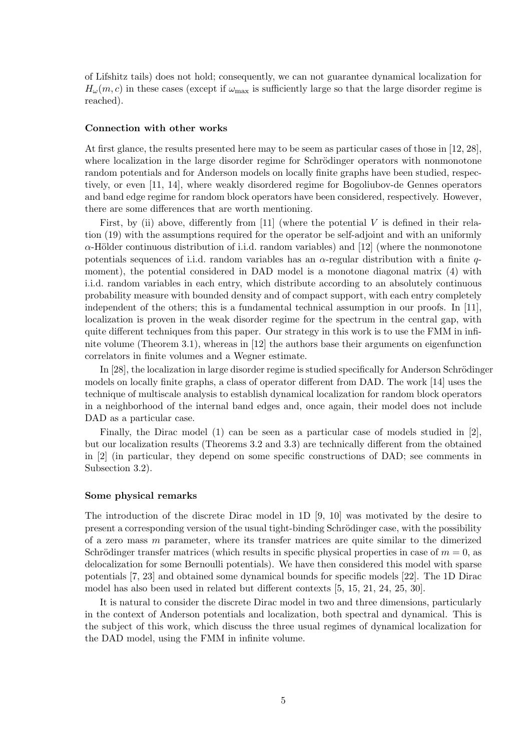of Lifshitz tails) does not hold; consequently, we can not guarantee dynamical localization for $H_\omega(m, c)$ in these cases (except if $\omega_{\max}$ is sufficiently large so that the large disorder regime is reached).

### Connection with other works

At first glance, the results presented here may to be seem as particular cases of those in [12, 28], where localization in the large disorder regime for Schrödinger operators with nonmonotone random potentials and for Anderson models on locally finite graphs have been studied, respectively, or even [11, 14], where weakly disordered regime for Bogoliubov-de Gennes operators and band edge regime for random block operators have been considered, respectively. However, there are some differences that are worth mentioning.

First, by (ii) above, differently from [11] (where the potential $V$ is defined in their relation (19) with the assumptions required for the operator be self-adjoint and with an uniformly $\alpha$-Hölder continuous distribution of i.i.d. random variables) and [12] (where the nonmonotone potentials sequences of i.i.d. random variables has an $\alpha$-regular distribution with a finite $q$-moment), the potential considered in DAD model is a monotone diagonal matrix (4) with i.i.d. random variables in each entry, which distribute according to an absolutely continuous probability measure with bounded density and of compact support, with each entry completely independent of the others; this is a fundamental technical assumption in our proofs. In [11], localization is proven in the weak disorder regime for the spectrum in the central gap, with quite different techniques from this paper. Our strategy in this work is to use the FMM in infinite volume (Theorem 3.1), whereas in [12] the authors base their arguments on eigenfunction correlators in finite volumes and a Wegner estimate.

In [28], the localization in large disorder regime is studied specifically for Anderson Schrödinger models on locally finite graphs, a class of operator different from DAD. The work [14] uses the technique of multiscale analysis to establish dynamical localization for random block operators in a neighborhood of the internal band edges and, once again, their model does not include DAD as a particular case.

Finally, the Dirac model (1) can be seen as a particular case of models studied in [2], but our localization results (Theorems 3.2 and 3.3) are technically different from the obtained in [2] (in particular, they depend on some specific constructions of DAD; see comments in Subsection 3.2).

### Some physical remarks

The introduction of the discrete Dirac model in 1D [9, 10] was motivated by the desire to present a corresponding version of the usual tight-binding Schrödinger case, with the possibility of a zero mass $m$ parameter, where its transfer matrices are quite similar to the dimerized Schrödinger transfer matrices (which results in specific physical properties in case of $m = 0$, as delocalization for some Bernoulli potentials). We have then considered this model with sparse potentials [7, 23] and obtained some dynamical bounds for specific models [22]. The 1D Dirac model has also been used in related but different contexts [5, 15, 21, 24, 25, 30].

It is natural to consider the discrete Dirac model in two and three dimensions, particularly in the context of Anderson potentials and localization, both spectral and dynamical. This is the subject of this work, which discuss the three usual regimes of dynamical localization for the DAD model, using the FMM in infinite volume.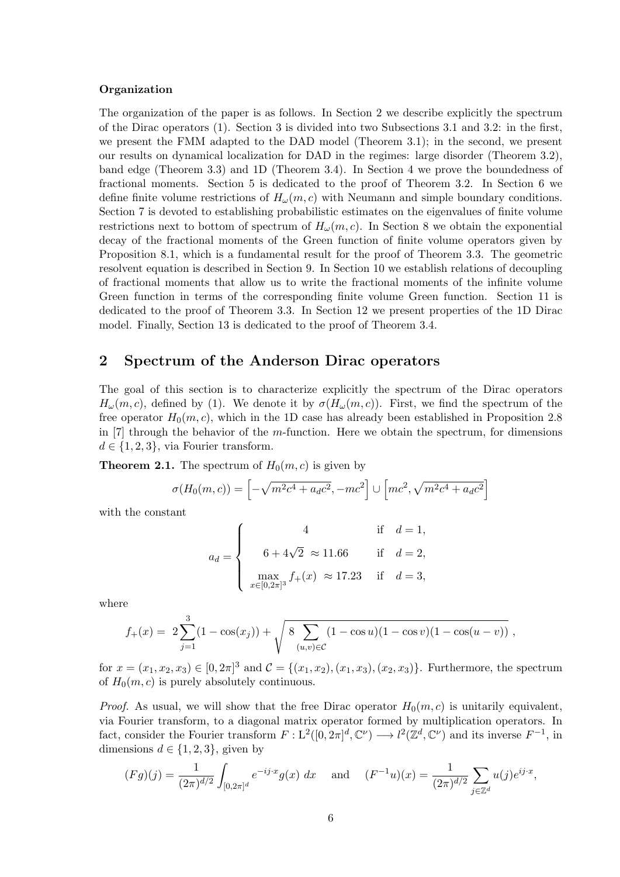**Organization**

The organization of the paper is as follows. In Section 2 we describe explicitly the spectrum of the Dirac operators (1). Section 3 is divided into two Subsections 3.1 and 3.2: in the first, we present the FMM adapted to the DAD model (Theorem 3.1); in the second, we present our results on dynamical localization for DAD in the regimes: large disorder (Theorem 3.2), band edge (Theorem 3.3) and 1D (Theorem 3.4). In Section 4 we prove the boundedness of fractional moments. Section 5 is dedicated to the proof of Theorem 3.2. In Section 6 we define finite volume restrictions of $H_\omega(m, c)$ with Neumann and simple boundary conditions. Section 7 is devoted to establishing probabilistic estimates on the eigenvalues of finite volume restrictions next to bottom of spectrum of $H_\omega(m, c)$. In Section 8 we obtain the exponential decay of the fractional moments of the Green function of finite volume operators given by Proposition 8.1, which is a fundamental result for the proof of Theorem 3.3. The geometric resolvent equation is described in Section 9. In Section 10 we establish relations of decoupling of fractional moments that allow us to write the fractional moments of the infinite volume Green function in terms of the corresponding finite volume Green function. Section 11 is dedicated to the proof of Theorem 3.3. In Section 12 we present properties of the 1D Dirac model. Finally, Section 13 is dedicated to the proof of Theorem 3.4.

## 2 Spectrum of the Anderson Dirac operators

The goal of this section is to characterize explicitly the spectrum of the Dirac operators $H_\omega(m, c)$, defined by (1). We denote it by $\sigma(H_\omega(m, c))$. First, we find the spectrum of the free operator $H_0(m, c)$, which in the 1D case has already been established in Proposition 2.8 in [7] through the behavior of the $m$-function. Here we obtain the spectrum, for dimensions $d \in \{1, 2, 3\}$, via Fourier transform.

**Theorem 2.1.** The spectrum of $H_0(m, c)$ is given by

$$\sigma(H_0(m, c)) = \left[-\sqrt{m^2c^4 + a_dc^2}, -mc^2\right] \cup \left[mc^2, \sqrt{m^2c^4 + a_dc^2}\right]$$

with the constant

$$a_d = \begin{cases} 4 & \text{if} \quad d = 1, \\ 6 + 4\sqrt{2} \ \approx 11.66 & \text{if} \quad d = 2, \\ \max\limits_{x \in [0, 2\pi]^3} f_+(x) \ \approx 17.23 & \text{if} \quad d = 3, \end{cases}$$

where

$$f_+(x) = \ 2\sum_{j=1}^{3}(1 - \cos(x_j)) + \sqrt{8 \sum_{(u,v) \in \mathcal{C}} (1 - \cos u)(1 - \cos v)(1 - \cos(u - v))}\ ,$$

for $x = (x_1, x_2, x_3) \in [0, 2\pi]^3$ and $\mathcal{C} = \{(x_1, x_2), (x_1, x_3), (x_2, x_3)\}$. Furthermore, the spectrum of $H_0(m, c)$ is purely absolutely continuous.

*Proof.* As usual, we will show that the free Dirac operator $H_0(m, c)$ is unitarily equivalent, via Fourier transform, to a diagonal matrix operator formed by multiplication operators. In fact, consider the Fourier transform $F : \mathrm{L}^2([0, 2\pi]^d, \mathbb{C}^\nu) \longrightarrow l^2(\mathbb{Z}^d, \mathbb{C}^\nu)$ and its inverse $F^{-1}$, in dimensions $d \in \{1, 2, 3\}$, given by

$$(Fg)(j) = \frac{1}{(2\pi)^{d/2}} \int_{[0,2\pi]^d} e^{-ij\cdot x} g(x) \ dx \quad \text{ and } \quad (F^{-1}u)(x) = \frac{1}{(2\pi)^{d/2}} \sum_{j \in \mathbb{Z}^d} u(j) e^{ij\cdot x},$$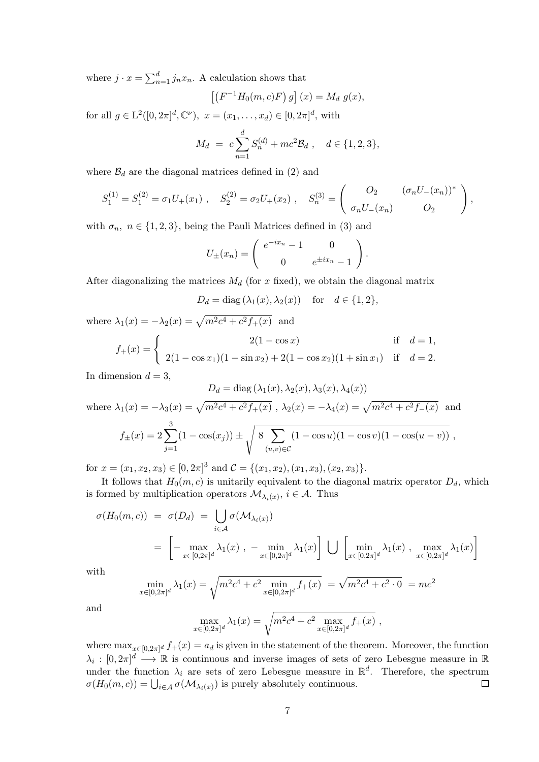where $j \cdot x = \sum_{n=1}^{d} j_n x_n$. A calculation shows that

$$\left[\left(F^{-1} H_0(m,c) F\right) g\right](x) = M_d \; g(x),$$

for all $g \in \mathrm{L}^2([0,2\pi]^d, \mathbb{C}^\nu)$, $x = (x_1, \ldots, x_d) \in [0,2\pi]^d$, with

$$M_d \;=\; c \sum_{n=1}^{d} S_n^{(d)} + mc^2 \mathcal{B}_d \;, \quad d \in \{1,2,3\},$$

where $\mathcal{B}_d$ are the diagonal matrices defined in (2) and

$$S_1^{(1)} = S_1^{(2)} = \sigma_1 U_+(x_1) \;, \quad S_2^{(2)} = \sigma_2 U_+(x_2) \;, \quad S_n^{(3)} = \begin{pmatrix} O_2 & (\sigma_n U_-(x_n))^* \\ \sigma_n U_-(x_n) & O_2 \end{pmatrix},$$

with $\sigma_n$, $n \in \{1,2,3\}$, being the Pauli Matrices defined in (3) and

$$U_\pm(x_n) = \begin{pmatrix} e^{-ix_n} - 1 & 0 \\ 0 & e^{\pm ix_n} - 1 \end{pmatrix}.$$

After diagonalizing the matrices $M_d$ (for $x$ fixed), we obtain the diagonal matrix

$$D_d = \operatorname{diag}\left(\lambda_1(x), \lambda_2(x)\right) \quad \text{for} \quad d \in \{1,2\},$$

where $\lambda_1(x) = -\lambda_2(x) = \sqrt{m^2c^4 + c^2 f_+(x)}$ and

$$f_+(x) = \begin{cases} 2(1 - \cos x) & \text{if} \quad d = 1, \\ 2(1 - \cos x_1)(1 - \sin x_2) + 2(1 - \cos x_2)(1 + \sin x_1) & \text{if} \quad d = 2. \end{cases}$$

In dimension $d = 3$,

$$D_d = \operatorname{diag}\left(\lambda_1(x), \lambda_2(x), \lambda_3(x), \lambda_4(x)\right)$$

where $\lambda_1(x) = -\lambda_3(x) = \sqrt{m^2c^4 + c^2 f_+(x)}$ , $\lambda_2(x) = -\lambda_4(x) = \sqrt{m^2c^4 + c^2 f_-(x)}$ and

$$f_\pm(x) = 2\sum_{j=1}^{3}(1 - \cos(x_j)) \pm \sqrt{8 \sum_{(u,v)\in\mathcal{C}} (1-\cos u)(1-\cos v)(1-\cos(u-v))}\;,$$

for $x = (x_1, x_2, x_3) \in [0,2\pi]^3$ and $\mathcal{C} = \{(x_1,x_2), (x_1,x_3), (x_2,x_3)\}$.

It follows that $H_0(m,c)$ is unitarily equivalent to the diagonal matrix operator $D_d$, which is formed by multiplication operators $\mathcal{M}_{\lambda_i(x)}$, $i \in \mathcal{A}$. Thus

$$\begin{aligned} \sigma(H_0(m,c)) \;&=\; \sigma(D_d) \;=\; \bigcup_{i\in\mathcal{A}} \sigma(\mathcal{M}_{\lambda_i(x)}) \\ &=\; \left[-\max_{x\in[0,2\pi]^d} \lambda_1(x)\;,\; -\min_{x\in[0,2\pi]^d} \lambda_1(x)\right] \bigcup \left[\min_{x\in[0,2\pi]^d} \lambda_1(x)\;,\; \max_{x\in[0,2\pi]^d} \lambda_1(x)\right] \end{aligned}$$

with

$$\min_{x\in[0,2\pi]^d} \lambda_1(x) = \sqrt{m^2c^4 + c^2 \min_{x\in[0,2\pi]^d} f_+(x)} \;=\; \sqrt{m^2c^4 + c^2 \cdot 0} \;=\; mc^2$$

and

$$\max_{x\in[0,2\pi]^d} \lambda_1(x) = \sqrt{m^2c^4 + c^2 \max_{x\in[0,2\pi]^d} f_+(x)}\;,$$

where $\max_{x\in[0,2\pi]^d} f_+(x) = a_d$ is given in the statement of the theorem. Moreover, the function $\lambda_i : [0,2\pi]^d \longrightarrow \mathbb{R}$ is continuous and inverse images of sets of zero Lebesgue measure in $\mathbb{R}$ under the function $\lambda_i$ are sets of zero Lebesgue measure in $\mathbb{R}^d$. Therefore, the spectrum $\sigma(H_0(m,c)) = \bigcup_{i\in\mathcal{A}} \sigma(\mathcal{M}_{\lambda_i(x)})$ is purely absolutely continuous. $\square$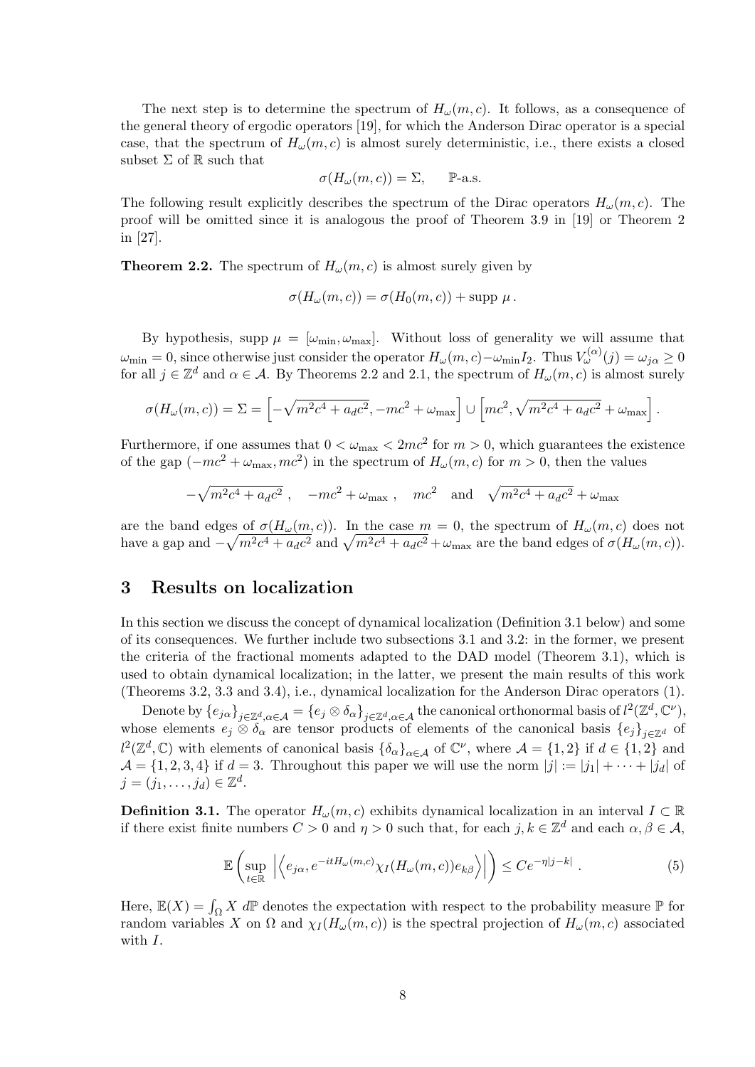The next step is to determine the spectrum of $H_\omega(m,c)$. It follows, as a consequence of the general theory of ergodic operators [19], for which the Anderson Dirac operator is a special case, that the spectrum of $H_\omega(m,c)$ is almost surely deterministic, i.e., there exists a closed subset $\Sigma$ of $\mathbb{R}$ such that

$$\sigma(H_\omega(m,c)) = \Sigma, \qquad \mathbb{P}\text{-a.s.}$$

The following result explicitly describes the spectrum of the Dirac operators $H_\omega(m,c)$. The proof will be omitted since it is analogous the proof of Theorem 3.9 in [19] or Theorem 2 in [27].

**Theorem 2.2.** The spectrum of $H_\omega(m,c)$ is almost surely given by

$$\sigma(H_\omega(m,c)) = \sigma(H_0(m,c)) + \text{supp}\,\mu\,.$$

By hypothesis, supp $\mu = [\omega_{\min}, \omega_{\max}]$. Without loss of generality we will assume that $\omega_{\min} = 0$, since otherwise just consider the operator $H_\omega(m,c) - \omega_{\min} I_2$. Thus $V_\omega^{(\alpha)}(j) = \omega_{j\alpha} \geq 0$ for all $j \in \mathbb{Z}^d$ and $\alpha \in \mathcal{A}$. By Theorems 2.2 and 2.1, the spectrum of $H_\omega(m,c)$ is almost surely

$$\sigma(H_\omega(m,c)) = \Sigma = \left[-\sqrt{m^2c^4 + a_d c^2}, -mc^2 + \omega_{\max}\right] \cup \left[mc^2, \sqrt{m^2c^4 + a_d c^2} + \omega_{\max}\right].$$

Furthermore, if one assumes that $0 < \omega_{\max} < 2mc^2$ for $m > 0$, which guarantees the existence of the gap $(-mc^2 + \omega_{\max}, mc^2)$ in the spectrum of $H_\omega(m,c)$ for $m > 0$, then the values

$$-\sqrt{m^2c^4 + a_d c^2}\ , \quad -mc^2 + \omega_{\max}\ , \quad mc^2 \quad \text{and} \quad \sqrt{m^2c^4 + a_d c^2} + \omega_{\max}$$

are the band edges of $\sigma(H_\omega(m,c))$. In the case $m = 0$, the spectrum of $H_\omega(m,c)$ does not have a gap and $-\sqrt{m^2c^4 + a_d c^2}$ and $\sqrt{m^2c^4 + a_d c^2} + \omega_{\max}$ are the band edges of $\sigma(H_\omega(m,c))$.

## 3 Results on localization

In this section we discuss the concept of dynamical localization (Definition 3.1 below) and some of its consequences. We further include two subsections 3.1 and 3.2: in the former, we present the criteria of the fractional moments adapted to the DAD model (Theorem 3.1), which is used to obtain dynamical localization; in the latter, we present the main results of this work (Theorems 3.2, 3.3 and 3.4), i.e., dynamical localization for the Anderson Dirac operators (1).

Denote by $\{e_{j\alpha}\}_{j\in\mathbb{Z}^d, \alpha\in\mathcal{A}} = \{e_j \otimes \delta_\alpha\}_{j\in\mathbb{Z}^d, \alpha\in\mathcal{A}}$ the canonical orthonormal basis of $l^2(\mathbb{Z}^d, \mathbb{C}^\nu)$, whose elements $e_j \otimes \delta_\alpha$ are tensor products of elements of the canonical basis $\{e_j\}_{j\in\mathbb{Z}^d}$ of $l^2(\mathbb{Z}^d, \mathbb{C})$ with elements of canonical basis $\{\delta_\alpha\}_{\alpha\in\mathcal{A}}$ of $\mathbb{C}^\nu$, where $\mathcal{A} = \{1,2\}$ if $d \in \{1,2\}$ and $\mathcal{A} = \{1,2,3,4\}$ if $d = 3$. Throughout this paper we will use the norm $|j| := |j_1| + \cdots + |j_d|$ of $j = (j_1, \ldots, j_d) \in \mathbb{Z}^d$.

**Definition 3.1.** The operator $H_\omega(m,c)$ exhibits dynamical localization in an interval $I \subset \mathbb{R}$ if there exist finite numbers $C > 0$ and $\eta > 0$ such that, for each $j, k \in \mathbb{Z}^d$ and each $\alpha, \beta \in \mathcal{A}$,

$$\mathbb{E}\left(\sup_{t\in\mathbb{R}} \left|\left\langle e_{j\alpha}, e^{-itH_\omega(m,c)} \chi_I(H_\omega(m,c)) e_{k\beta}\right\rangle\right|\right) \leq Ce^{-\eta|j-k|}\ . \tag{5}$$

Here, $\mathbb{E}(X) = \int_\Omega X\, d\mathbb{P}$ denotes the expectation with respect to the probability measure $\mathbb{P}$ for random variables $X$ on $\Omega$ and $\chi_I(H_\omega(m,c))$ is the spectral projection of $H_\omega(m,c)$ associated with $I$.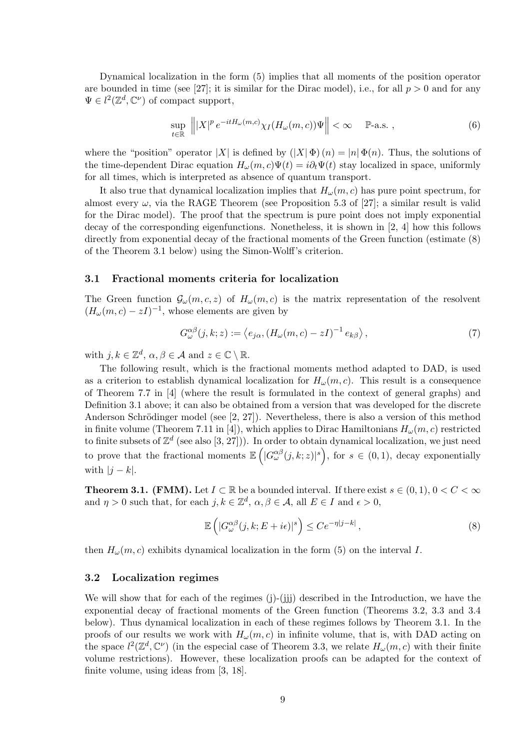Dynamical localization in the form (5) implies that all moments of the position operator are bounded in time (see [27]; it is similar for the Dirac model), i.e., for all $p > 0$ and for any $\Psi \in l^2(\mathbb{Z}^d, \mathbb{C}^\nu)$ of compact support,

$$\sup_{t\in\mathbb{R}} \left\| |X|^p \, e^{-itH_\omega(m,c)} \chi_I(H_\omega(m,c))\Psi \right\| < \infty \quad \mathbb{P}\text{-a.s.} \,, \tag{6}$$

where the "position" operator $|X|$ is defined by $(|X|\,\Phi)\,(n) = |n|\,\Phi(n)$. Thus, the solutions of the time-dependent Dirac equation $H_\omega(m,c)\Psi(t) = i\partial_t\Psi(t)$ stay localized in space, uniformly for all times, which is interpreted as absence of quantum transport.

It also true that dynamical localization implies that $H_\omega(m,c)$ has pure point spectrum, for almost every $\omega$, via the RAGE Theorem (see Proposition 5.3 of [27]; a similar result is valid for the Dirac model). The proof that the spectrum is pure point does not imply exponential decay of the corresponding eigenfunctions. Nonetheless, it is shown in [2, 4] how this follows directly from exponential decay of the fractional moments of the Green function (estimate (8) of the Theorem 3.1 below) using the Simon-Wolff's criterion.

### 3.1 Fractional moments criteria for localization

The Green function $\mathcal{G}_\omega(m,c,z)$ of $H_\omega(m,c)$ is the matrix representation of the resolvent $(H_\omega(m,c) - zI)^{-1}$, whose elements are given by

$$G^{\alpha\beta}_\omega(j,k;z) := \left\langle e_{j\alpha}, (H_\omega(m,c) - zI)^{-1} \, e_{k\beta} \right\rangle, \tag{7}$$

with $j, k \in \mathbb{Z}^d$, $\alpha, \beta \in \mathcal{A}$ and $z \in \mathbb{C} \setminus \mathbb{R}$.

The following result, which is the fractional moments method adapted to DAD, is used as a criterion to establish dynamical localization for $H_\omega(m,c)$. This result is a consequence of Theorem 7.7 in [4] (where the result is formulated in the context of general graphs) and Definition 3.1 above; it can also be obtained from a version that was developed for the discrete Anderson Schrödinger model (see [2, 27]). Nevertheless, there is also a version of this method in finite volume (Theorem 7.11 in [4]), which applies to Dirac Hamiltonians $H_\omega(m,c)$ restricted to finite subsets of $\mathbb{Z}^d$ (see also [3, 27])). In order to obtain dynamical localization, we just need to prove that the fractional moments $\mathbb{E}\left(|G^{\alpha\beta}_\omega(j,k;z)|^s\right)$, for $s \in (0,1)$, decay exponentially with $|j-k|$.

**Theorem 3.1. (FMM).** Let $I \subset \mathbb{R}$ be a bounded interval. If there exist $s \in (0,1)$, $0 < C < \infty$ and $\eta > 0$ such that, for each $j, k \in \mathbb{Z}^d$, $\alpha, \beta \in \mathcal{A}$, all $E \in I$ and $\epsilon > 0$,

$$\mathbb{E}\left(|G^{\alpha\beta}_\omega(j,k;E+i\epsilon)|^s\right) \leq Ce^{-\eta|j-k|}, \tag{8}$$

then $H_\omega(m,c)$ exhibits dynamical localization in the form (5) on the interval $I$.

### 3.2 Localization regimes

We will show that for each of the regimes (j)-(jjj) described in the Introduction, we have the exponential decay of fractional moments of the Green function (Theorems 3.2, 3.3 and 3.4 below). Thus dynamical localization in each of these regimes follows by Theorem 3.1. In the proofs of our results we work with $H_\omega(m,c)$ in infinite volume, that is, with DAD acting on the space $l^2(\mathbb{Z}^d, \mathbb{C}^\nu)$ (in the especial case of Theorem 3.3, we relate $H_\omega(m,c)$ with their finite volume restrictions). However, these localization proofs can be adapted for the context of finite volume, using ideas from [3, 18].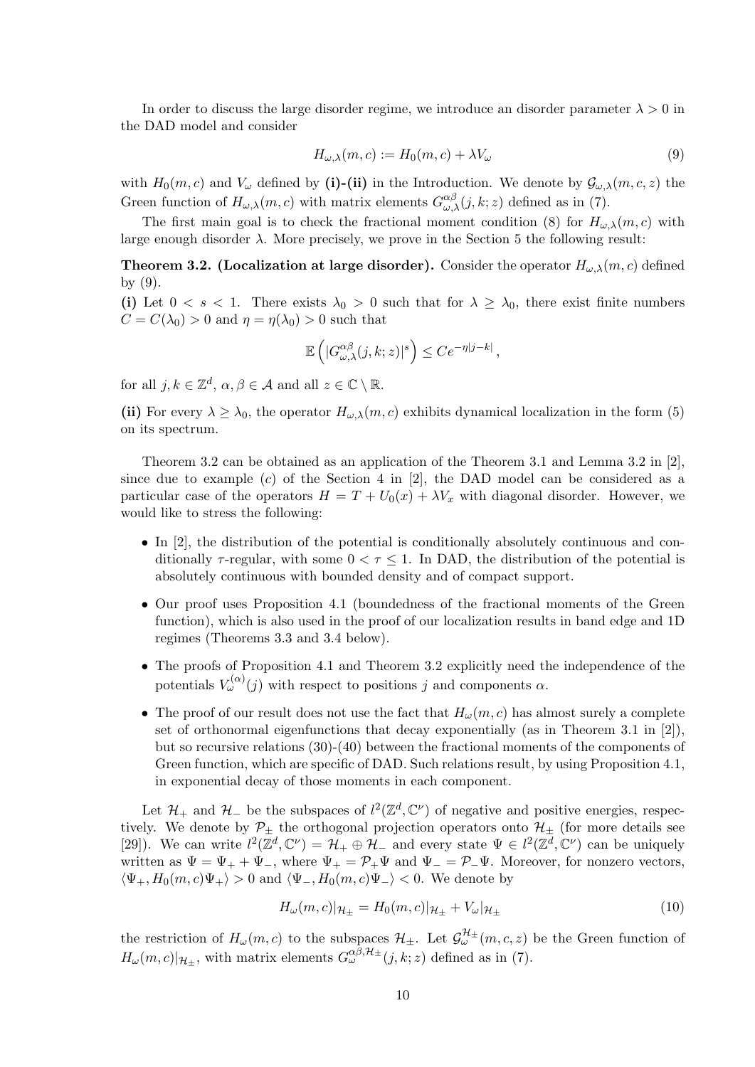In order to discuss the large disorder regime, we introduce an disorder parameter $\lambda > 0$ in the DAD model and consider

$$H_{\omega,\lambda}(m,c) := H_0(m,c) + \lambda V_\omega \tag{9}$$

with $H_0(m,c)$ and $V_\omega$ defined by **(i)-(ii)** in the Introduction. We denote by $\mathcal{G}_{\omega,\lambda}(m,c,z)$ the Green function of $H_{\omega,\lambda}(m,c)$ with matrix elements $G^{\alpha\beta}_{\omega,\lambda}(j,k;z)$ defined as in (7).

The first main goal is to check the fractional moment condition (8) for $H_{\omega,\lambda}(m,c)$ with large enough disorder $\lambda$. More precisely, we prove in the Section 5 the following result:

**Theorem 3.2. (Localization at large disorder).** Consider the operator $H_{\omega,\lambda}(m,c)$ defined by (9).

**(i)** Let $0 < s < 1$. There exists $\lambda_0 > 0$ such that for $\lambda \geq \lambda_0$, there exist finite numbers $C = C(\lambda_0) > 0$ and $\eta = \eta(\lambda_0) > 0$ such that

$$\mathbb{E}\left(|G^{\alpha\beta}_{\omega,\lambda}(j,k;z)|^s\right) \leq Ce^{-\eta|j-k|},$$

for all $j,k \in \mathbb{Z}^d$, $\alpha,\beta \in \mathcal{A}$ and all $z \in \mathbb{C}\setminus\mathbb{R}$.

**(ii)** For every $\lambda \geq \lambda_0$, the operator $H_{\omega,\lambda}(m,c)$ exhibits dynamical localization in the form (5) on its spectrum.

Theorem 3.2 can be obtained as an application of the Theorem 3.1 and Lemma 3.2 in [2], since due to example $(c)$ of the Section 4 in [2], the DAD model can be considered as a particular case of the operators $H = T + U_0(x) + \lambda V_x$ with diagonal disorder. However, we would like to stress the following:

- In [2], the distribution of the potential is conditionally absolutely continuous and conditionally $\tau$-regular, with some $0 < \tau \leq 1$. In DAD, the distribution of the potential is absolutely continuous with bounded density and of compact support.
- Our proof uses Proposition 4.1 (boundedness of the fractional moments of the Green function), which is also used in the proof of our localization results in band edge and 1D regimes (Theorems 3.3 and 3.4 below).
- The proofs of Proposition 4.1 and Theorem 3.2 explicitly need the independence of the potentials $V^{(\alpha)}_\omega(j)$ with respect to positions $j$ and components $\alpha$.
- The proof of our result does not use the fact that $H_\omega(m,c)$ has almost surely a complete set of orthonormal eigenfunctions that decay exponentially (as in Theorem 3.1 in [2]), but so recursive relations (30)-(40) between the fractional moments of the components of Green function, which are specific of DAD. Such relations result, by using Proposition 4.1, in exponential decay of those moments in each component.

Let $\mathcal{H}_+$ and $\mathcal{H}_-$ be the subspaces of $l^2(\mathbb{Z}^d,\mathbb{C}^\nu)$ of negative and positive energies, respectively. We denote by $\mathcal{P}_\pm$ the orthogonal projection operators onto $\mathcal{H}_\pm$ (for more details see [29]). We can write $l^2(\mathbb{Z}^d,\mathbb{C}^\nu) = \mathcal{H}_+ \oplus \mathcal{H}_-$ and every state $\Psi \in l^2(\mathbb{Z}^d,\mathbb{C}^\nu)$ can be uniquely written as $\Psi = \Psi_+ + \Psi_-$, where $\Psi_+ = \mathcal{P}_+\Psi$ and $\Psi_- = \mathcal{P}_-\Psi$. Moreover, for nonzero vectors, $\langle\Psi_+, H_0(m,c)\Psi_+\rangle > 0$ and $\langle\Psi_-, H_0(m,c)\Psi_-\rangle < 0$. We denote by

$$H_\omega(m,c)|_{\mathcal{H}_\pm} = H_0(m,c)|_{\mathcal{H}_\pm} + V_\omega|_{\mathcal{H}_\pm} \tag{10}$$

the restriction of $H_\omega(m,c)$ to the subspaces $\mathcal{H}_\pm$. Let $\mathcal{G}^{\mathcal{H}_\pm}_\omega(m,c,z)$ be the Green function of $H_\omega(m,c)|_{\mathcal{H}_\pm}$, with matrix elements $G^{\alpha\beta,\mathcal{H}_\pm}_\omega(j,k;z)$ defined as in (7).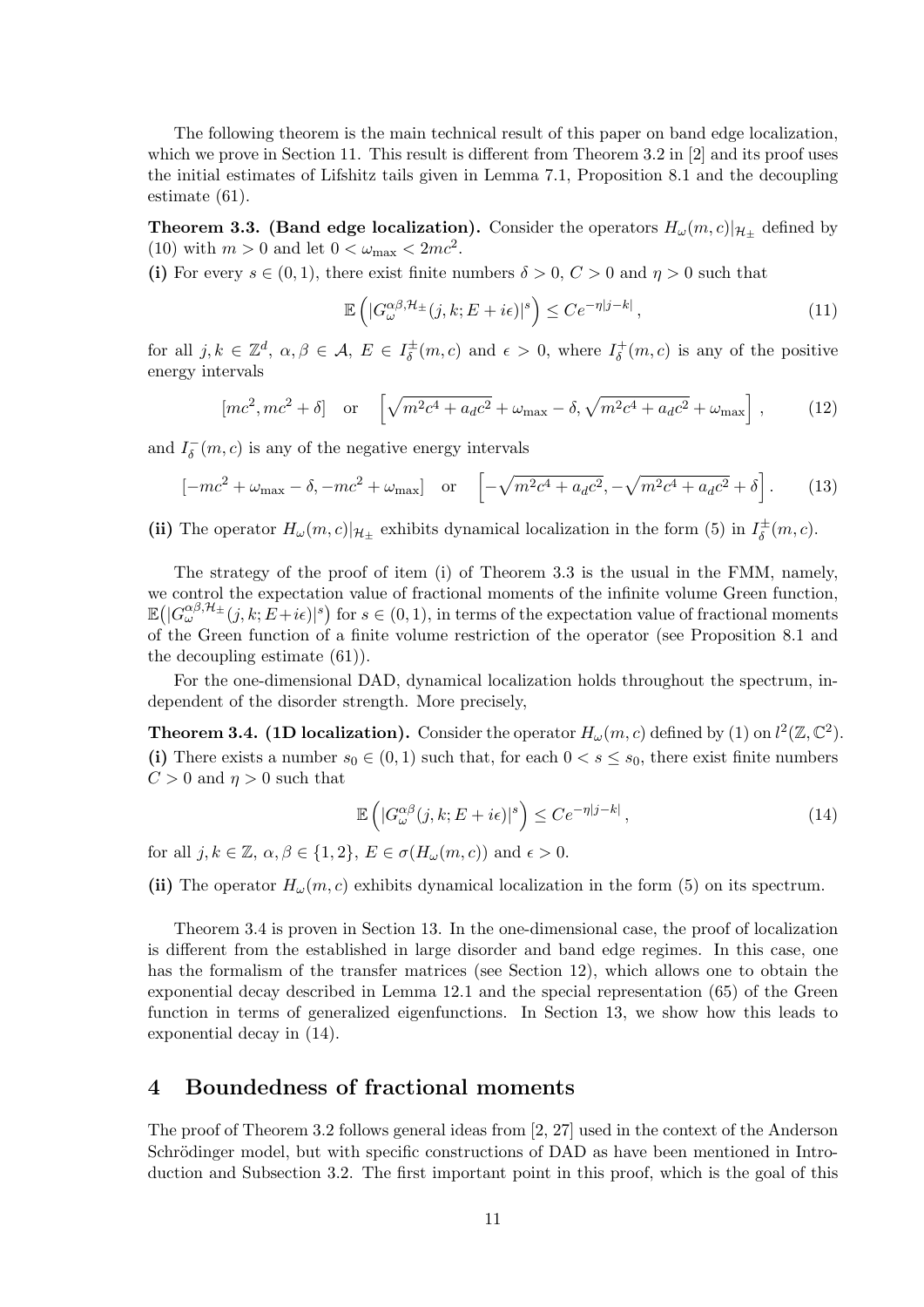The following theorem is the main technical result of this paper on band edge localization, which we prove in Section 11. This result is different from Theorem 3.2 in [2] and its proof uses the initial estimates of Lifshitz tails given in Lemma 7.1, Proposition 8.1 and the decoupling estimate (61).

**Theorem 3.3. (Band edge localization).** Consider the operators $H_\omega(m,c)|_{\mathcal{H}_\pm}$ defined by (10) with $m > 0$ and let $0 < \omega_{\max} < 2mc^2$.

**(i)** For every $s \in (0,1)$, there exist finite numbers $\delta > 0$, $C > 0$ and $\eta > 0$ such that

$$\mathbb{E}\left(|G_\omega^{\alpha\beta,\mathcal{H}_\pm}(j,k;E+i\epsilon)|^s\right) \leq Ce^{-\eta|j-k|}, \tag{11}$$

for all $j,k \in \mathbb{Z}^d$, $\alpha,\beta \in \mathcal{A}$, $E \in I_\delta^\pm(m,c)$ and $\epsilon > 0$, where $I_\delta^+(m,c)$ is any of the positive energy intervals

$$[mc^2, mc^2+\delta] \quad \text{or} \quad \left[\sqrt{m^2c^4+a_dc^2}+\omega_{\max}-\delta, \sqrt{m^2c^4+a_dc^2}+\omega_{\max}\right], \tag{12}$$

and $I_\delta^-(m,c)$ is any of the negative energy intervals

$$[-mc^2+\omega_{\max}-\delta, -mc^2+\omega_{\max}] \quad \text{or} \quad \left[-\sqrt{m^2c^4+a_dc^2}, -\sqrt{m^2c^4+a_dc^2}+\delta\right]. \tag{13}$$

**(ii)** The operator $H_\omega(m,c)|_{\mathcal{H}_\pm}$ exhibits dynamical localization in the form (5) in $I_\delta^\pm(m,c)$.

The strategy of the proof of item (i) of Theorem 3.3 is the usual in the FMM, namely, we control the expectation value of fractional moments of the infinite volume Green function, $\mathbb{E}\big(|G_\omega^{\alpha\beta,\mathcal{H}_\pm}(j,k;E+i\epsilon)|^s\big)$ for $s \in (0,1)$, in terms of the expectation value of fractional moments of the Green function of a finite volume restriction of the operator (see Proposition 8.1 and the decoupling estimate (61)).

For the one-dimensional DAD, dynamical localization holds throughout the spectrum, independent of the disorder strength. More precisely,

**Theorem 3.4. (1D localization).** Consider the operator $H_\omega(m,c)$ defined by (1) on $l^2(\mathbb{Z},\mathbb{C}^2)$.

**(i)** There exists a number $s_0 \in (0,1)$ such that, for each $0 < s \leq s_0$, there exist finite numbers $C > 0$ and $\eta > 0$ such that

$$\mathbb{E}\left(|G_\omega^{\alpha\beta}(j,k;E+i\epsilon)|^s\right) \leq Ce^{-\eta|j-k|}, \tag{14}$$

for all $j,k \in \mathbb{Z}$, $\alpha,\beta \in \{1,2\}$, $E \in \sigma(H_\omega(m,c))$ and $\epsilon > 0$.

**(ii)** The operator $H_\omega(m,c)$ exhibits dynamical localization in the form (5) on its spectrum.

Theorem 3.4 is proven in Section 13. In the one-dimensional case, the proof of localization is different from the established in large disorder and band edge regimes. In this case, one has the formalism of the transfer matrices (see Section 12), which allows one to obtain the exponential decay described in Lemma 12.1 and the special representation (65) of the Green function in terms of generalized eigenfunctions. In Section 13, we show how this leads to exponential decay in (14).

## 4 Boundedness of fractional moments

The proof of Theorem 3.2 follows general ideas from [2, 27] used in the context of the Anderson Schrödinger model, but with specific constructions of DAD as have been mentioned in Introduction and Subsection 3.2. The first important point in this proof, which is the goal of this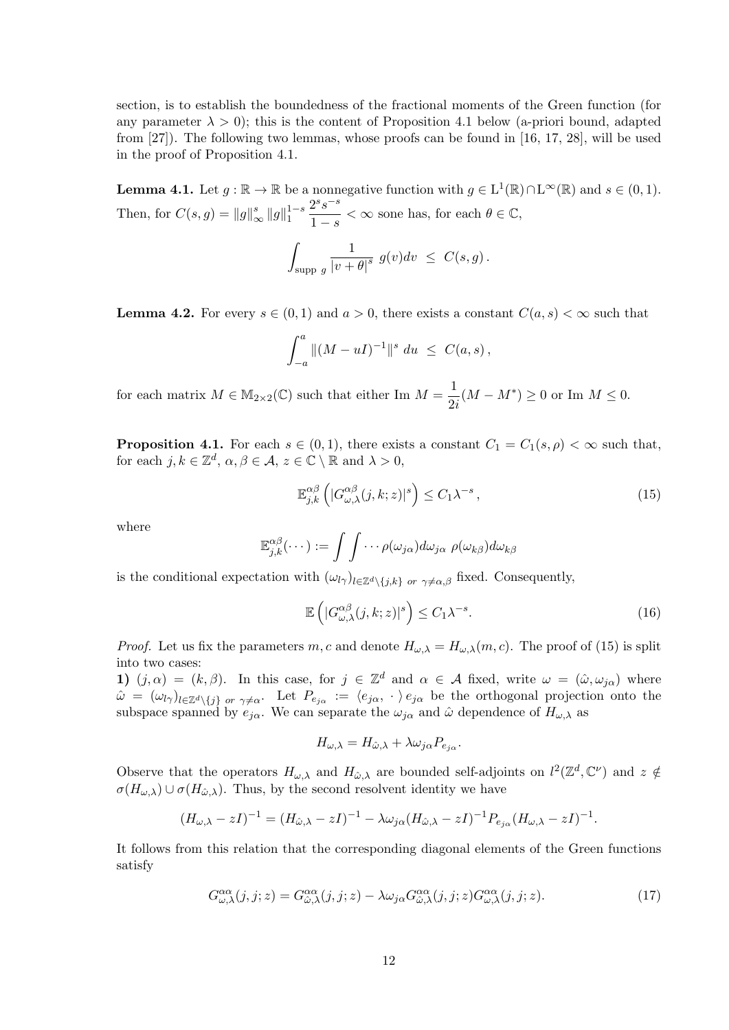section, is to establish the boundedness of the fractional moments of the Green function (for any parameter $\lambda > 0$); this is the content of Proposition 4.1 below (a-priori bound, adapted from [27]). The following two lemmas, whose proofs can be found in [16, 17, 28], will be used in the proof of Proposition 4.1.

**Lemma 4.1.** Let $g : \mathbb{R} \to \mathbb{R}$ be a nonnegative function with $g \in \mathrm{L}^1(\mathbb{R}) \cap \mathrm{L}^\infty(\mathbb{R})$ and $s \in (0, 1)$. Then, for $C(s, g) = \|g\|_\infty^s \|g\|_1^{1-s} \dfrac{2^s s^{-s}}{1-s} < \infty$ sone has, for each $\theta \in \mathbb{C}$,

$$\int_{\text{supp } g} \frac{1}{|v + \theta|^s} \, g(v) dv \;\leq\; C(s, g) \,.$$

**Lemma 4.2.** For every $s \in (0, 1)$ and $a > 0$, there exists a constant $C(a, s) < \infty$ such that

$$\int_{-a}^{a} \|(M - uI)^{-1}\|^s \, du \;\leq\; C(a, s) \,,$$

for each matrix $M \in \mathbb{M}_{2\times 2}(\mathbb{C})$ such that either $\text{Im } M = \dfrac{1}{2i}(M - M^*) \geq 0$ or $\text{Im } M \leq 0$.

**Proposition 4.1.** For each $s \in (0, 1)$, there exists a constant $C_1 = C_1(s, \rho) < \infty$ such that, for each $j, k \in \mathbb{Z}^d$, $\alpha, \beta \in \mathcal{A}$, $z \in \mathbb{C} \setminus \mathbb{R}$ and $\lambda > 0$,

$$\mathbb{E}_{j,k}^{\alpha\beta} \left( |G_{\omega,\lambda}^{\alpha\beta}(j, k; z)|^s \right) \leq C_1 \lambda^{-s} \,, \tag{15}$$

where

$$\mathbb{E}_{j,k}^{\alpha\beta}(\cdots) := \int \int \cdots \rho(\omega_{j\alpha}) d\omega_{j\alpha} \; \rho(\omega_{k\beta}) d\omega_{k\beta}$$

is the conditional expectation with $(\omega_{l\gamma})_{l \in \mathbb{Z}^d \setminus \{j,k\} \text{ or } \gamma \neq \alpha,\beta}$ fixed. Consequently,

$$\mathbb{E} \left( |G_{\omega,\lambda}^{\alpha\beta}(j, k; z)|^s \right) \leq C_1 \lambda^{-s}. \tag{16}$$

*Proof.* Let us fix the parameters $m, c$ and denote $H_{\omega,\lambda} = H_{\omega,\lambda}(m, c)$. The proof of (15) is split into two cases:

**1)** $(j, \alpha) = (k, \beta)$. In this case, for $j \in \mathbb{Z}^d$ and $\alpha \in \mathcal{A}$ fixed, write $\omega = (\hat{\omega}, \omega_{j\alpha})$ where $\hat{\omega} = (\omega_{l\gamma})_{l \in \mathbb{Z}^d \setminus \{j\} \text{ or } \gamma \neq \alpha}$. Let $P_{e_{j\alpha}} := \langle e_{j\alpha}, \cdot \rangle e_{j\alpha}$ be the orthogonal projection onto the subspace spanned by $e_{j\alpha}$. We can separate the $\omega_{j\alpha}$ and $\hat{\omega}$ dependence of $H_{\omega,\lambda}$ as

$$H_{\omega,\lambda} = H_{\hat{\omega},\lambda} + \lambda \omega_{j\alpha} P_{e_{j\alpha}}.$$

Observe that the operators $H_{\omega,\lambda}$ and $H_{\hat{\omega},\lambda}$ are bounded self-adjoints on $l^2(\mathbb{Z}^d, \mathbb{C}^\nu)$ and $z \notin \sigma(H_{\omega,\lambda}) \cup \sigma(H_{\hat{\omega},\lambda})$. Thus, by the second resolvent identity we have

$$(H_{\omega,\lambda} - zI)^{-1} = (H_{\hat{\omega},\lambda} - zI)^{-1} - \lambda \omega_{j\alpha} (H_{\hat{\omega},\lambda} - zI)^{-1} P_{e_{j\alpha}} (H_{\omega,\lambda} - zI)^{-1}.$$

It follows from this relation that the corresponding diagonal elements of the Green functions satisfy

$$G_{\omega,\lambda}^{\alpha\alpha}(j, j; z) = G_{\hat{\omega},\lambda}^{\alpha\alpha}(j, j; z) - \lambda \omega_{j\alpha} G_{\hat{\omega},\lambda}^{\alpha\alpha}(j, j; z) G_{\omega,\lambda}^{\alpha\alpha}(j, j; z). \tag{17}$$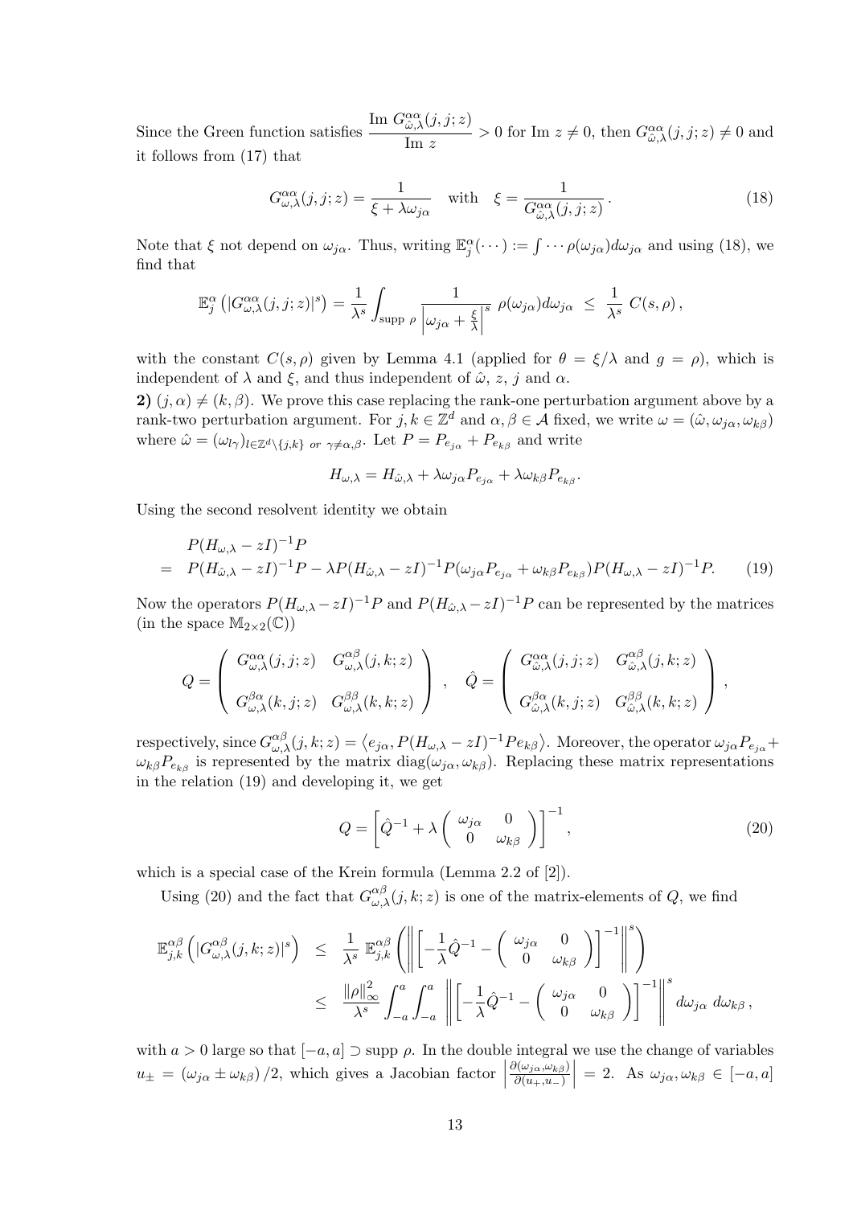Since the Green function satisfies $\dfrac{\text{Im } G^{\alpha\alpha}_{\hat{\omega},\lambda}(j,j;z)}{\text{Im } z} > 0$ for Im $z \neq 0$, then $G^{\alpha\alpha}_{\hat{\omega},\lambda}(j,j;z) \neq 0$ and it follows from (17) that

$$G^{\alpha\alpha}_{\omega,\lambda}(j,j;z) = \frac{1}{\xi + \lambda\omega_{j\alpha}} \quad \text{with} \quad \xi = \frac{1}{G^{\alpha\alpha}_{\hat{\omega},\lambda}(j,j;z)}\,. \tag{18}$$

Note that $\xi$ not depend on $\omega_{j\alpha}$. Thus, writing $\mathbb{E}^{\alpha}_{j}(\cdots) := \int \cdots \rho(\omega_{j\alpha})d\omega_{j\alpha}$ and using (18), we find that

$$\mathbb{E}^{\alpha}_{j}\left(|G^{\alpha\alpha}_{\omega,\lambda}(j,j;z)|^{s}\right) = \frac{1}{\lambda^{s}} \int_{\text{supp }\rho} \frac{1}{\left|\omega_{j\alpha} + \frac{\xi}{\lambda}\right|^{s}}\, \rho(\omega_{j\alpha})d\omega_{j\alpha} \;\leq\; \frac{1}{\lambda^{s}}\, C(s,\rho)\,,$$

with the constant $C(s,\rho)$ given by Lemma 4.1 (applied for $\theta = \xi/\lambda$ and $g = \rho$), which is independent of $\lambda$ and $\xi$, and thus independent of $\hat{\omega}$, $z$, $j$ and $\alpha$.

**2)** $(j,\alpha) \neq (k,\beta)$. We prove this case replacing the rank-one perturbation argument above by a rank-two perturbation argument. For $j,k \in \mathbb{Z}^d$ and $\alpha,\beta \in \mathcal{A}$ fixed, we write $\omega = (\hat{\omega}, \omega_{j\alpha}, \omega_{k\beta})$ where $\hat{\omega} = (\omega_{l\gamma})_{l\in\mathbb{Z}^d\setminus\{j,k\} \text{ or } \gamma\neq\alpha,\beta}$. Let $P = P_{e_{j\alpha}} + P_{e_{k\beta}}$ and write

$$H_{\omega,\lambda} = H_{\hat{\omega},\lambda} + \lambda\omega_{j\alpha}P_{e_{j\alpha}} + \lambda\omega_{k\beta}P_{e_{k\beta}}.$$

Using the second resolvent identity we obtain

$$\begin{aligned}
&P(H_{\omega,\lambda} - zI)^{-1}P \\
=\;& P(H_{\hat{\omega},\lambda} - zI)^{-1}P - \lambda P(H_{\hat{\omega},\lambda} - zI)^{-1}P(\omega_{j\alpha}P_{e_{j\alpha}} + \omega_{k\beta}P_{e_{k\beta}})P(H_{\omega,\lambda} - zI)^{-1}P.
\end{aligned} \tag{19}$$

Now the operators $P(H_{\omega,\lambda} - zI)^{-1}P$ and $P(H_{\hat{\omega},\lambda} - zI)^{-1}P$ can be represented by the matrices (in the space $\mathbb{M}_{2\times 2}(\mathbb{C})$)

$$Q = \begin{pmatrix} G^{\alpha\alpha}_{\omega,\lambda}(j,j;z) & G^{\alpha\beta}_{\omega,\lambda}(j,k;z) \\ G^{\beta\alpha}_{\omega,\lambda}(k,j;z) & G^{\beta\beta}_{\omega,\lambda}(k,k;z) \end{pmatrix} \;,\quad \hat{Q} = \begin{pmatrix} G^{\alpha\alpha}_{\hat{\omega},\lambda}(j,j;z) & G^{\alpha\beta}_{\hat{\omega},\lambda}(j,k;z) \\ G^{\beta\alpha}_{\hat{\omega},\lambda}(k,j;z) & G^{\beta\beta}_{\hat{\omega},\lambda}(k,k;z) \end{pmatrix},$$

respectively, since $G^{\alpha\beta}_{\omega,\lambda}(j,k;z) = \langle e_{j\alpha}, P(H_{\omega,\lambda} - zI)^{-1}Pe_{k\beta}\rangle$. Moreover, the operator $\omega_{j\alpha}P_{e_{j\alpha}} + \omega_{k\beta}P_{e_{k\beta}}$ is represented by the matrix $\text{diag}(\omega_{j\alpha}, \omega_{k\beta})$. Replacing these matrix representations in the relation (19) and developing it, we get

$$Q = \left[\hat{Q}^{-1} + \lambda \begin{pmatrix} \omega_{j\alpha} & 0 \\ 0 & \omega_{k\beta} \end{pmatrix}\right]^{-1}, \tag{20}$$

which is a special case of the Krein formula (Lemma 2.2 of [2]).

Using (20) and the fact that $G^{\alpha\beta}_{\omega,\lambda}(j,k;z)$ is one of the matrix-elements of $Q$, we find

$$\begin{aligned}
\mathbb{E}^{\alpha\beta}_{j,k}\left(|G^{\alpha\beta}_{\omega,\lambda}(j,k;z)|^{s}\right) &\leq \frac{1}{\lambda^{s}}\, \mathbb{E}^{\alpha\beta}_{j,k}\left(\left\|\left[-\frac{1}{\lambda}\hat{Q}^{-1} - \begin{pmatrix} \omega_{j\alpha} & 0 \\ 0 & \omega_{k\beta} \end{pmatrix}\right]^{-1}\right\|^{s}\right) \\
&\leq \frac{\|\rho\|_{\infty}^{2}}{\lambda^{s}} \int_{-a}^{a}\int_{-a}^{a} \left\|\left[-\frac{1}{\lambda}\hat{Q}^{-1} - \begin{pmatrix} \omega_{j\alpha} & 0 \\ 0 & \omega_{k\beta} \end{pmatrix}\right]^{-1}\right\|^{s} d\omega_{j\alpha}\, d\omega_{k\beta}\,,
\end{aligned}$$

with $a > 0$ large so that $[-a,a] \supset \text{supp }\rho$. In the double integral we use the change of variables $u_{\pm} = (\omega_{j\alpha} \pm \omega_{k\beta})/2$, which gives a Jacobian factor $\left|\frac{\partial(\omega_{j\alpha},\omega_{k\beta})}{\partial(u_+,u_-)}\right| = 2$. As $\omega_{j\alpha}, \omega_{k\beta} \in [-a,a]$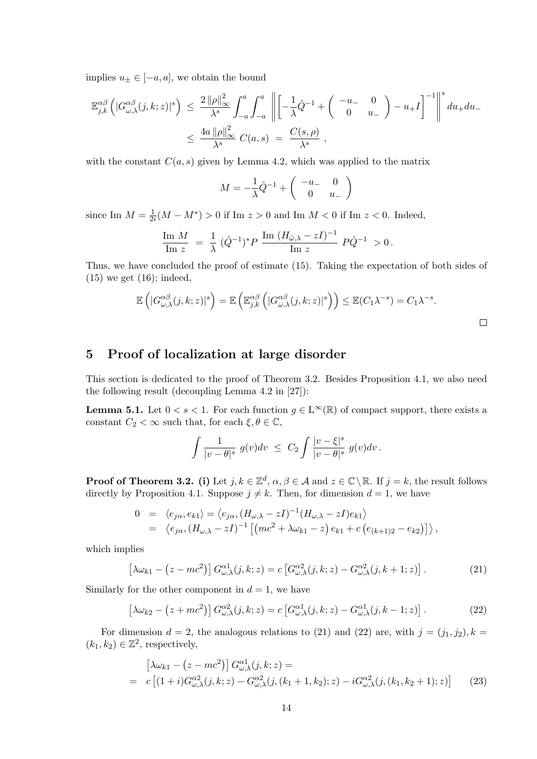implies $u_\pm \in [-a, a]$, we obtain the bound

$$
\begin{aligned}
\mathbb{E}_{j,k}^{\alpha\beta}\left(|G_{\omega,\lambda}^{\alpha\beta}(j,k;z)|^s\right) &\leq \frac{2\,\|\rho\|_\infty^2}{\lambda^s} \int_{-a}^{a}\int_{-a}^{a} \left\| \left[ -\frac{1}{\lambda}\hat{Q}^{-1} + \begin{pmatrix} -u_- & 0 \\ 0 & u_- \end{pmatrix} - u_+ I \right]^{-1} \right\|^s du_+ du_- \\
&\leq \frac{4a\,\|\rho\|_\infty^2}{\lambda^s}\; C(a,s) \;=\; \frac{C(s,\rho)}{\lambda^s}\,,
\end{aligned}
$$

with the constant $C(a,s)$ given by Lemma 4.2, which was applied to the matrix

$$
M = -\frac{1}{\lambda}\hat{Q}^{-1} + \begin{pmatrix} -u_- & 0 \\ 0 & u_- \end{pmatrix}
$$

since $\text{Im } M = \frac{1}{2i}(M - M^*) > 0$ if $\text{Im } z > 0$ and $\text{Im } M < 0$ if $\text{Im } z < 0$. Indeed,

$$
\frac{\text{Im } M}{\text{Im } z} \;=\; \frac{1}{\lambda}\,(\hat{Q}^{-1})^* P\, \frac{\text{Im } (H_{\hat{\omega},\lambda} - zI)^{-1}}{\text{Im } z}\, P\hat{Q}^{-1} \;> 0\,.
$$

Thus, we have concluded the proof of estimate (15). Taking the expectation of both sides of (15) we get (16); indeed,

$$
\mathbb{E}\left(|G_{\omega,\lambda}^{\alpha\beta}(j,k;z)|^s\right) = \mathbb{E}\left(\mathbb{E}_{j,k}^{\alpha\beta}\left(|G_{\omega,\lambda}^{\alpha\beta}(j,k;z)|^s\right)\right) \leq \mathbb{E}(C_1\lambda^{-s}) = C_1\lambda^{-s}.
$$

□

# 5 Proof of localization at large disorder

This section is dedicated to the proof of Theorem 3.2. Besides Proposition 4.1, we also need the following result (decoupling Lemma 4.2 in [27]):

**Lemma 5.1.** Let $0 < s < 1$. For each function $g \in \mathrm{L}^\infty(\mathbb{R})$ of compact support, there exists a constant $C_2 < \infty$ such that, for each $\xi, \theta \in \mathbb{C}$,

$$
\int \frac{1}{|v-\theta|^s}\; g(v)dv \;\leq\; C_2 \int \frac{|v-\xi|^s}{|v-\theta|^s}\; g(v)dv\,.
$$

**Proof of Theorem 3.2. (i)** Let $j,k \in \mathbb{Z}^d$, $\alpha, \beta \in \mathcal{A}$ and $z \in \mathbb{C}\setminus\mathbb{R}$. If $j = k$, the result follows directly by Proposition 4.1. Suppose $j \neq k$. Then, for dimension $d = 1$, we have

$$
\begin{aligned}
0 &= \langle e_{j\alpha}, e_{k1}\rangle = \left\langle e_{j\alpha}, (H_{\omega,\lambda} - zI)^{-1}(H_{\omega,\lambda} - zI)e_{k1}\right\rangle \\
&= \left\langle e_{j\alpha}, (H_{\omega,\lambda} - zI)^{-1}\left[\left(mc^2 + \lambda\omega_{k1} - z\right)e_{k1} + c\left(e_{(k+1)2} - e_{k2}\right)\right]\right\rangle,
\end{aligned}
$$

which implies

$$
\left[\lambda\omega_{k1} - \left(z - mc^2\right)\right] G_{\omega,\lambda}^{\alpha 1}(j,k;z) = c\left[G_{\omega,\lambda}^{\alpha 2}(j,k;z) - G_{\omega,\lambda}^{\alpha 2}(j,k+1;z)\right]. \tag{21}
$$

Similarly for the other component in $d = 1$, we have

$$
\left[\lambda\omega_{k2} - \left(z + mc^2\right)\right] G_{\omega,\lambda}^{\alpha 2}(j,k;z) = c\left[G_{\omega,\lambda}^{\alpha 1}(j,k;z) - G_{\omega,\lambda}^{\alpha 1}(j,k-1;z)\right]. \tag{22}
$$

For dimension $d = 2$, the analogous relations to (21) and (22) are, with $j = (j_1, j_2), k = (k_1, k_2) \in \mathbb{Z}^2$, respectively,

$$
\begin{aligned}
&\left[\lambda\omega_{k1} - \left(z - mc^2\right)\right] G_{\omega,\lambda}^{\alpha 1}(j,k;z) = \\
=\;& c\left[(1+i)G_{\omega,\lambda}^{\alpha 2}(j,k;z) - G_{\omega,\lambda}^{\alpha 2}(j,(k_1+1,k_2);z) - iG_{\omega,\lambda}^{\alpha 2}(j,(k_1,k_2+1);z)\right]
\end{aligned} \tag{23}
$$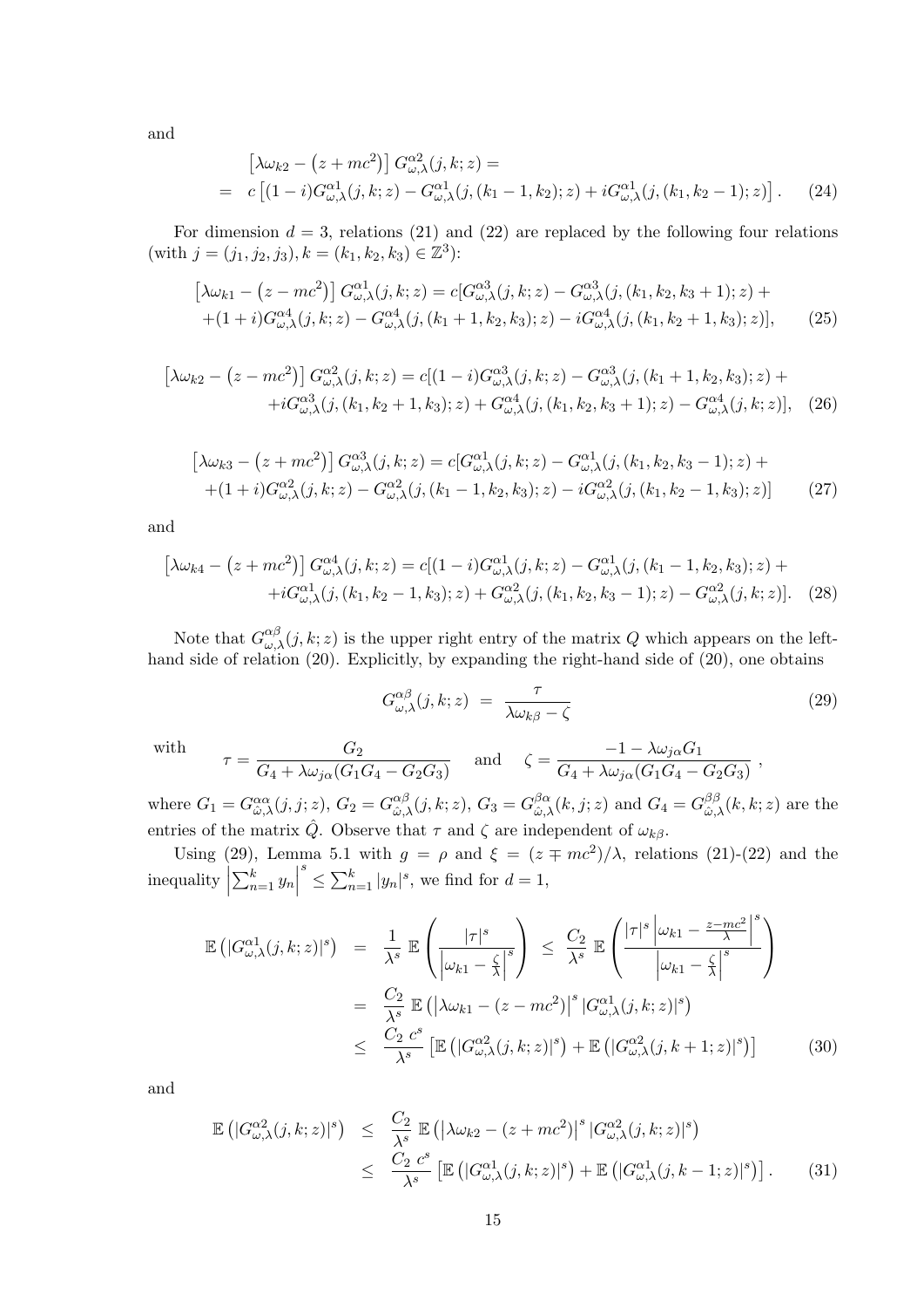and

$$
\begin{aligned}
&\left[\lambda\omega_{k2} - \left(z + mc^2\right)\right] G^{\alpha 2}_{\omega,\lambda}(j,k;z) = \\
&= \; c\left[(1-i)G^{\alpha 1}_{\omega,\lambda}(j,k;z) - G^{\alpha 1}_{\omega,\lambda}(j,(k_1-1,k_2);z) + iG^{\alpha 1}_{\omega,\lambda}(j,(k_1,k_2-1);z)\right]. \qquad (24)
\end{aligned}
$$

For dimension $d = 3$, relations (21) and (22) are replaced by the following four relations (with $j = (j_1, j_2, j_3), k = (k_1, k_2, k_3) \in \mathbb{Z}^3$):

$$
\begin{aligned}
&\left[\lambda\omega_{k1} - \left(z - mc^2\right)\right] G^{\alpha 1}_{\omega,\lambda}(j,k;z) = c[G^{\alpha 3}_{\omega,\lambda}(j,k;z) - G^{\alpha 3}_{\omega,\lambda}(j,(k_1,k_2,k_3+1);z) + \\
&+(1+i)G^{\alpha 4}_{\omega,\lambda}(j,k;z) - G^{\alpha 4}_{\omega,\lambda}(j,(k_1+1,k_2,k_3);z) - iG^{\alpha 4}_{\omega,\lambda}(j,(k_1,k_2+1,k_3);z)], \qquad (25)
\end{aligned}
$$

$$
\begin{aligned}
&\left[\lambda\omega_{k2} - \left(z - mc^2\right)\right] G^{\alpha 2}_{\omega,\lambda}(j,k;z) = c[(1-i)G^{\alpha 3}_{\omega,\lambda}(j,k;z) - G^{\alpha 3}_{\omega,\lambda}(j,(k_1+1,k_2,k_3);z) + \\
&+iG^{\alpha 3}_{\omega,\lambda}(j,(k_1,k_2+1,k_3);z) + G^{\alpha 4}_{\omega,\lambda}(j,(k_1,k_2,k_3+1);z) - G^{\alpha 4}_{\omega,\lambda}(j,k;z)], \quad (26)
\end{aligned}
$$

$$
\begin{aligned}
&\left[\lambda\omega_{k3} - \left(z + mc^2\right)\right] G^{\alpha 3}_{\omega,\lambda}(j,k;z) = c[G^{\alpha 1}_{\omega,\lambda}(j,k;z) - G^{\alpha 1}_{\omega,\lambda}(j,(k_1,k_2,k_3-1);z) + \\
&+(1+i)G^{\alpha 2}_{\omega,\lambda}(j,k;z) - G^{\alpha 2}_{\omega,\lambda}(j,(k_1-1,k_2,k_3);z) - iG^{\alpha 2}_{\omega,\lambda}(j,(k_1,k_2-1,k_3);z)] \qquad (27)
\end{aligned}
$$

and

$$
\begin{aligned}
&\left[\lambda\omega_{k4} - \left(z + mc^2\right)\right] G^{\alpha 4}_{\omega,\lambda}(j,k;z) = c[(1-i)G^{\alpha 1}_{\omega,\lambda}(j,k;z) - G^{\alpha 1}_{\omega,\lambda}(j,(k_1-1,k_2,k_3);z) + \\
&+iG^{\alpha 1}_{\omega,\lambda}(j,(k_1,k_2-1,k_3);z) + G^{\alpha 2}_{\omega,\lambda}(j,(k_1,k_2,k_3-1);z) - G^{\alpha 2}_{\omega,\lambda}(j,k;z)]. \quad (28)
\end{aligned}
$$

Note that $G^{\alpha\beta}_{\omega,\lambda}(j,k;z)$ is the upper right entry of the matrix $Q$ which appears on the left-hand side of relation (20). Explicitly, by expanding the right-hand side of (20), one obtains

$$
G^{\alpha\beta}_{\omega,\lambda}(j,k;z) \;=\; \frac{\tau}{\lambda\omega_{k\beta} - \zeta} \qquad (29)
$$

with $\qquad \tau = \dfrac{G_2}{G_4 + \lambda\omega_{j\alpha}(G_1G_4 - G_2G_3)} \quad$ and $\quad \zeta = \dfrac{-1 - \lambda\omega_{j\alpha}G_1}{G_4 + \lambda\omega_{j\alpha}(G_1G_4 - G_2G_3)}$ ,

where $G_1 = G^{\alpha\alpha}_{\hat{\omega},\lambda}(j,j;z)$, $G_2 = G^{\alpha\beta}_{\hat{\omega},\lambda}(j,k;z)$, $G_3 = G^{\beta\alpha}_{\hat{\omega},\lambda}(k,j;z)$ and $G_4 = G^{\beta\beta}_{\hat{\omega},\lambda}(k,k;z)$ are the entries of the matrix $\hat{Q}$. Observe that $\tau$ and $\zeta$ are independent of $\omega_{k\beta}$.

Using (29), Lemma 5.1 with $g = \rho$ and $\xi = (z \mp mc^2)/\lambda$, relations (21)-(22) and the inequality $\left|\sum_{n=1}^k y_n\right|^s \leq \sum_{n=1}^k |y_n|^s$, we find for $d = 1$,

$$
\begin{aligned}
\mathbb{E}\left(|G^{\alpha 1}_{\omega,\lambda}(j,k;z)|^s\right) &= \frac{1}{\lambda^s}\,\mathbb{E}\left(\frac{|\tau|^s}{\left|\omega_{k1} - \frac{\zeta}{\lambda}\right|^s}\right) \;\leq\; \frac{C_2}{\lambda^s}\,\mathbb{E}\left(\frac{|\tau|^s\left|\omega_{k1} - \frac{z-mc^2}{\lambda}\right|^s}{\left|\omega_{k1} - \frac{\zeta}{\lambda}\right|^s}\right) \\
&= \frac{C_2}{\lambda^s}\,\mathbb{E}\left(\left|\lambda\omega_{k1} - (z - mc^2)\right|^s|G^{\alpha 1}_{\omega,\lambda}(j,k;z)|^s\right) \\
&\leq \frac{C_2\;c^s}{\lambda^s}\left[\mathbb{E}\left(|G^{\alpha 2}_{\omega,\lambda}(j,k;z)|^s\right) + \mathbb{E}\left(|G^{\alpha 2}_{\omega,\lambda}(j,k+1;z)|^s\right)\right] \qquad (30)
\end{aligned}
$$

and

$$
\begin{aligned}
\mathbb{E}\left(|G^{\alpha 2}_{\omega,\lambda}(j,k;z)|^s\right) &\leq \frac{C_2}{\lambda^s}\,\mathbb{E}\left(\left|\lambda\omega_{k2} - (z + mc^2)\right|^s|G^{\alpha 2}_{\omega,\lambda}(j,k;z)|^s\right) \\
&\leq \frac{C_2\;c^s}{\lambda^s}\left[\mathbb{E}\left(|G^{\alpha 1}_{\omega,\lambda}(j,k;z)|^s\right) + \mathbb{E}\left(|G^{\alpha 1}_{\omega,\lambda}(j,k-1;z)|^s\right)\right]. \qquad (31)
\end{aligned}
$$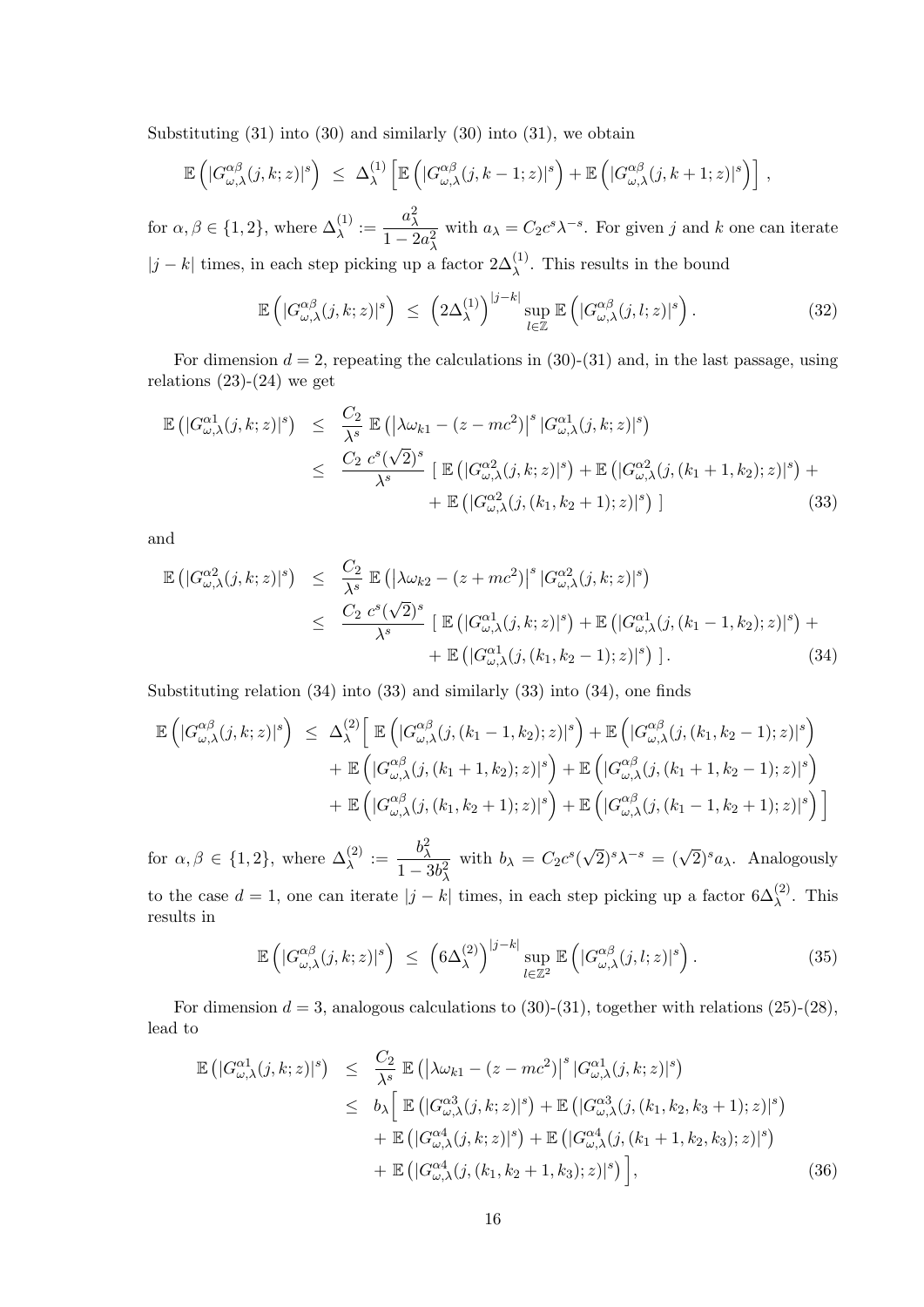Substituting (31) into (30) and similarly (30) into (31), we obtain

$$\mathbb{E}\left(|G^{\alpha\beta}_{\omega,\lambda}(j,k;z)|^s\right) \;\leq\; \Delta^{(1)}_\lambda \left[\mathbb{E}\left(|G^{\alpha\beta}_{\omega,\lambda}(j,k-1;z)|^s\right) + \mathbb{E}\left(|G^{\alpha\beta}_{\omega,\lambda}(j,k+1;z)|^s\right)\right],$$

for $\alpha,\beta \in \{1,2\}$, where $\Delta^{(1)}_\lambda := \dfrac{a_\lambda^2}{1-2a_\lambda^2}$ with $a_\lambda = C_2 c^s \lambda^{-s}$. For given $j$ and $k$ one can iterate $|j-k|$ times, in each step picking up a factor $2\Delta^{(1)}_\lambda$. This results in the bound

$$\mathbb{E}\left(|G^{\alpha\beta}_{\omega,\lambda}(j,k;z)|^s\right) \;\leq\; \left(2\Delta^{(1)}_\lambda\right)^{|j-k|} \sup_{l\in\mathbb{Z}} \mathbb{E}\left(|G^{\alpha\beta}_{\omega,\lambda}(j,l;z)|^s\right). \tag{32}$$

For dimension $d=2$, repeating the calculations in (30)-(31) and, in the last passage, using relations (23)-(24) we get

$$\begin{aligned}
\mathbb{E}\left(|G^{\alpha 1}_{\omega,\lambda}(j,k;z)|^s\right) \;&\leq\; \frac{C_2}{\lambda^s}\, \mathbb{E}\left(\left|\lambda\omega_{k1} - (z-mc^2)\right|^s |G^{\alpha 1}_{\omega,\lambda}(j,k;z)|^s\right) \\
&\leq\; \frac{C_2\, c^s(\sqrt{2})^s}{\lambda^s}\, [\, \mathbb{E}\left(|G^{\alpha 2}_{\omega,\lambda}(j,k;z)|^s\right) + \mathbb{E}\left(|G^{\alpha 2}_{\omega,\lambda}(j,(k_1+1,k_2);z)|^s\right) + \\
&\qquad + \mathbb{E}\left(|G^{\alpha 2}_{\omega,\lambda}(j,(k_1,k_2+1);z)|^s\right)\,]
\end{aligned} \tag{33}$$

and

$$\begin{aligned}
\mathbb{E}\left(|G^{\alpha 2}_{\omega,\lambda}(j,k;z)|^s\right) \;&\leq\; \frac{C_2}{\lambda^s}\, \mathbb{E}\left(\left|\lambda\omega_{k2} - (z+mc^2)\right|^s |G^{\alpha 2}_{\omega,\lambda}(j,k;z)|^s\right) \\
&\leq\; \frac{C_2\, c^s(\sqrt{2})^s}{\lambda^s}\, [\, \mathbb{E}\left(|G^{\alpha 1}_{\omega,\lambda}(j,k;z)|^s\right) + \mathbb{E}\left(|G^{\alpha 1}_{\omega,\lambda}(j,(k_1-1,k_2);z)|^s\right) + \\
&\qquad + \mathbb{E}\left(|G^{\alpha 1}_{\omega,\lambda}(j,(k_1,k_2-1);z)|^s\right)\,].
\end{aligned} \tag{34}$$

Substituting relation (34) into (33) and similarly (33) into (34), one finds

$$\begin{aligned}
\mathbb{E}\left(|G^{\alpha\beta}_{\omega,\lambda}(j,k;z)|^s\right) \;\leq\; \Delta^{(2)}_\lambda \Big[\, & \mathbb{E}\left(|G^{\alpha\beta}_{\omega,\lambda}(j,(k_1-1,k_2);z)|^s\right) + \mathbb{E}\left(|G^{\alpha\beta}_{\omega,\lambda}(j,(k_1,k_2-1);z)|^s\right) \\
&+ \mathbb{E}\left(|G^{\alpha\beta}_{\omega,\lambda}(j,(k_1+1,k_2);z)|^s\right) + \mathbb{E}\left(|G^{\alpha\beta}_{\omega,\lambda}(j,(k_1+1,k_2-1);z)|^s\right) \\
&+ \mathbb{E}\left(|G^{\alpha\beta}_{\omega,\lambda}(j,(k_1,k_2+1);z)|^s\right) + \mathbb{E}\left(|G^{\alpha\beta}_{\omega,\lambda}(j,(k_1-1,k_2+1);z)|^s\right) \Big]
\end{aligned}$$

for $\alpha,\beta \in \{1,2\}$, where $\Delta^{(2)}_\lambda := \dfrac{b_\lambda^2}{1-3b_\lambda^2}$ with $b_\lambda = C_2 c^s(\sqrt{2})^s\lambda^{-s} = (\sqrt{2})^s a_\lambda$. Analogously to the case $d=1$, one can iterate $|j-k|$ times, in each step picking up a factor $6\Delta^{(2)}_\lambda$. This results in

$$\mathbb{E}\left(|G^{\alpha\beta}_{\omega,\lambda}(j,k;z)|^s\right) \;\leq\; \left(6\Delta^{(2)}_\lambda\right)^{|j-k|} \sup_{l\in\mathbb{Z}^2} \mathbb{E}\left(|G^{\alpha\beta}_{\omega,\lambda}(j,l;z)|^s\right). \tag{35}$$

For dimension $d=3$, analogous calculations to (30)-(31), together with relations (25)-(28), lead to

$$\begin{aligned}
\mathbb{E}\left(|G^{\alpha 1}_{\omega,\lambda}(j,k;z)|^s\right) \;&\leq\; \frac{C_2}{\lambda^s}\, \mathbb{E}\left(\left|\lambda\omega_{k1} - (z-mc^2)\right|^s |G^{\alpha 1}_{\omega,\lambda}(j,k;z)|^s\right) \\
&\leq\; b_\lambda \Big[\, \mathbb{E}\left(|G^{\alpha 3}_{\omega,\lambda}(j,k;z)|^s\right) + \mathbb{E}\left(|G^{\alpha 3}_{\omega,\lambda}(j,(k_1,k_2,k_3+1);z)|^s\right) \\
&\qquad + \mathbb{E}\left(|G^{\alpha 4}_{\omega,\lambda}(j,k;z)|^s\right) + \mathbb{E}\left(|G^{\alpha 4}_{\omega,\lambda}(j,(k_1+1,k_2,k_3);z)|^s\right) \\
&\qquad + \mathbb{E}\left(|G^{\alpha 4}_{\omega,\lambda}(j,(k_1,k_2+1,k_3);z)|^s\right) \Big],
\end{aligned} \tag{36}$$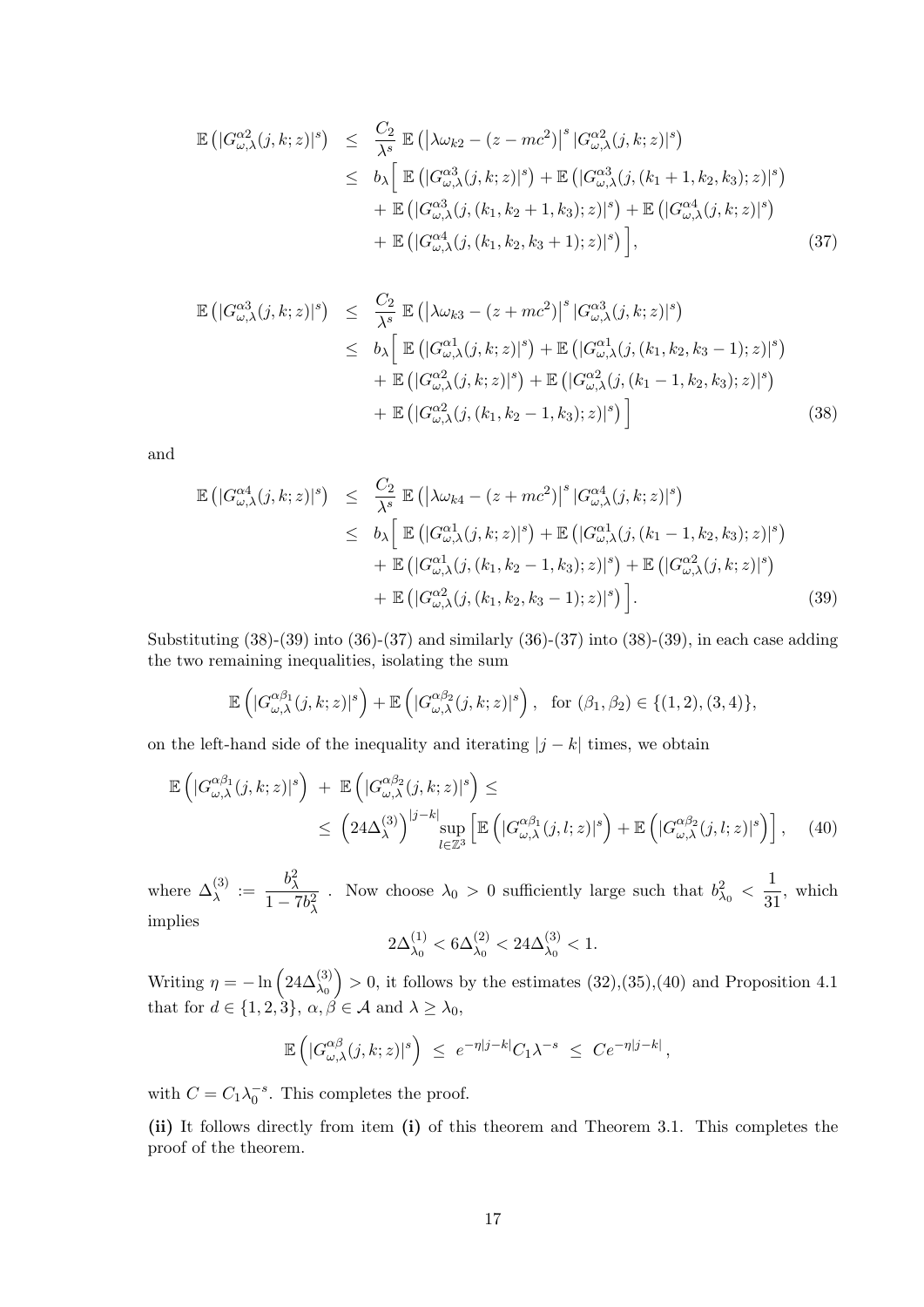$$
\begin{aligned}
\mathbb{E}\left(|G^{\alpha 2}_{\omega,\lambda}(j,k;z)|^s\right) &\leq \frac{C_2}{\lambda^s}\,\mathbb{E}\left(\left|\lambda\omega_{k2}-(z-mc^2)\right|^s|G^{\alpha 2}_{\omega,\lambda}(j,k;z)|^s\right)\\
&\leq b_\lambda\Big[\,\mathbb{E}\left(|G^{\alpha 3}_{\omega,\lambda}(j,k;z)|^s\right)+\mathbb{E}\left(|G^{\alpha 3}_{\omega,\lambda}(j,(k_1+1,k_2,k_3);z)|^s\right)\\
&\quad+\mathbb{E}\left(|G^{\alpha 3}_{\omega,\lambda}(j,(k_1,k_2+1,k_3);z)|^s\right)+\mathbb{E}\left(|G^{\alpha 4}_{\omega,\lambda}(j,k;z)|^s\right)\\
&\quad+\mathbb{E}\left(|G^{\alpha 4}_{\omega,\lambda}(j,(k_1,k_2,k_3+1);z)|^s\right)\Big],
\end{aligned}
\tag{37}
$$

$$
\begin{aligned}
\mathbb{E}\left(|G^{\alpha 3}_{\omega,\lambda}(j,k;z)|^s\right) &\leq \frac{C_2}{\lambda^s}\,\mathbb{E}\left(\left|\lambda\omega_{k3}-(z+mc^2)\right|^s|G^{\alpha 3}_{\omega,\lambda}(j,k;z)|^s\right)\\
&\leq b_\lambda\Big[\,\mathbb{E}\left(|G^{\alpha 1}_{\omega,\lambda}(j,k;z)|^s\right)+\mathbb{E}\left(|G^{\alpha 1}_{\omega,\lambda}(j,(k_1,k_2,k_3-1);z)|^s\right)\\
&\quad+\mathbb{E}\left(|G^{\alpha 2}_{\omega,\lambda}(j,k;z)|^s\right)+\mathbb{E}\left(|G^{\alpha 2}_{\omega,\lambda}(j,(k_1-1,k_2,k_3);z)|^s\right)\\
&\quad+\mathbb{E}\left(|G^{\alpha 2}_{\omega,\lambda}(j,(k_1,k_2-1,k_3);z)|^s\right)\Big]
\end{aligned}
\tag{38}
$$

and

$$
\begin{aligned}
\mathbb{E}\left(|G^{\alpha 4}_{\omega,\lambda}(j,k;z)|^s\right) &\leq \frac{C_2}{\lambda^s}\,\mathbb{E}\left(\left|\lambda\omega_{k4}-(z+mc^2)\right|^s|G^{\alpha 4}_{\omega,\lambda}(j,k;z)|^s\right)\\
&\leq b_\lambda\Big[\,\mathbb{E}\left(|G^{\alpha 1}_{\omega,\lambda}(j,k;z)|^s\right)+\mathbb{E}\left(|G^{\alpha 1}_{\omega,\lambda}(j,(k_1-1,k_2,k_3);z)|^s\right)\\
&\quad+\mathbb{E}\left(|G^{\alpha 1}_{\omega,\lambda}(j,(k_1,k_2-1,k_3);z)|^s\right)+\mathbb{E}\left(|G^{\alpha 2}_{\omega,\lambda}(j,k;z)|^s\right)\\
&\quad+\mathbb{E}\left(|G^{\alpha 2}_{\omega,\lambda}(j,(k_1,k_2,k_3-1);z)|^s\right)\Big].
\end{aligned}
\tag{39}
$$

Substituting (38)-(39) into (36)-(37) and similarly (36)-(37) into (38)-(39), in each case adding the two remaining inequalities, isolating the sum

$$
\mathbb{E}\left(|G^{\alpha\beta_1}_{\omega,\lambda}(j,k;z)|^s\right)+\mathbb{E}\left(|G^{\alpha\beta_2}_{\omega,\lambda}(j,k;z)|^s\right),\quad \text{for } (\beta_1,\beta_2)\in\{(1,2),(3,4)\},
$$

on the left-hand side of the inequality and iterating $|j-k|$ times, we obtain

$$
\begin{aligned}
\mathbb{E}\left(|G^{\alpha\beta_1}_{\omega,\lambda}(j,k;z)|^s\right) \;+\; \mathbb{E}\left(|G^{\alpha\beta_2}_{\omega,\lambda}(j,k;z)|^s\right) \leq&\\
\leq\; \left(24\Delta^{(3)}_\lambda\right)^{|j-k|}\sup_{l\in\mathbb{Z}^3}&\left[\mathbb{E}\left(|G^{\alpha\beta_1}_{\omega,\lambda}(j,l;z)|^s\right)+\mathbb{E}\left(|G^{\alpha\beta_2}_{\omega,\lambda}(j,l;z)|^s\right)\right],
\end{aligned}
\tag{40}
$$

where $\Delta^{(3)}_\lambda := \dfrac{b^2_\lambda}{1-7b^2_\lambda}$ . Now choose $\lambda_0>0$ sufficiently large such that $b^2_{\lambda_0}<\dfrac{1}{31}$, which implies

$$
2\Delta^{(1)}_{\lambda_0}<6\Delta^{(2)}_{\lambda_0}<24\Delta^{(3)}_{\lambda_0}<1.
$$

Writing $\eta=-\ln\left(24\Delta^{(3)}_{\lambda_0}\right)>0$, it follows by the estimates (32),(35),(40) and Proposition 4.1 that for $d\in\{1,2,3\}$, $\alpha,\beta\in\mathcal{A}$ and $\lambda\geq\lambda_0$,

$$
\mathbb{E}\left(|G^{\alpha\beta}_{\omega,\lambda}(j,k;z)|^s\right)\;\leq\; e^{-\eta|j-k|}C_1\lambda^{-s}\;\leq\; Ce^{-\eta|j-k|},
$$

with $C=C_1\lambda_0^{-s}$. This completes the proof.

**(ii)** It follows directly from item **(i)** of this theorem and Theorem 3.1. This completes the proof of the theorem.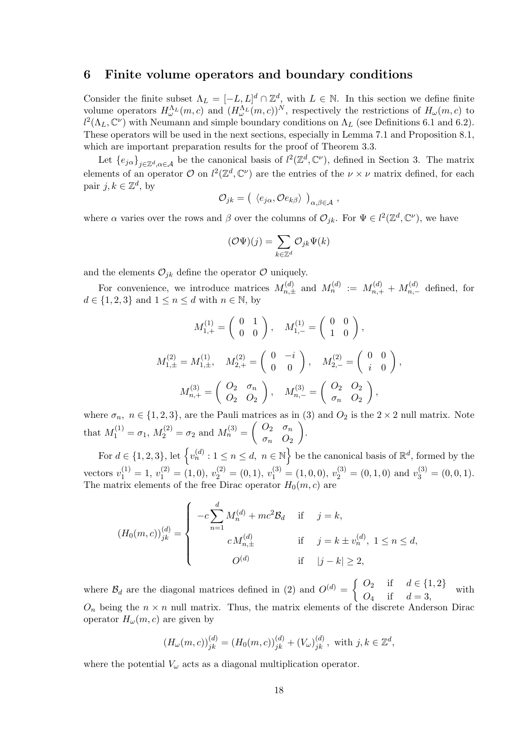## 6 Finite volume operators and boundary conditions

Consider the finite subset $\Lambda_L = [-L, L]^d \cap \mathbb{Z}^d$, with $L \in \mathbb{N}$. In this section we define finite volume operators $H_\omega^{\Lambda_L}(m,c)$ and $(H_\omega^{\Lambda_L}(m,c))^N$, respectively the restrictions of $H_\omega(m,c)$ to $l^2(\Lambda_L, \mathbb{C}^\nu)$ with Neumann and simple boundary conditions on $\Lambda_L$ (see Definitions 6.1 and 6.2). These operators will be used in the next sections, especially in Lemma 7.1 and Proposition 8.1, which are important preparation results for the proof of Theorem 3.3.

Let $\{e_{j\alpha}\}_{j\in\mathbb{Z}^d, \alpha\in\mathcal{A}}$ be the canonical basis of $l^2(\mathbb{Z}^d, \mathbb{C}^\nu)$, defined in Section 3. The matrix elements of an operator $\mathcal{O}$ on $l^2(\mathbb{Z}^d, \mathbb{C}^\nu)$ are the entries of the $\nu \times \nu$ matrix defined, for each pair $j, k \in \mathbb{Z}^d$, by

$$\mathcal{O}_{jk} = \left( \langle e_{j\alpha}, \mathcal{O} e_{k\beta} \rangle \right)_{\alpha,\beta\in\mathcal{A}} ,$$

where $\alpha$ varies over the rows and $\beta$ over the columns of $\mathcal{O}_{jk}$. For $\Psi \in l^2(\mathbb{Z}^d, \mathbb{C}^\nu)$, we have

$$(\mathcal{O}\Psi)(j) = \sum_{k\in\mathbb{Z}^d} \mathcal{O}_{jk} \Psi(k)$$

and the elements $\mathcal{O}_{jk}$ define the operator $\mathcal{O}$ uniquely.

For convenience, we introduce matrices $M_{n,\pm}^{(d)}$ and $M_n^{(d)} := M_{n,+}^{(d)} + M_{n,-}^{(d)}$ defined, for $d \in \{1, 2, 3\}$ and $1 \le n \le d$ with $n \in \mathbb{N}$, by

$$M_{1,+}^{(1)} = \begin{pmatrix} 0 & 1 \\ 0 & 0 \end{pmatrix}, \quad M_{1,-}^{(1)} = \begin{pmatrix} 0 & 0 \\ 1 & 0 \end{pmatrix},$$

$$M_{1,\pm}^{(2)} = M_{1,\pm}^{(1)}, \quad M_{2,+}^{(2)} = \begin{pmatrix} 0 & -i \\ 0 & 0 \end{pmatrix}, \quad M_{2,-}^{(2)} = \begin{pmatrix} 0 & 0 \\ i & 0 \end{pmatrix},$$

$$M_{n,+}^{(3)} = \begin{pmatrix} O_2 & \sigma_n \\ O_2 & O_2 \end{pmatrix}, \quad M_{n,-}^{(3)} = \begin{pmatrix} O_2 & O_2 \\ \sigma_n & O_2 \end{pmatrix},$$

where $\sigma_n$, $n \in \{1, 2, 3\}$, are the Pauli matrices as in (3) and $O_2$ is the $2 \times 2$ null matrix. Note that $M_1^{(1)} = \sigma_1$, $M_2^{(2)} = \sigma_2$ and $M_n^{(3)} = \begin{pmatrix} O_2 & \sigma_n \\ \sigma_n & O_2 \end{pmatrix}$.

For $d \in \{1, 2, 3\}$, let $\left\{ v_n^{(d)} : 1 \le n \le d,\ n \in \mathbb{N} \right\}$ be the canonical basis of $\mathbb{R}^d$, formed by the vectors $v_1^{(1)} = 1$, $v_1^{(2)} = (1, 0)$, $v_2^{(2)} = (0, 1)$, $v_1^{(3)} = (1, 0, 0)$, $v_2^{(3)} = (0, 1, 0)$ and $v_3^{(3)} = (0, 0, 1)$. The matrix elements of the free Dirac operator $H_0(m,c)$ are

$$(H_0(m,c))_{jk}^{(d)} = \begin{cases} -c \displaystyle\sum_{n=1}^{d} M_n^{(d)} + mc^2 \mathcal{B}_d & \text{if} \quad j = k, \\ \quad c\, M_{n,\pm}^{(d)} & \text{if} \quad j = k \pm v_n^{(d)},\ 1 \le n \le d, \\ \quad O^{(d)} & \text{if} \quad |j - k| \ge 2, \end{cases}$$

where $\mathcal{B}_d$ are the diagonal matrices defined in (2) and $O^{(d)} = \begin{cases} O_2 & \text{if} \quad d \in \{1, 2\} \\ O_4 & \text{if} \quad d = 3, \end{cases}$ with $O_n$ being the $n \times n$ null matrix. Thus, the matrix elements of the discrete Anderson Dirac operator $H_\omega(m,c)$ are given by

$$(H_\omega(m,c))_{jk}^{(d)} = (H_0(m,c))_{jk}^{(d)} + (V_\omega)_{jk}^{(d)}, \text{ with } j, k \in \mathbb{Z}^d,$$

where the potential $V_\omega$ acts as a diagonal multiplication operator.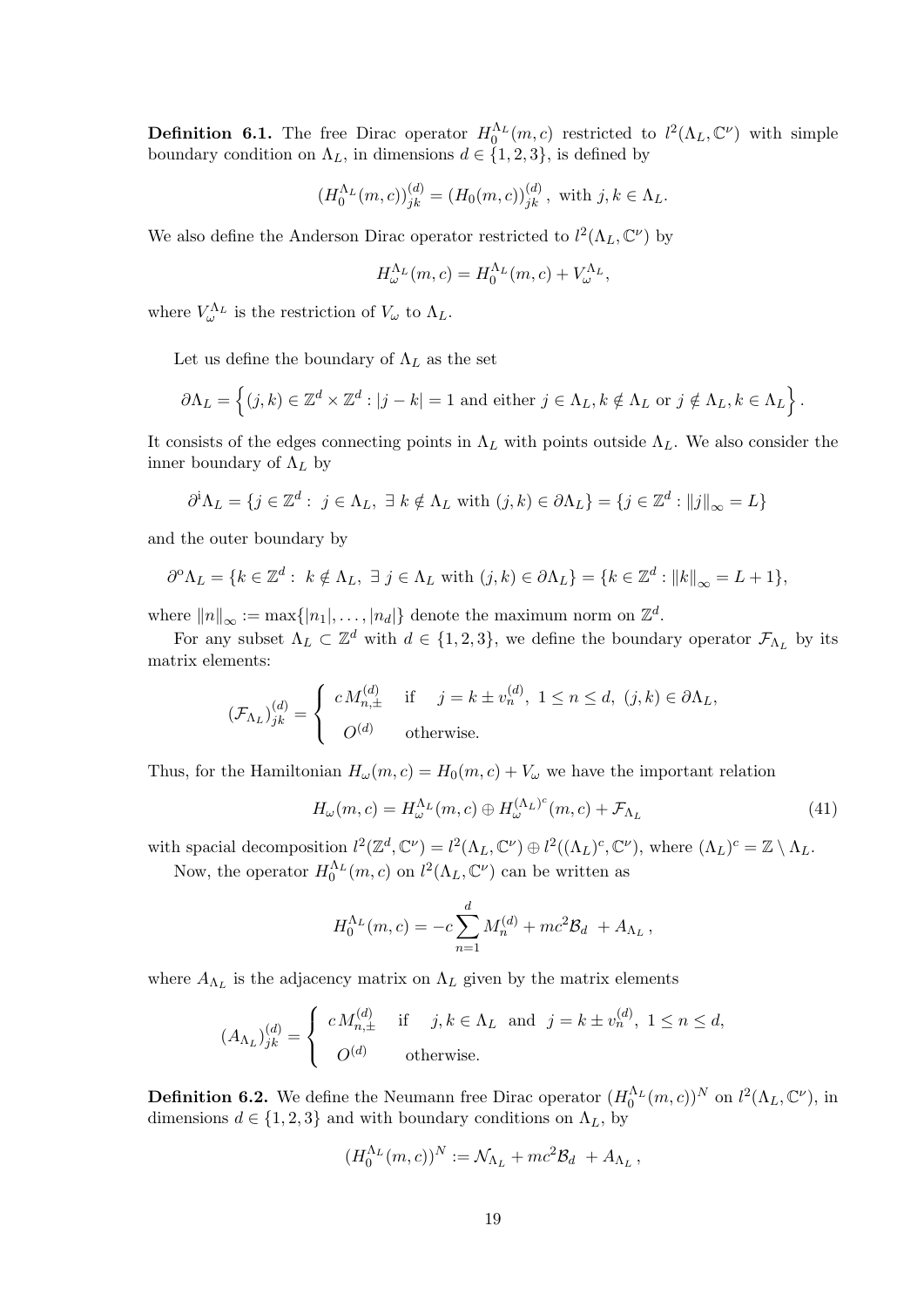**Definition 6.1.** The free Dirac operator $H_0^{\Lambda_L}(m,c)$ restricted to $l^2(\Lambda_L, \mathbb{C}^\nu)$ with simple boundary condition on $\Lambda_L$, in dimensions $d \in \{1,2,3\}$, is defined by

$$(H_0^{\Lambda_L}(m,c))^{(d)}_{jk} = (H_0(m,c))^{(d)}_{jk}\,,\ \text{with } j,k \in \Lambda_L.$$

We also define the Anderson Dirac operator restricted to $l^2(\Lambda_L, \mathbb{C}^\nu)$ by

$$H_\omega^{\Lambda_L}(m,c) = H_0^{\Lambda_L}(m,c) + V_\omega^{\Lambda_L},$$

where $V_\omega^{\Lambda_L}$ is the restriction of $V_\omega$ to $\Lambda_L$.

Let us define the boundary of $\Lambda_L$ as the set

$$\partial\Lambda_L = \Big\{(j,k) \in \mathbb{Z}^d \times \mathbb{Z}^d : |j-k| = 1 \text{ and either } j \in \Lambda_L, k \notin \Lambda_L \text{ or } j \notin \Lambda_L, k \in \Lambda_L\Big\}.$$

It consists of the edges connecting points in $\Lambda_L$ with points outside $\Lambda_L$. We also consider the inner boundary of $\Lambda_L$ by

$$\partial^{\rm i}\Lambda_L = \{j \in \mathbb{Z}^d :\ j \in \Lambda_L,\ \exists\ k \notin \Lambda_L \text{ with } (j,k) \in \partial\Lambda_L\} = \{j \in \mathbb{Z}^d : \|j\|_\infty = L\}$$

and the outer boundary by

$$\partial^{\rm o}\Lambda_L = \{k \in \mathbb{Z}^d :\ k \notin \Lambda_L,\ \exists\ j \in \Lambda_L \text{ with } (j,k) \in \partial\Lambda_L\} = \{k \in \mathbb{Z}^d : \|k\|_\infty = L+1\},$$

where $\|n\|_\infty := \max\{|n_1|, \ldots, |n_d|\}$ denote the maximum norm on $\mathbb{Z}^d$.

For any subset $\Lambda_L \subset \mathbb{Z}^d$ with $d \in \{1,2,3\}$, we define the boundary operator $\mathcal{F}_{\Lambda_L}$ by its matrix elements:

$$(\mathcal{F}_{\Lambda_L})^{(d)}_{jk} = \begin{cases} c\, M^{(d)}_{n,\pm} & \text{if} \quad j = k \pm v_n^{(d)},\ 1 \le n \le d,\ (j,k) \in \partial\Lambda_L, \\ O^{(d)} & \text{otherwise.} \end{cases}$$

Thus, for the Hamiltonian $H_\omega(m,c) = H_0(m,c) + V_\omega$ we have the important relation

$$H_\omega(m,c) = H_\omega^{\Lambda_L}(m,c) \oplus H_\omega^{(\Lambda_L)^c}(m,c) + \mathcal{F}_{\Lambda_L} \tag{41}$$

with spacial decomposition $l^2(\mathbb{Z}^d, \mathbb{C}^\nu) = l^2(\Lambda_L, \mathbb{C}^\nu) \oplus l^2((\Lambda_L)^c, \mathbb{C}^\nu)$, where $(\Lambda_L)^c = \mathbb{Z} \setminus \Lambda_L$.

Now, the operator $H_0^{\Lambda_L}(m,c)$ on $l^2(\Lambda_L, \mathbb{C}^\nu)$ can be written as

$$H_0^{\Lambda_L}(m,c) = -c\sum_{n=1}^{d} M_n^{(d)} + mc^2\mathcal{B}_d\ + A_{\Lambda_L}\,,$$

where $A_{\Lambda_L}$ is the adjacency matrix on $\Lambda_L$ given by the matrix elements

$$(A_{\Lambda_L})^{(d)}_{jk} = \begin{cases} c\, M^{(d)}_{n,\pm} & \text{if} \quad j,k \in \Lambda_L \ \text{ and } \ j = k \pm v_n^{(d)},\ 1 \le n \le d, \\ O^{(d)} & \text{otherwise.} \end{cases}$$

**Definition 6.2.** We define the Neumann free Dirac operator $(H_0^{\Lambda_L}(m,c))^N$ on $l^2(\Lambda_L, \mathbb{C}^\nu)$, in dimensions $d \in \{1,2,3\}$ and with boundary conditions on $\Lambda_L$, by

$$(H_0^{\Lambda_L}(m,c))^N := \mathcal{N}_{\Lambda_L} + mc^2\mathcal{B}_d\ + A_{\Lambda_L}\,,$$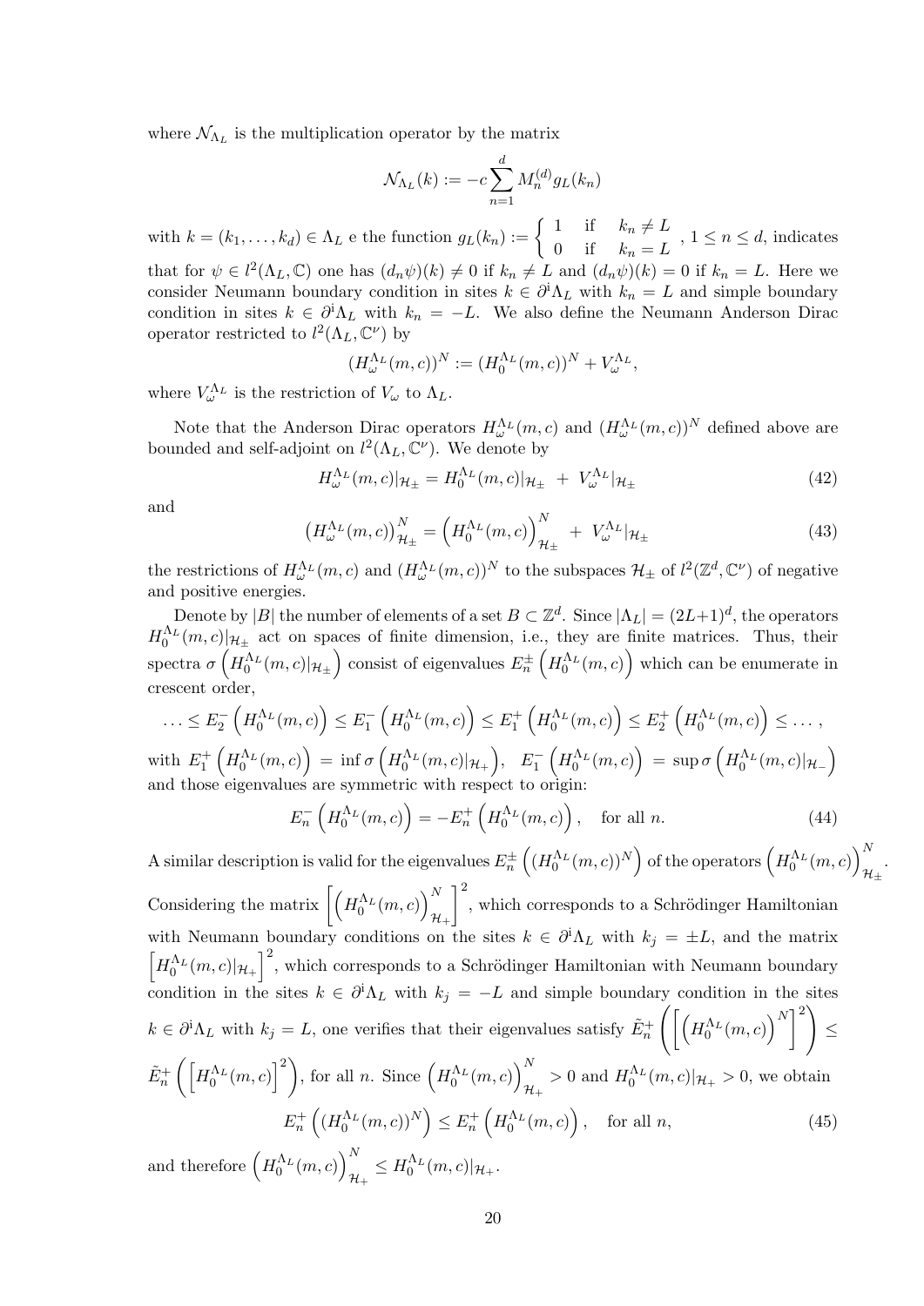where $\mathcal{N}_{\Lambda_L}$ is the multiplication operator by the matrix

$$\mathcal{N}_{\Lambda_L}(k) := -c\sum_{n=1}^{d} M_n^{(d)} g_L(k_n)$$

with $k = (k_1, \ldots, k_d) \in \Lambda_L$ e the function $g_L(k_n) := \begin{cases} 1 & \text{if} \quad k_n \neq L \\ 0 & \text{if} \quad k_n = L \end{cases}$, $1 \leq n \leq d$, indicates that for $\psi \in l^2(\Lambda_L, \mathbb{C})$ one has $(d_n\psi)(k) \neq 0$ if $k_n \neq L$ and $(d_n\psi)(k) = 0$ if $k_n = L$. Here we consider Neumann boundary condition in sites $k \in \partial^{\mathrm{i}}\Lambda_L$ with $k_n = L$ and simple boundary condition in sites $k \in \partial^{\mathrm{i}}\Lambda_L$ with $k_n = -L$. We also define the Neumann Anderson Dirac operator restricted to $l^2(\Lambda_L, \mathbb{C}^\nu)$ by

$$(H_\omega^{\Lambda_L}(m,c))^N := (H_0^{\Lambda_L}(m,c))^N + V_\omega^{\Lambda_L},$$

where $V_\omega^{\Lambda_L}$ is the restriction of $V_\omega$ to $\Lambda_L$.

Note that the Anderson Dirac operators $H_\omega^{\Lambda_L}(m,c)$ and $(H_\omega^{\Lambda_L}(m,c))^N$ defined above are bounded and self-adjoint on $l^2(\Lambda_L, \mathbb{C}^\nu)$. We denote by

$$H_\omega^{\Lambda_L}(m,c)|_{\mathcal{H}_\pm} = H_0^{\Lambda_L}(m,c)|_{\mathcal{H}_\pm} \; + \; V_\omega^{\Lambda_L}|_{\mathcal{H}_\pm} \tag{42}$$

and

$$\left(H_\omega^{\Lambda_L}(m,c)\right)_{\mathcal{H}_\pm}^N = \left(H_0^{\Lambda_L}(m,c)\right)_{\mathcal{H}_\pm}^N \; + \; V_\omega^{\Lambda_L}|_{\mathcal{H}_\pm} \tag{43}$$

the restrictions of $H_\omega^{\Lambda_L}(m,c)$ and $(H_\omega^{\Lambda_L}(m,c))^N$ to the subspaces $\mathcal{H}_\pm$ of $l^2(\mathbb{Z}^d, \mathbb{C}^\nu)$ of negative and positive energies.

Denote by $|B|$ the number of elements of a set $B \subset \mathbb{Z}^d$. Since $|\Lambda_L| = (2L+1)^d$, the operators $H_0^{\Lambda_L}(m,c)|_{\mathcal{H}_\pm}$ act on spaces of finite dimension, i.e., they are finite matrices. Thus, their spectra $\sigma\left(H_0^{\Lambda_L}(m,c)|_{\mathcal{H}_\pm}\right)$ consist of eigenvalues $E_n^\pm\left(H_0^{\Lambda_L}(m,c)\right)$ which can be enumerate in crescent order,

$$\ldots \leq E_2^-\left(H_0^{\Lambda_L}(m,c)\right) \leq E_1^-\left(H_0^{\Lambda_L}(m,c)\right) \leq E_1^+\left(H_0^{\Lambda_L}(m,c)\right) \leq E_2^+\left(H_0^{\Lambda_L}(m,c)\right) \leq \ldots,$$

with $E_1^+\left(H_0^{\Lambda_L}(m,c)\right) = \inf\sigma\left(H_0^{\Lambda_L}(m,c)|_{\mathcal{H}_+}\right)$, $E_1^-\left(H_0^{\Lambda_L}(m,c)\right) = \sup\sigma\left(H_0^{\Lambda_L}(m,c)|_{\mathcal{H}_-}\right)$ and those eigenvalues are symmetric with respect to origin:

$$E_n^-\left(H_0^{\Lambda_L}(m,c)\right) = -E_n^+\left(H_0^{\Lambda_L}(m,c)\right), \quad \text{for all } n. \tag{44}$$

A similar description is valid for the eigenvalues $E_n^\pm\left((H_0^{\Lambda_L}(m,c))^N\right)$ of the operators $\left(H_0^{\Lambda_L}(m,c)\right)_{\mathcal{H}_\pm}^N$. Considering the matrix $\left[\left(H_0^{\Lambda_L}(m,c)\right)_{\mathcal{H}_+}^N\right]^2$, which corresponds to a Schrödinger Hamiltonian with Neumann boundary conditions on the sites $k \in \partial^{\mathrm{i}}\Lambda_L$ with $k_j = \pm L$, and the matrix $\left[H_0^{\Lambda_L}(m,c)|_{\mathcal{H}_+}\right]^2$, which corresponds to a Schrödinger Hamiltonian with Neumann boundary condition in the sites $k \in \partial^{\mathrm{i}}\Lambda_L$ with $k_j = -L$ and simple boundary condition in the sites $k \in \partial^{\mathrm{i}}\Lambda_L$ with $k_j = L$, one verifies that their eigenvalues satisfy $\tilde{E}_n^+\left(\left[\left(H_0^{\Lambda_L}(m,c)\right)^N\right]^2\right) \leq \tilde{E}_n^+\left(\left[H_0^{\Lambda_L}(m,c)\right]^2\right)$, for all $n$. Since $\left(H_0^{\Lambda_L}(m,c)\right)_{\mathcal{H}_+}^N > 0$ and $H_0^{\Lambda_L}(m,c)|_{\mathcal{H}_+} > 0$, we obtain

$$E_n^+\left((H_0^{\Lambda_L}(m,c))^N\right) \leq E_n^+\left(H_0^{\Lambda_L}(m,c)\right), \quad \text{for all } n, \tag{45}$$

and therefore $\left(H_0^{\Lambda_L}(m,c)\right)_{\mathcal{H}_+}^N \leq H_0^{\Lambda_L}(m,c)|_{\mathcal{H}_+}$.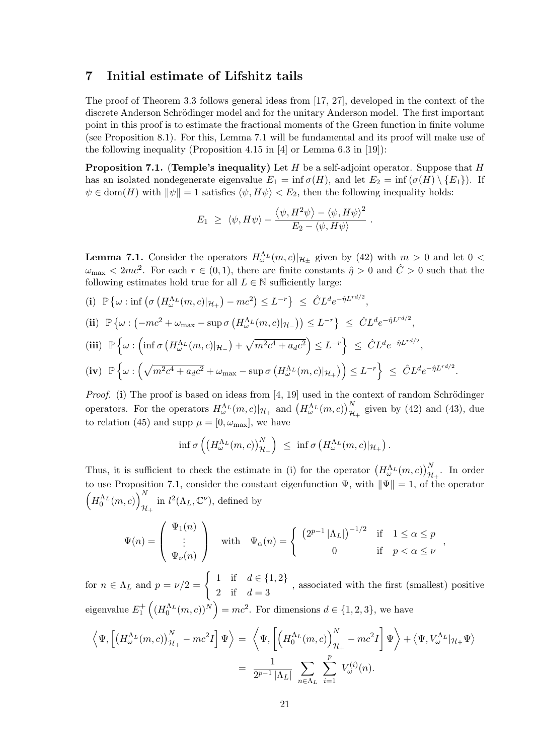# 7 Initial estimate of Lifshitz tails

The proof of Theorem 3.3 follows general ideas from [17, 27], developed in the context of the discrete Anderson Schrödinger model and for the unitary Anderson model. The first important point in this proof is to estimate the fractional moments of the Green function in finite volume (see Proposition 8.1). For this, Lemma 7.1 will be fundamental and its proof will make use of the following inequality (Proposition 4.15 in [4] or Lemma 6.3 in [19]):

**Proposition 7.1.** **(Temple's inequality)** Let $H$ be a self-adjoint operator. Suppose that $H$ has an isolated nondegenerate eigenvalue $E_1 = \inf \sigma(H)$, and let $E_2 = \inf(\sigma(H) \setminus \{E_1\})$. If $\psi \in \mathrm{dom}(H)$ with $\|\psi\| = 1$ satisfies $\langle \psi, H\psi \rangle < E_2$, then the following inequality holds:

$$E_1 \;\geq\; \langle \psi, H\psi \rangle - \frac{\langle \psi, H^2\psi \rangle - \langle \psi, H\psi \rangle^2}{E_2 - \langle \psi, H\psi \rangle} \,.$$

**Lemma 7.1.** Consider the operators $H_\omega^{\Lambda_L}(m,c)|_{\mathcal{H}_\pm}$ given by (42) with $m > 0$ and let $0 < \omega_{\max} < 2mc^2$. For each $r \in (0,1)$, there are finite constants $\hat{\eta} > 0$ and $\hat{C} > 0$ such that the following estimates hold true for all $L \in \mathbb{N}$ sufficiently large:

**(i)** $\mathbb{P}\left\{\omega : \inf\left(\sigma\left(H_\omega^{\Lambda_L}(m,c)|_{\mathcal{H}_+}\right) - mc^2\right) \leq L^{-r}\right\} \;\leq\; \hat{C} L^d e^{-\hat{\eta} L^{rd/2}}$,

**(ii)** $\mathbb{P}\left\{\omega : \left(-mc^2 + \omega_{\max} - \sup\sigma\left(H_\omega^{\Lambda_L}(m,c)|_{\mathcal{H}_-}\right)\right) \leq L^{-r}\right\} \;\leq\; \hat{C} L^d e^{-\hat{\eta} L^{rd/2}}$,

**(iii)** $\mathbb{P}\left\{\omega : \left(\inf\sigma\left(H_\omega^{\Lambda_L}(m,c)|_{\mathcal{H}_-}\right) + \sqrt{m^2c^4 + a_d c^2}\right) \leq L^{-r}\right\} \;\leq\; \hat{C} L^d e^{-\hat{\eta} L^{rd/2}}$,

**(iv)** $\mathbb{P}\left\{\omega : \left(\sqrt{m^2c^4 + a_d c^2} + \omega_{\max} - \sup\sigma\left(H_\omega^{\Lambda_L}(m,c)|_{\mathcal{H}_+}\right)\right) \leq L^{-r}\right\} \;\leq\; \hat{C} L^d e^{-\hat{\eta} L^{rd/2}}$.

*Proof.* **(i)** The proof is based on ideas from [4, 19] used in the context of random Schrödinger operators. For the operators $H_\omega^{\Lambda_L}(m,c)|_{\mathcal{H}_+}$ and $\left(H_\omega^{\Lambda_L}(m,c)\right)_{\mathcal{H}_+}^N$ given by (42) and (43), due to relation (45) and $\mathrm{supp}\,\mu = [0, \omega_{\max}]$, we have

$$\inf\sigma\left(\left(H_\omega^{\Lambda_L}(m,c)\right)_{\mathcal{H}_+}^N\right) \;\leq\; \inf\sigma\left(H_\omega^{\Lambda_L}(m,c)|_{\mathcal{H}_+}\right).$$

Thus, it is sufficient to check the estimate in (i) for the operator $\left(H_\omega^{\Lambda_L}(m,c)\right)_{\mathcal{H}_+}^N$. In order to use Proposition 7.1, consider the constant eigenfunction $\Psi$, with $\|\Psi\| = 1$, of the operator $\left(H_0^{\Lambda_L}(m,c)\right)_{\mathcal{H}_+}^N$ in $l^2(\Lambda_L, \mathbb{C}^\nu)$, defined by

$$\Psi(n) = \begin{pmatrix} \Psi_1(n) \\ \vdots \\ \Psi_\nu(n) \end{pmatrix} \quad \text{with} \quad \Psi_\alpha(n) = \begin{cases} \left(2^{p-1}|\Lambda_L|\right)^{-1/2} & \text{if} \quad 1 \leq \alpha \leq p \\ 0 & \text{if} \quad p < \alpha \leq \nu \end{cases},$$

for $n \in \Lambda_L$ and $p = \nu/2 = \begin{cases} 1 & \text{if} \quad d \in \{1,2\} \\ 2 & \text{if} \quad d = 3 \end{cases}$, associated with the first (smallest) positive eigenvalue $E_1^+\left(\left(H_0^{\Lambda_L}(m,c)\right)^N\right) = mc^2$. For dimensions $d \in \{1,2,3\}$, we have

$$\begin{aligned}
\left\langle \Psi, \left[\left(H_\omega^{\Lambda_L}(m,c)\right)_{\mathcal{H}_+}^N - mc^2 I\right]\Psi \right\rangle &= \left\langle \Psi, \left[\left(H_0^{\Lambda_L}(m,c)\right)_{\mathcal{H}_+}^N - mc^2 I\right]\Psi \right\rangle + \left\langle \Psi, V_\omega^{\Lambda_L}|_{\mathcal{H}_+}\Psi \right\rangle \\
&= \frac{1}{2^{p-1}|\Lambda_L|} \sum_{n \in \Lambda_L} \sum_{i=1}^{p} V_\omega^{(i)}(n).
\end{aligned}$$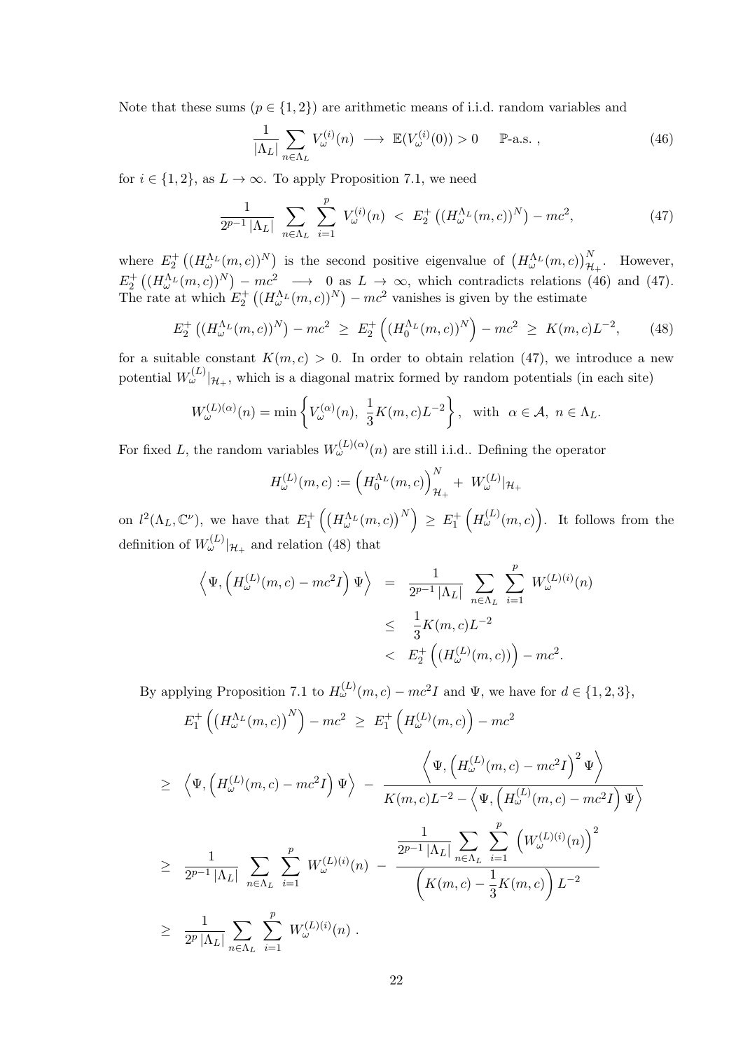Note that these sums ($p \in \{1,2\}$) are arithmetic means of i.i.d. random variables and

$$\frac{1}{|\Lambda_L|} \sum_{n\in\Lambda_L} V_\omega^{(i)}(n) \;\longrightarrow\; \mathbb{E}(V_\omega^{(i)}(0)) > 0 \qquad \mathbb{P}\text{-a.s.}\,, \tag{46}$$

for $i \in \{1,2\}$, as $L \to \infty$. To apply Proposition 7.1, we need

$$\frac{1}{2^{p-1}\,|\Lambda_L|} \sum_{n\in\Lambda_L} \sum_{i=1}^{p} V_\omega^{(i)}(n) \;<\; E_2^+\left((H_\omega^{\Lambda_L}(m,c))^N\right) - mc^2, \tag{47}$$

where $E_2^+\left((H_\omega^{\Lambda_L}(m,c))^N\right)$ is the second positive eigenvalue of $\left(H_\omega^{\Lambda_L}(m,c)\right)^N_{\mathcal{H}_+}$. However, $E_2^+\left((H_\omega^{\Lambda_L}(m,c))^N\right) - mc^2 \;\longrightarrow\; 0$ as $L \to \infty$, which contradicts relations (46) and (47). The rate at which $E_2^+\left((H_\omega^{\Lambda_L}(m,c))^N\right) - mc^2$ vanishes is given by the estimate

$$E_2^+\left((H_\omega^{\Lambda_L}(m,c))^N\right) - mc^2 \;\geq\; E_2^+\left((H_0^{\Lambda_L}(m,c))^N\right) - mc^2 \;\geq\; K(m,c)L^{-2}, \tag{48}$$

for a suitable constant $K(m,c) > 0$. In order to obtain relation (47), we introduce a new potential $W_\omega^{(L)}|_{\mathcal{H}_+}$, which is a diagonal matrix formed by random potentials (in each site)

$$W_\omega^{(L)(\alpha)}(n) = \min\left\{V_\omega^{(\alpha)}(n),\; \frac{1}{3}K(m,c)L^{-2}\right\}, \;\; \text{with} \;\; \alpha \in \mathcal{A},\; n \in \Lambda_L.$$

For fixed $L$, the random variables $W_\omega^{(L)(\alpha)}(n)$ are still i.i.d.. Defining the operator

$$H_\omega^{(L)}(m,c) := \left(H_0^{\Lambda_L}(m,c)\right)^N_{\mathcal{H}_+} + \; W_\omega^{(L)}|_{\mathcal{H}_+}$$

on $l^2(\Lambda_L, \mathbb{C}^\nu)$, we have that $E_1^+\left(\left(H_\omega^{\Lambda_L}(m,c)\right)^N\right) \geq E_1^+\left(H_\omega^{(L)}(m,c)\right)$. It follows from the definition of $W_\omega^{(L)}|_{\mathcal{H}_+}$ and relation (48) that

$$\begin{aligned}
\left\langle \Psi, \left(H_\omega^{(L)}(m,c) - mc^2 I\right)\Psi\right\rangle &= \frac{1}{2^{p-1}\,|\Lambda_L|} \sum_{n\in\Lambda_L} \sum_{i=1}^{p} W_\omega^{(L)(i)}(n) \\
&\leq \frac{1}{3}K(m,c)L^{-2} \\
&< E_2^+\left((H_\omega^{(L)}(m,c))\right) - mc^2.
\end{aligned}$$

By applying Proposition 7.1 to $H_\omega^{(L)}(m,c) - mc^2 I$ and $\Psi$, we have for $d \in \{1,2,3\}$,

$$\begin{aligned}
& E_1^+\left(\left(H_\omega^{\Lambda_L}(m,c)\right)^N\right) - mc^2 \;\geq\; E_1^+\left(H_\omega^{(L)}(m,c)\right) - mc^2 \\
\geq\;& \left\langle \Psi, \left(H_\omega^{(L)}(m,c) - mc^2 I\right)\Psi\right\rangle \;-\; \frac{\left\langle \Psi, \left(H_\omega^{(L)}(m,c) - mc^2 I\right)^2 \Psi\right\rangle}{K(m,c)L^{-2} - \left\langle \Psi, \left(H_\omega^{(L)}(m,c) - mc^2 I\right)\Psi\right\rangle} \\
\geq\;& \frac{1}{2^{p-1}\,|\Lambda_L|} \sum_{n\in\Lambda_L} \sum_{i=1}^{p} W_\omega^{(L)(i)}(n) \;-\; \frac{\dfrac{1}{2^{p-1}\,|\Lambda_L|} \displaystyle\sum_{n\in\Lambda_L} \sum_{i=1}^{p} \left(W_\omega^{(L)(i)}(n)\right)^2}{\left(K(m,c) - \dfrac{1}{3}K(m,c)\right)L^{-2}} \\
\geq\;& \frac{1}{2^{p}\,|\Lambda_L|} \sum_{n\in\Lambda_L} \sum_{i=1}^{p} W_\omega^{(L)(i)}(n)\,.
\end{aligned}$$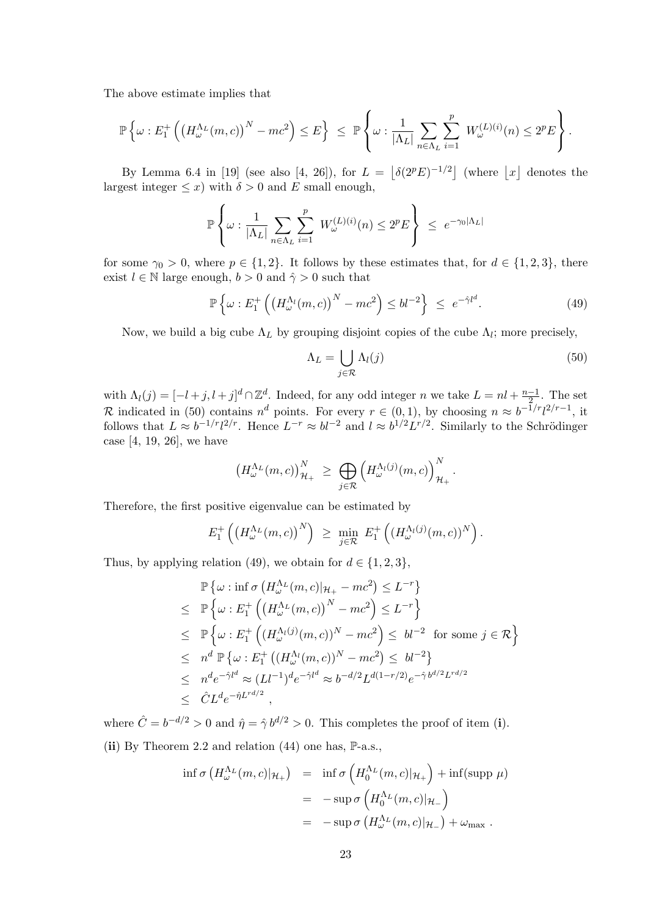The above estimate implies that

$$\mathbb{P}\left\{\omega : E_1^+\left(\left(H_\omega^{\Lambda_L}(m,c)\right)^N - mc^2\right) \le E\right\} \;\le\; \mathbb{P}\left\{\omega : \frac{1}{|\Lambda_L|}\sum_{n\in\Lambda_L}\sum_{i=1}^{p} \; W_\omega^{(L)(i)}(n) \le 2^p E\right\}.$$

By Lemma 6.4 in [19] (see also [4, 26]), for $L = \lfloor \delta(2^p E)^{-1/2} \rfloor$ (where $\lfloor x \rfloor$ denotes the largest integer $\le x$) with $\delta > 0$ and $E$ small enough,

$$\mathbb{P}\left\{\omega : \frac{1}{|\Lambda_L|}\sum_{n\in\Lambda_L}\sum_{i=1}^{p} \; W_\omega^{(L)(i)}(n) \le 2^p E\right\} \;\le\; e^{-\gamma_0 |\Lambda_L|}$$

for some $\gamma_0 > 0$, where $p \in \{1,2\}$. It follows by these estimates that, for $d \in \{1,2,3\}$, there exist $l \in \mathbb{N}$ large enough, $b > 0$ and $\hat{\gamma} > 0$ such that

$$\mathbb{P}\left\{\omega : E_1^+\left(\left(H_\omega^{\Lambda_l}(m,c)\right)^N - mc^2\right) \le bl^{-2}\right\} \;\le\; e^{-\hat{\gamma} l^d}. \tag{49}$$

Now, we build a big cube $\Lambda_L$ by grouping disjoint copies of the cube $\Lambda_l$; more precisely,

$$\Lambda_L = \bigcup_{j\in\mathcal{R}} \Lambda_l(j) \tag{50}$$

with $\Lambda_l(j) = [-l+j, l+j]^d \cap \mathbb{Z}^d$. Indeed, for any odd integer $n$ we take $L = nl + \frac{n-1}{2}$. The set $\mathcal{R}$ indicated in (50) contains $n^d$ points. For every $r \in (0,1)$, by choosing $n \approx b^{-1/r} l^{2/r-1}$, it follows that $L \approx b^{-1/r} l^{2/r}$. Hence $L^{-r} \approx bl^{-2}$ and $l \approx b^{1/2} L^{r/2}$. Similarly to the Schrödinger case [4, 19, 26], we have

$$\left(H_\omega^{\Lambda_L}(m,c)\right)^N_{\mathcal{H}_+} \;\ge\; \bigoplus_{j\in\mathcal{R}} \left(H_\omega^{\Lambda_l(j)}(m,c)\right)^N_{\mathcal{H}_+}.$$

Therefore, the first positive eigenvalue can be estimated by

$$E_1^+\left(\left(H_\omega^{\Lambda_L}(m,c)\right)^N\right) \;\ge\; \min_{j\in\mathcal{R}} \; E_1^+\left((H_\omega^{\Lambda_l(j)}(m,c))^N\right).$$

Thus, by applying relation (49), we obtain for $d \in \{1,2,3\}$,

$$\begin{aligned}
& \mathbb{P}\left\{\omega : \inf\sigma\left(H_\omega^{\Lambda_L}(m,c)|_{\mathcal{H}_+} - mc^2\right) \le L^{-r}\right\} \\
\le\; & \mathbb{P}\left\{\omega : E_1^+\left(\left(H_\omega^{\Lambda_L}(m,c)\right)^N - mc^2\right) \le L^{-r}\right\} \\
\le\; & \mathbb{P}\left\{\omega : E_1^+\left((H_\omega^{\Lambda_l(j)}(m,c))^N - mc^2\right) \le \; bl^{-2} \;\text{ for some } j \in \mathcal{R}\right\} \\
\le\; & n^d \, \mathbb{P}\left\{\omega : E_1^+\left((H_\omega^{\Lambda_l}(m,c))^N - mc^2\right) \le \; bl^{-2}\right\} \\
\le\; & n^d e^{-\hat{\gamma} l^d} \approx (Ll^{-1})^d e^{-\hat{\gamma} l^d} \approx b^{-d/2} L^{d(1-r/2)} e^{-\hat{\gamma}\, b^{d/2} L^{rd/2}} \\
\le\; & \hat{C} L^d e^{-\hat{\eta} L^{rd/2}} \;,
\end{aligned}$$

where $\hat{C} = b^{-d/2} > 0$ and $\hat{\eta} = \hat{\gamma}\, b^{d/2} > 0$. This completes the proof of item (**i**).

(**ii**) By Theorem 2.2 and relation (44) one has, $\mathbb{P}$-a.s.,

$$\begin{aligned}
\inf\sigma\left(H_\omega^{\Lambda_L}(m,c)|_{\mathcal{H}_+}\right) &= \inf\sigma\left(H_0^{\Lambda_L}(m,c)|_{\mathcal{H}_+}\right) + \inf(\text{supp } \mu) \\
&= -\sup\sigma\left(H_0^{\Lambda_L}(m,c)|_{\mathcal{H}_-}\right) \\
&= -\sup\sigma\left(H_\omega^{\Lambda_L}(m,c)|_{\mathcal{H}_-}\right) + \omega_{\max} \;.
\end{aligned}$$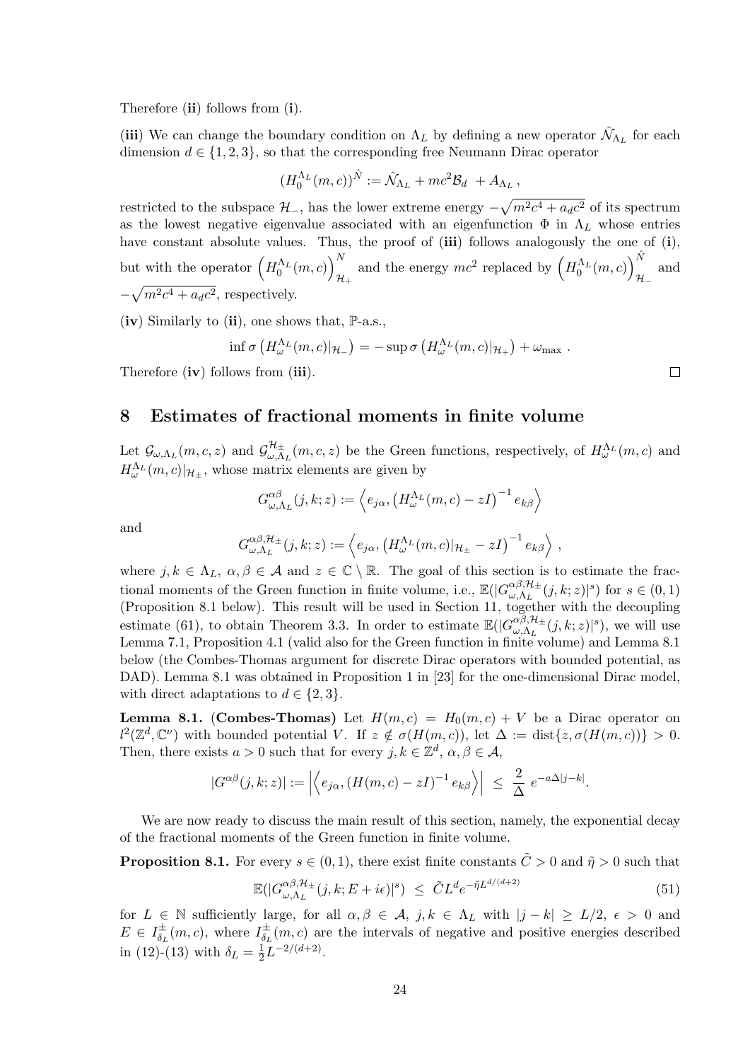Therefore (**ii**) follows from (**i**).

(**iii**) We can change the boundary condition on $\Lambda_L$ by defining a new operator $\hat{\mathcal{N}}_{\Lambda_L}$ for each dimension $d \in \{1,2,3\}$, so that the corresponding free Neumann Dirac operator

$$(H_0^{\Lambda_L}(m,c))^{\hat{N}} := \hat{\mathcal{N}}_{\Lambda_L} + mc^2 \mathcal{B}_d \; + A_{\Lambda_L}\,,$$

restricted to the subspace $\mathcal{H}_-$, has the lower extreme energy $-\sqrt{m^2c^4 + a_d c^2}$ of its spectrum as the lowest negative eigenvalue associated with an eigenfunction $\Phi$ in $\Lambda_L$ whose entries have constant absolute values. Thus, the proof of (**iii**) follows analogously the one of (**i**), but with the operator $\left(H_0^{\Lambda_L}(m,c)\right)^{N}_{\mathcal{H}_+}$ and the energy $mc^2$ replaced by $\left(H_0^{\Lambda_L}(m,c)\right)^{\hat{N}}_{\mathcal{H}_-}$ and $-\sqrt{m^2c^4 + a_d c^2}$, respectively.

(**iv**) Similarly to (**ii**), one shows that, $\mathbb{P}$-a.s.,

$$\inf \sigma\left(H_\omega^{\Lambda_L}(m,c)|_{\mathcal{H}_-}\right) = -\sup \sigma\left(H_\omega^{\Lambda_L}(m,c)|_{\mathcal{H}_+}\right) + \omega_{\max}\,.$$

Therefore (**iv**) follows from (**iii**). □

# 8 Estimates of fractional moments in finite volume

Let $\mathcal{G}_{\omega,\Lambda_L}(m,c,z)$ and $\mathcal{G}^{\mathcal{H}_\pm}_{\omega,\Lambda_L}(m,c,z)$ be the Green functions, respectively, of $H_\omega^{\Lambda_L}(m,c)$ and $H_\omega^{\Lambda_L}(m,c)|_{\mathcal{H}_\pm}$, whose matrix elements are given by

$$G^{\alpha\beta}_{\omega,\Lambda_L}(j,k;z) := \left\langle e_{j\alpha}, \left(H_\omega^{\Lambda_L}(m,c) - zI\right)^{-1} e_{k\beta}\right\rangle$$

and

$$G^{\alpha\beta,\mathcal{H}_\pm}_{\omega,\Lambda_L}(j,k;z) := \left\langle e_{j\alpha}, \left(H_\omega^{\Lambda_L}(m,c)|_{\mathcal{H}_\pm} - zI\right)^{-1} e_{k\beta}\right\rangle\,,$$

where $j,k \in \Lambda_L$, $\alpha,\beta \in \mathcal{A}$ and $z \in \mathbb{C}\setminus\mathbb{R}$. The goal of this section is to estimate the fractional moments of the Green function in finite volume, i.e., $\mathbb{E}(|G^{\alpha\beta,\mathcal{H}_\pm}_{\omega,\Lambda_L}(j,k;z)|^s)$ for $s \in (0,1)$ (Proposition 8.1 below). This result will be used in Section 11, together with the decoupling estimate (61), to obtain Theorem 3.3. In order to estimate $\mathbb{E}(|G^{\alpha\beta,\mathcal{H}_\pm}_{\omega,\Lambda_L}(j,k;z)|^s)$, we will use Lemma 7.1, Proposition 4.1 (valid also for the Green function in finite volume) and Lemma 8.1 below (the Combes-Thomas argument for discrete Dirac operators with bounded potential, as DAD). Lemma 8.1 was obtained in Proposition 1 in [23] for the one-dimensional Dirac model, with direct adaptations to $d \in \{2,3\}$.

**Lemma 8.1.** (**Combes-Thomas**) Let $H(m,c) = H_0(m,c) + V$ be a Dirac operator on $l^2(\mathbb{Z}^d,\mathbb{C}^\nu)$ with bounded potential $V$. If $z \notin \sigma(H(m,c))$, let $\Delta := \mathrm{dist}\{z, \sigma(H(m,c))\} > 0$. Then, there exists $a > 0$ such that for every $j,k \in \mathbb{Z}^d$, $\alpha,\beta \in \mathcal{A}$,

$$|G^{\alpha\beta}(j,k;z)| := \left|\left\langle e_{j\alpha}, (H(m,c) - zI)^{-1} e_{k\beta}\right\rangle\right| \;\le\; \frac{2}{\Delta}\, e^{-a\Delta|j-k|}.$$

We are now ready to discuss the main result of this section, namely, the exponential decay of the fractional moments of the Green function in finite volume.

**Proposition 8.1.** For every $s \in (0,1)$, there exist finite constants $\tilde{C} > 0$ and $\tilde{\eta} > 0$ such that

$$\mathbb{E}(|G^{\alpha\beta,\mathcal{H}_\pm}_{\omega,\Lambda_L}(j,k;E+i\epsilon)|^s) \;\le\; \tilde{C}L^d e^{-\tilde{\eta}L^{d/(d+2)}} \tag{51}$$

for $L \in \mathbb{N}$ sufficiently large, for all $\alpha,\beta \in \mathcal{A}$, $j,k \in \Lambda_L$ with $|j-k| \ge L/2$, $\epsilon > 0$ and $E \in I^\pm_{\delta_L}(m,c)$, where $I^\pm_{\delta_L}(m,c)$ are the intervals of negative and positive energies described in (12)-(13) with $\delta_L = \frac{1}{2}L^{-2/(d+2)}$.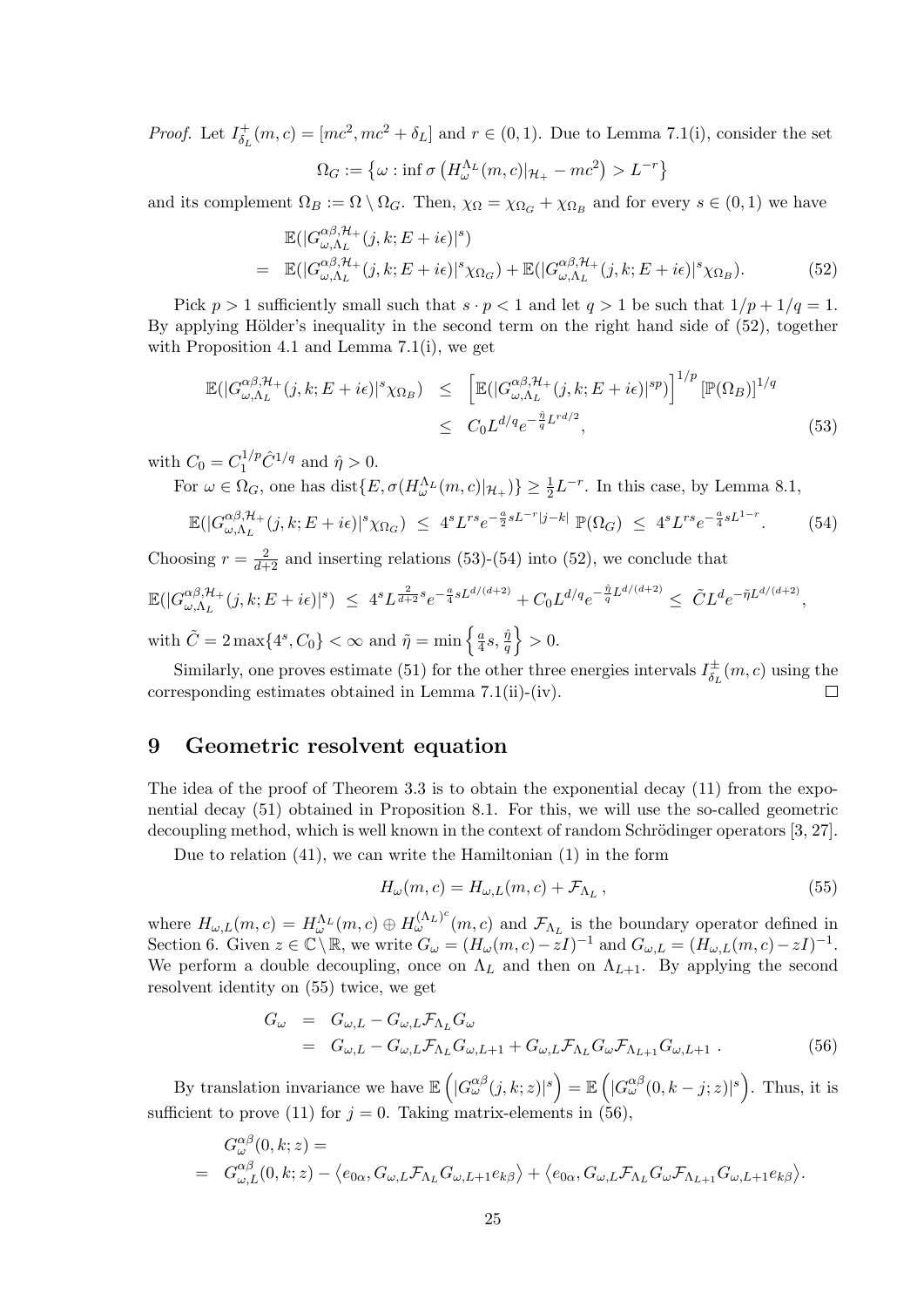*Proof.* Let $I^+_{\delta_L}(m,c) = [mc^2, mc^2 + \delta_L]$ and $r \in (0,1)$. Due to Lemma 7.1(i), consider the set

$$\Omega_G := \left\{\omega : \inf \sigma\left(H^{\Lambda_L}_\omega(m,c)|_{\mathcal{H}_+} - mc^2\right) > L^{-r}\right\}$$

and its complement $\Omega_B := \Omega \setminus \Omega_G$. Then, $\chi_\Omega = \chi_{\Omega_G} + \chi_{\Omega_B}$ and for every $s \in (0,1)$ we have

$$\begin{aligned}
&\mathbb{E}(|G^{\alpha\beta,\mathcal{H}_+}_{\omega,\Lambda_L}(j,k;E+i\epsilon)|^s) \\
=\ &\mathbb{E}(|G^{\alpha\beta,\mathcal{H}_+}_{\omega,\Lambda_L}(j,k;E+i\epsilon)|^s\chi_{\Omega_G}) + \mathbb{E}(|G^{\alpha\beta,\mathcal{H}_+}_{\omega,\Lambda_L}(j,k;E+i\epsilon)|^s\chi_{\Omega_B}). \qquad (52)
\end{aligned}$$

Pick $p > 1$ sufficiently small such that $s \cdot p < 1$ and let $q > 1$ be such that $1/p + 1/q = 1$. By applying Hölder's inequality in the second term on the right hand side of (52), together with Proposition 4.1 and Lemma 7.1(i), we get

$$\begin{aligned}
\mathbb{E}(|G^{\alpha\beta,\mathcal{H}_+}_{\omega,\Lambda_L}(j,k;E+i\epsilon)|^s\chi_{\Omega_B}) &\leq \left[\mathbb{E}(|G^{\alpha\beta,\mathcal{H}_+}_{\omega,\Lambda_L}(j,k;E+i\epsilon)|^{sp})\right]^{1/p}[\mathbb{P}(\Omega_B)]^{1/q} \\
&\leq C_0 L^{d/q} e^{-\frac{\hat{\eta}}{q}L^{rd/2}}, \qquad (53)
\end{aligned}$$

with $C_0 = C_1^{1/p}\hat{C}^{1/q}$ and $\hat{\eta} > 0$.

For $\omega \in \Omega_G$, one has $\operatorname{dist}\{E, \sigma(H^{\Lambda_L}_\omega(m,c)|_{\mathcal{H}_+})\} \geq \frac{1}{2}L^{-r}$. In this case, by Lemma 8.1,

$$\mathbb{E}(|G^{\alpha\beta,\mathcal{H}_+}_{\omega,\Lambda_L}(j,k;E+i\epsilon)|^s\chi_{\Omega_G}) \leq 4^s L^{rs} e^{-\frac{a}{2}sL^{-r}|j-k|}\,\mathbb{P}(\Omega_G) \leq 4^s L^{rs} e^{-\frac{a}{4}sL^{1-r}}. \qquad (54)$$

Choosing $r = \frac{2}{d+2}$ and inserting relations (53)-(54) into (52), we conclude that

$$\mathbb{E}(|G^{\alpha\beta,\mathcal{H}_+}_{\omega,\Lambda_L}(j,k;E+i\epsilon)|^s) \leq 4^s L^{\frac{2}{d+2}s} e^{-\frac{a}{4}sL^{d/(d+2)}} + C_0 L^{d/q} e^{-\frac{\hat{\eta}}{q}L^{d/(d+2)}} \leq \tilde{C} L^d e^{-\tilde{\eta}L^{d/(d+2)}},$$

with $\tilde{C} = 2\max\{4^s, C_0\} < \infty$ and $\tilde{\eta} = \min\left\{\frac{a}{4}s, \frac{\hat{\eta}}{q}\right\} > 0$.

Similarly, one proves estimate (51) for the other three energies intervals $I^{\pm}_{\delta_L}(m,c)$ using the corresponding estimates obtained in Lemma 7.1(ii)-(iv). $\square$

# 9 Geometric resolvent equation

The idea of the proof of Theorem 3.3 is to obtain the exponential decay (11) from the exponential decay (51) obtained in Proposition 8.1. For this, we will use the so-called geometric decoupling method, which is well known in the context of random Schrödinger operators [3, 27].

Due to relation (41), we can write the Hamiltonian (1) in the form

$$H_\omega(m,c) = H_{\omega,L}(m,c) + \mathcal{F}_{\Lambda_L}, \qquad (55)$$

where $H_{\omega,L}(m,c) = H^{\Lambda_L}_\omega(m,c) \oplus H^{(\Lambda_L)^c}_\omega(m,c)$ and $\mathcal{F}_{\Lambda_L}$ is the boundary operator defined in Section 6. Given $z \in \mathbb{C}\setminus\mathbb{R}$, we write $G_\omega = (H_\omega(m,c) - zI)^{-1}$ and $G_{\omega,L} = (H_{\omega,L}(m,c) - zI)^{-1}$. We perform a double decoupling, once on $\Lambda_L$ and then on $\Lambda_{L+1}$. By applying the second resolvent identity on (55) twice, we get

$$\begin{aligned}
G_\omega &= G_{\omega,L} - G_{\omega,L}\mathcal{F}_{\Lambda_L}G_\omega \\
&= G_{\omega,L} - G_{\omega,L}\mathcal{F}_{\Lambda_L}G_{\omega,L+1} + G_{\omega,L}\mathcal{F}_{\Lambda_L}G_\omega\mathcal{F}_{\Lambda_{L+1}}G_{\omega,L+1}\,. \qquad (56)
\end{aligned}$$

By translation invariance we have $\mathbb{E}\left(|G^{\alpha\beta}_\omega(j,k;z)|^s\right) = \mathbb{E}\left(|G^{\alpha\beta}_\omega(0,k-j;z)|^s\right)$. Thus, it is sufficient to prove (11) for $j = 0$. Taking matrix-elements in (56),

$$\begin{aligned}
&G^{\alpha\beta}_\omega(0,k;z) = \\
=\ &G^{\alpha\beta}_{\omega,L}(0,k;z) - \langle e_{0\alpha}, G_{\omega,L}\mathcal{F}_{\Lambda_L}G_{\omega,L+1}e_{k\beta}\rangle + \langle e_{0\alpha}, G_{\omega,L}\mathcal{F}_{\Lambda_L}G_\omega\mathcal{F}_{\Lambda_{L+1}}G_{\omega,L+1}e_{k\beta}\rangle.
\end{aligned}$$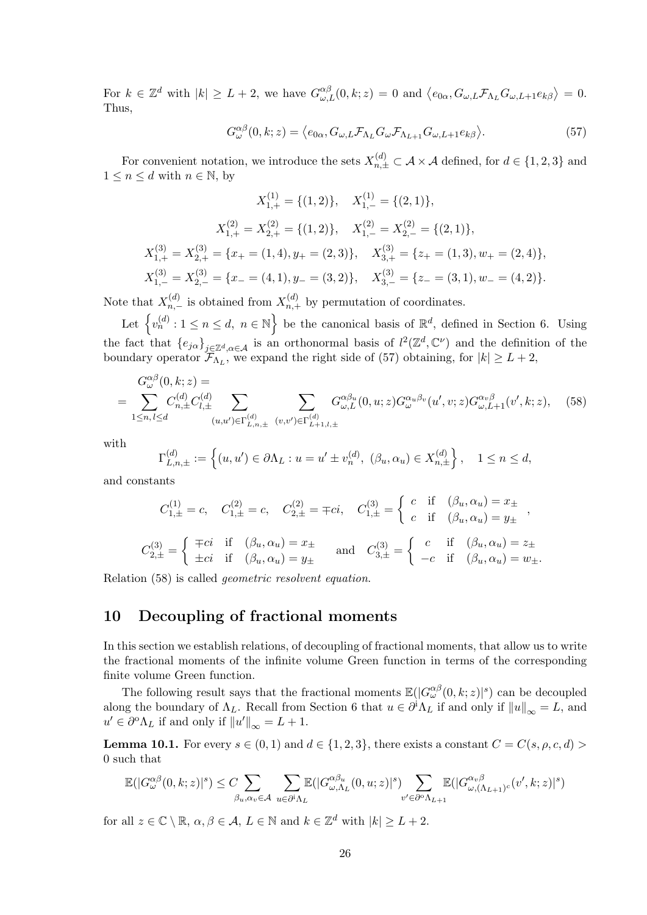For $k \in \mathbb{Z}^d$ with $|k| \geq L+2$, we have $G^{\alpha\beta}_{\omega,L}(0,k;z) = 0$ and $\langle e_{0\alpha}, G_{\omega,L}\mathcal{F}_{\Lambda_L} G_{\omega,L+1} e_{k\beta}\rangle = 0$. Thus,

$$G^{\alpha\beta}_{\omega}(0,k;z) = \langle e_{0\alpha}, G_{\omega,L}\mathcal{F}_{\Lambda_L} G_{\omega}\mathcal{F}_{\Lambda_{L+1}} G_{\omega,L+1} e_{k\beta}\rangle. \tag{57}$$

For convenient notation, we introduce the sets $X^{(d)}_{n,\pm} \subset \mathcal{A}\times\mathcal{A}$ defined, for $d \in \{1,2,3\}$ and $1 \leq n \leq d$ with $n \in \mathbb{N}$, by

$$X^{(1)}_{1,+} = \{(1,2)\}, \quad X^{(1)}_{1,-} = \{(2,1)\},$$

$$X^{(2)}_{1,+} = X^{(2)}_{2,+} = \{(1,2)\}, \quad X^{(2)}_{1,-} = X^{(2)}_{2,-} = \{(2,1)\},$$

$$X^{(3)}_{1,+} = X^{(3)}_{2,+} = \{x_+ = (1,4), y_+ = (2,3)\}, \quad X^{(3)}_{3,+} = \{z_+ = (1,3), w_+ = (2,4)\},$$

$$X^{(3)}_{1,-} = X^{(3)}_{2,-} = \{x_- = (4,1), y_- = (3,2)\}, \quad X^{(3)}_{3,-} = \{z_- = (3,1), w_- = (4,2)\}.$$

Note that $X^{(d)}_{n,-}$ is obtained from $X^{(d)}_{n,+}$ by permutation of coordinates.

Let $\left\{v^{(d)}_n : 1 \leq n \leq d,\ n \in \mathbb{N}\right\}$ be the canonical basis of $\mathbb{R}^d$, defined in Section 6. Using the fact that $\{e_{j\alpha}\}_{j\in\mathbb{Z}^d,\alpha\in\mathcal{A}}$ is an orthonormal basis of $l^2(\mathbb{Z}^d,\mathbb{C}^\nu)$ and the definition of the boundary operator $\mathcal{F}_{\Lambda_L}$, we expand the right side of (57) obtaining, for $|k| \geq L+2$,

$$\begin{aligned} &G^{\alpha\beta}_{\omega}(0,k;z) = \\ &= \sum_{1\leq n,l\leq d} C^{(d)}_{n,\pm} C^{(d)}_{l,\pm} \sum_{(u,u')\in\Gamma^{(d)}_{L,n,\pm}} \sum_{(v,v')\in\Gamma^{(d)}_{L+1,l,\pm}} G^{\alpha\beta_u}_{\omega,L}(0,u;z) G^{\alpha_u\beta_v}_{\omega}(u',v;z) G^{\alpha_v\beta}_{\omega,L+1}(v',k;z), \end{aligned} \tag{58}$$

with

$$\Gamma^{(d)}_{L,n,\pm} := \left\{(u,u') \in \partial\Lambda_L : u = u' \pm v^{(d)}_n,\ (\beta_u,\alpha_u) \in X^{(d)}_{n,\pm}\right\}, \quad 1 \leq n \leq d,$$

and constants

$$C^{(1)}_{1,\pm} = c, \quad C^{(2)}_{1,\pm} = c, \quad C^{(2)}_{2,\pm} = \mp ci, \quad C^{(3)}_{1,\pm} = \begin{cases} c & \text{if} \quad (\beta_u,\alpha_u) = x_\pm \\ c & \text{if} \quad (\beta_u,\alpha_u) = y_\pm \end{cases},$$

$$C^{(3)}_{2,\pm} = \begin{cases} \mp ci & \text{if} \quad (\beta_u,\alpha_u) = x_\pm \\ \pm ci & \text{if} \quad (\beta_u,\alpha_u) = y_\pm \end{cases} \quad \text{and} \quad C^{(3)}_{3,\pm} = \begin{cases} c & \text{if} \quad (\beta_u,\alpha_u) = z_\pm \\ -c & \text{if} \quad (\beta_u,\alpha_u) = w_\pm. \end{cases}$$

Relation (58) is called *geometric resolvent equation*.

## 10 Decoupling of fractional moments

In this section we establish relations, of decoupling of fractional moments, that allow us to write the fractional moments of the infinite volume Green function in terms of the corresponding finite volume Green function.

The following result says that the fractional moments $\mathbb{E}(|G^{\alpha\beta}_{\omega}(0,k;z)|^s)$ can be decoupled along the boundary of $\Lambda_L$. Recall from Section 6 that $u \in \partial^{\mathrm{i}}\Lambda_L$ if and only if $\|u\|_\infty = L$, and $u' \in \partial^{\mathrm{o}}\Lambda_L$ if and only if $\|u'\|_\infty = L+1$.

**Lemma 10.1.** For every $s \in (0,1)$ and $d \in \{1,2,3\}$, there exists a constant $C = C(s,\rho,c,d) > 0$ such that

$$\mathbb{E}(|G^{\alpha\beta}_{\omega}(0,k;z)|^s) \leq C \sum_{\beta_u,\alpha_v\in\mathcal{A}} \sum_{u\in\partial^{\mathrm{i}}\Lambda_L} \mathbb{E}(|G^{\alpha\beta_u}_{\omega,\Lambda_L}(0,u;z)|^s) \sum_{v'\in\partial^{\mathrm{o}}\Lambda_{L+1}} \mathbb{E}(|G^{\alpha_v\beta}_{\omega,(\Lambda_{L+1})^c}(v',k;z)|^s)$$

for all $z \in \mathbb{C}\setminus\mathbb{R}$, $\alpha,\beta \in \mathcal{A}$, $L \in \mathbb{N}$ and $k \in \mathbb{Z}^d$ with $|k| \geq L+2$.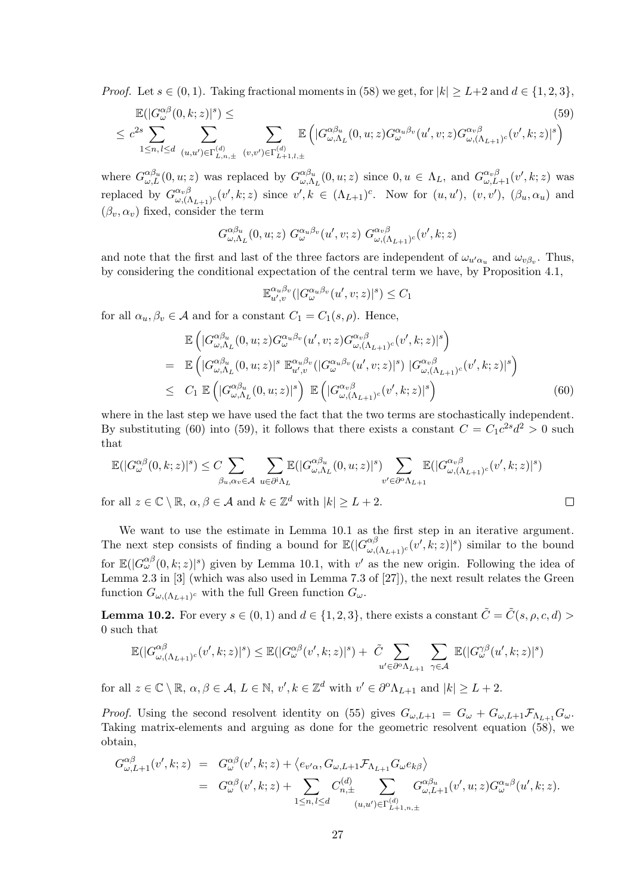*Proof.* Let $s \in (0,1)$. Taking fractional moments in (58) we get, for $|k| \geq L+2$ and $d \in \{1,2,3\}$,

$$
\begin{aligned}
&\mathbb{E}(|G^{\alpha\beta}_\omega(0,k;z)|^s) \leq &(59)\\
&\leq c^{2s} \sum_{1\leq n,l\leq d} \sum_{(u,u')\in\Gamma^{(d)}_{L,n,\pm}} \sum_{(v,v')\in\Gamma^{(d)}_{L+1,l,\pm}} \mathbb{E}\left(|G^{\alpha\beta_u}_{\omega,\Lambda_L}(0,u;z) G^{\alpha_u\beta_v}_\omega(u',v;z) G^{\alpha_v\beta}_{\omega,(\Lambda_{L+1})^c}(v',k;z)|^s\right)
\end{aligned}
$$

where $G^{\alpha\beta_u}_{\omega,L}(0,u;z)$ was replaced by $G^{\alpha\beta_u}_{\omega,\Lambda_L}(0,u;z)$ since $0,u\in\Lambda_L$, and $G^{\alpha_v\beta}_{\omega,L+1}(v',k;z)$ was replaced by $G^{\alpha_v\beta}_{\omega,(\Lambda_{L+1})^c}(v',k;z)$ since $v',k\in(\Lambda_{L+1})^c$. Now for $(u,u')$, $(v,v')$, $(\beta_u,\alpha_u)$ and $(\beta_v,\alpha_v)$ fixed, consider the term

$$
G^{\alpha\beta_u}_{\omega,\Lambda_L}(0,u;z)\; G^{\alpha_u\beta_v}_\omega(u',v;z)\; G^{\alpha_v\beta}_{\omega,(\Lambda_{L+1})^c}(v',k;z)
$$

and note that the first and last of the three factors are independent of $\omega_{u'\alpha_u}$ and $\omega_{v\beta_v}$. Thus, by considering the conditional expectation of the central term we have, by Proposition 4.1,

$$
\mathbb{E}^{\alpha_u\beta_v}_{u',v}(|G^{\alpha_u\beta_v}_\omega(u',v;z)|^s) \leq C_1
$$

for all $\alpha_u,\beta_v\in\mathcal{A}$ and for a constant $C_1 = C_1(s,\rho)$. Hence,

$$
\begin{aligned}
&\mathbb{E}\left(|G^{\alpha\beta_u}_{\omega,\Lambda_L}(0,u;z) G^{\alpha_u\beta_v}_\omega(u',v;z) G^{\alpha_v\beta}_{\omega,(\Lambda_{L+1})^c}(v',k;z)|^s\right)\\
=\;& \mathbb{E}\left(|G^{\alpha\beta_u}_{\omega,\Lambda_L}(0,u;z)|^s\; \mathbb{E}^{\alpha_u\beta_v}_{u',v}(|G^{\alpha_u\beta_v}_\omega(u',v;z)|^s)\; |G^{\alpha_v\beta}_{\omega,(\Lambda_{L+1})^c}(v',k;z)|^s\right)\\
\leq\;& C_1\; \mathbb{E}\left(|G^{\alpha\beta_u}_{\omega,\Lambda_L}(0,u;z)|^s\right)\; \mathbb{E}\left(|G^{\alpha_v\beta}_{\omega,(\Lambda_{L+1})^c}(v',k;z)|^s\right) \qquad (60)
\end{aligned}
$$

where in the last step we have used the fact that the two terms are stochastically independent. By substituting (60) into (59), it follows that there exists a constant $C = C_1 c^{2s} d^2 > 0$ such that

$$
\mathbb{E}(|G^{\alpha\beta}_\omega(0,k;z)|^s) \leq C \sum_{\beta_u,\alpha_v\in\mathcal{A}} \sum_{u\in\partial^{\mathrm{i}}\Lambda_L} \mathbb{E}(|G^{\alpha\beta_u}_{\omega,\Lambda_L}(0,u;z)|^s) \sum_{v'\in\partial^{\mathrm{o}}\Lambda_{L+1}} \mathbb{E}(|G^{\alpha_v\beta}_{\omega,(\Lambda_{L+1})^c}(v',k;z)|^s)
$$

for all $z\in\mathbb{C}\setminus\mathbb{R}$, $\alpha,\beta\in\mathcal{A}$ and $k\in\mathbb{Z}^d$ with $|k|\geq L+2$. □

We want to use the estimate in Lemma 10.1 as the first step in an iterative argument. The next step consists of finding a bound for $\mathbb{E}(|G^{\alpha\beta}_{\omega,(\Lambda_{L+1})^c}(v',k;z)|^s)$ similar to the bound for $\mathbb{E}(|G^{\alpha\beta}_\omega(0,k;z)|^s)$ given by Lemma 10.1, with $v'$ as the new origin. Following the idea of Lemma 2.3 in [3] (which was also used in Lemma 7.3 of [27]), the next result relates the Green function $G_{\omega,(\Lambda_{L+1})^c}$ with the full Green function $G_\omega$.

**Lemma 10.2.** For every $s\in(0,1)$ and $d\in\{1,2,3\}$, there exists a constant $\tilde{C} = \tilde{C}(s,\rho,c,d) > 0$ such that

$$
\mathbb{E}(|G^{\alpha\beta}_{\omega,(\Lambda_{L+1})^c}(v',k;z)|^s) \leq \mathbb{E}(|G^{\alpha\beta}_\omega(v',k;z)|^s) + \tilde{C} \sum_{u'\in\partial^{\mathrm{o}}\Lambda_{L+1}} \sum_{\gamma\in\mathcal{A}} \mathbb{E}(|G^{\gamma\beta}_\omega(u',k;z)|^s)
$$

for all $z\in\mathbb{C}\setminus\mathbb{R}$, $\alpha,\beta\in\mathcal{A}$, $L\in\mathbb{N}$, $v',k\in\mathbb{Z}^d$ with $v'\in\partial^{\mathrm{o}}\Lambda_{L+1}$ and $|k|\geq L+2$.

*Proof.* Using the second resolvent identity on (55) gives $G_{\omega,L+1} = G_\omega + G_{\omega,L+1}\mathcal{F}_{\Lambda_{L+1}}G_\omega$. Taking matrix-elements and arguing as done for the geometric resolvent equation (58), we obtain,

$$
\begin{aligned}
G^{\alpha\beta}_{\omega,L+1}(v',k;z) &= G^{\alpha\beta}_\omega(v',k;z) + \langle e_{v'\alpha}, G_{\omega,L+1}\mathcal{F}_{\Lambda_{L+1}}G_\omega e_{k\beta}\rangle\\
&= G^{\alpha\beta}_\omega(v',k;z) + \sum_{1\leq n,l\leq d} C^{(d)}_{n,\pm} \sum_{(u,u')\in\Gamma^{(d)}_{L+1,n,\pm}} G^{\alpha\beta_u}_{\omega,L+1}(v',u;z) G^{\alpha_u\beta}_\omega(u',k;z).
\end{aligned}
$$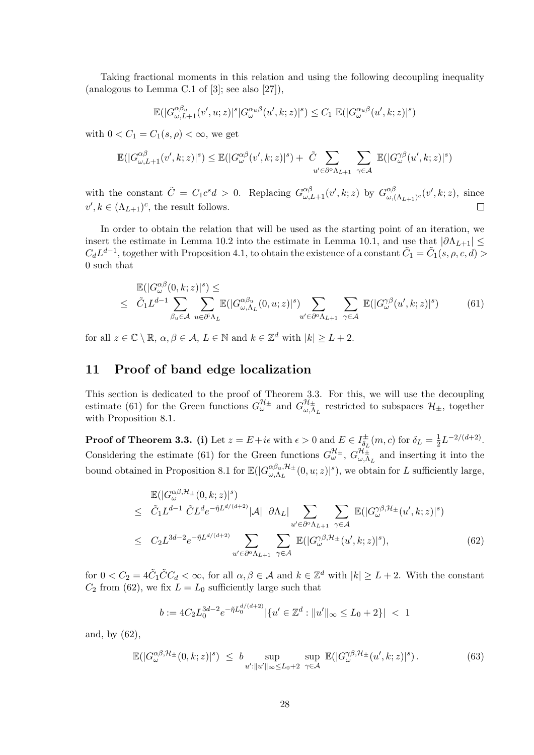Taking fractional moments in this relation and using the following decoupling inequality (analogous to Lemma C.1 of [3]; see also [27]),

$$\mathbb{E}(|G^{\alpha\beta_u}_{\omega,L+1}(v',u;z)|^s|G^{\alpha_u\beta}_{\omega}(u',k;z)|^s) \leq C_1 \; \mathbb{E}(|G^{\alpha_u\beta}_{\omega}(u',k;z)|^s)$$

with $0 < C_1 = C_1(s,\rho) < \infty$, we get

$$\mathbb{E}(|G^{\alpha\beta}_{\omega,L+1}(v',k;z)|^s) \leq \mathbb{E}(|G^{\alpha\beta}_{\omega}(v',k;z)|^s) + \; \tilde{C} \sum_{u'\in\partial^o\Lambda_{L+1}} \sum_{\gamma\in\mathcal{A}} \mathbb{E}(|G^{\gamma\beta}_{\omega}(u',k;z)|^s)$$

with the constant $\tilde{C} = C_1 c^s d > 0$. Replacing $G^{\alpha\beta}_{\omega,L+1}(v',k;z)$ by $G^{\alpha\beta}_{\omega,(\Lambda_{L+1})^c}(v',k;z)$, since $v',k \in (\Lambda_{L+1})^c$, the result follows. $\square$

In order to obtain the relation that will be used as the starting point of an iteration, we insert the estimate in Lemma 10.2 into the estimate in Lemma 10.1, and use that $|\partial\Lambda_{L+1}| \leq C_d L^{d-1}$, together with Proposition 4.1, to obtain the existence of a constant $\tilde{C}_1 = \tilde{C}_1(s,\rho,c,d) > 0$ such that

$$\begin{aligned} &\mathbb{E}(|G^{\alpha\beta}_{\omega}(0,k;z)|^s) \leq \\ &\leq \; \tilde{C}_1 L^{d-1} \sum_{\beta_u\in\mathcal{A}} \sum_{u\in\partial^i\Lambda_L} \mathbb{E}(|G^{\alpha\beta_u}_{\omega,\Lambda_L}(0,u;z)|^s) \sum_{u'\in\partial^o\Lambda_{L+1}} \sum_{\gamma\in\mathcal{A}} \mathbb{E}(|G^{\gamma\beta}_{\omega}(u',k;z)|^s) \end{aligned} \tag{61}$$

for all $z \in \mathbb{C}\setminus\mathbb{R}$, $\alpha,\beta\in\mathcal{A}$, $L\in\mathbb{N}$ and $k\in\mathbb{Z}^d$ with $|k| \geq L+2$.

## 11 Proof of band edge localization

This section is dedicated to the proof of Theorem 3.3. For this, we will use the decoupling estimate (61) for the Green functions $G^{\mathcal{H}_\pm}_{\omega}$ and $G^{\mathcal{H}_\pm}_{\omega,\Lambda_L}$ restricted to subspaces $\mathcal{H}_\pm$, together with Proposition 8.1.

**Proof of Theorem 3.3. (i)** Let $z = E+i\epsilon$ with $\epsilon > 0$ and $E \in I^\pm_{\delta_L}(m,c)$ for $\delta_L = \frac{1}{2}L^{-2/(d+2)}$. Considering the estimate (61) for the Green functions $G^{\mathcal{H}_\pm}_{\omega}$, $G^{\mathcal{H}_\pm}_{\omega,\Lambda_L}$ and inserting it into the bound obtained in Proposition 8.1 for $\mathbb{E}(|G^{\alpha\beta_u,\mathcal{H}_\pm}_{\omega,\Lambda_L}(0,u;z)|^s)$, we obtain for $L$ sufficiently large,

$$\begin{aligned} &\mathbb{E}(|G^{\alpha\beta,\mathcal{H}_\pm}_{\omega}(0,k;z)|^s) \\ \leq \;& \tilde{C}_1 L^{d-1} \; \tilde{C} L^d e^{-\tilde{\eta}L^{d/(d+2)}} |\mathcal{A}| \; |\partial\Lambda_L| \sum_{u'\in\partial^o\Lambda_{L+1}} \sum_{\gamma\in\mathcal{A}} \mathbb{E}(|G^{\gamma\beta,\mathcal{H}_\pm}_{\omega}(u',k;z)|^s) \\ \leq \;& C_2 L^{3d-2} e^{-\tilde{\eta}L^{d/(d+2)}} \sum_{u'\in\partial^o\Lambda_{L+1}} \sum_{\gamma\in\mathcal{A}} \mathbb{E}(|G^{\gamma\beta,\mathcal{H}_\pm}_{\omega}(u',k;z)|^s), \end{aligned} \tag{62}$$

for $0 < C_2 = 4\tilde{C}_1\tilde{C}C_d < \infty$, for all $\alpha,\beta\in\mathcal{A}$ and $k\in\mathbb{Z}^d$ with $|k| \geq L+2$. With the constant $C_2$ from (62), we fix $L = L_0$ sufficiently large such that

$$b := 4C_2 L_0^{3d-2} e^{-\tilde{\eta}L_0^{d/(d+2)}} |\{u' \in \mathbb{Z}^d : \|u'\|_\infty \leq L_0+2\}| \; < \; 1$$

and, by (62),

$$\mathbb{E}(|G^{\alpha\beta,\mathcal{H}_\pm}_{\omega}(0,k;z)|^s) \; \leq \; b \sup_{u':\|u'\|_\infty\leq L_0+2} \; \sup_{\gamma\in\mathcal{A}} \; \mathbb{E}(|G^{\gamma\beta,\mathcal{H}_\pm}_{\omega}(u',k;z)|^s)\,. \tag{63}$$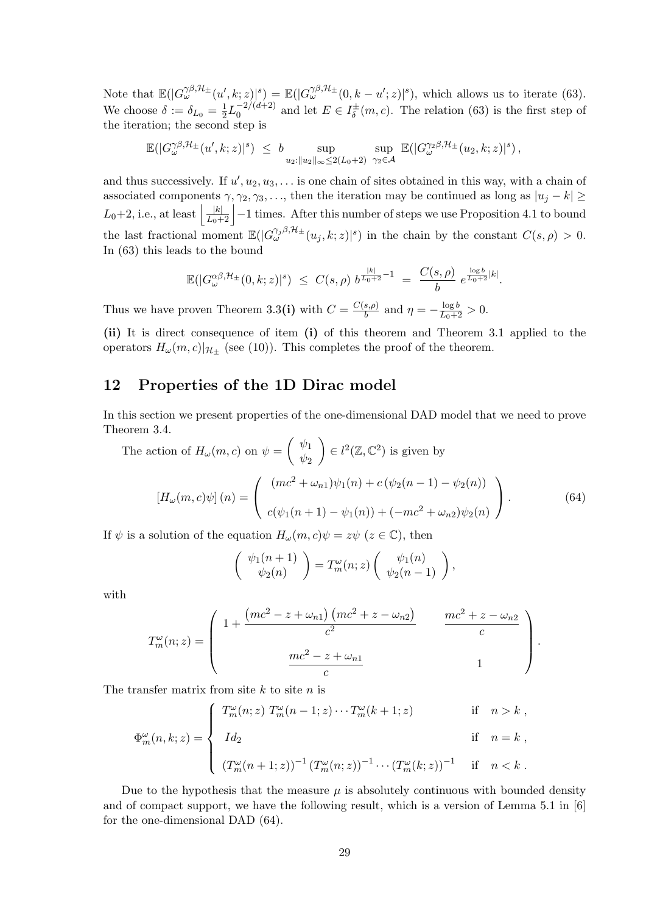Note that $\mathbb{E}(|G_\omega^{\gamma\beta,\mathcal{H}_\pm}(u',k;z)|^s) = \mathbb{E}(|G_\omega^{\gamma\beta,\mathcal{H}_\pm}(0,k-u';z)|^s)$, which allows us to iterate (63). We choose $\delta := \delta_{L_0} = \frac{1}{2}L_0^{-2/(d+2)}$ and let $E \in I_\delta^\pm(m,c)$. The relation (63) is the first step of the iteration; the second step is

$$\mathbb{E}(|G_\omega^{\gamma\beta,\mathcal{H}_\pm}(u',k;z)|^s) \;\leq\; b \sup_{u_2:\|u_2\|_\infty \leq 2(L_0+2)} \; \sup_{\gamma_2 \in \mathcal{A}} \; \mathbb{E}(|G_\omega^{\gamma_2\beta,\mathcal{H}_\pm}(u_2,k;z)|^s)\,,$$

and thus successively. If $u', u_2, u_3, \ldots$ is one chain of sites obtained in this way, with a chain of associated components $\gamma, \gamma_2, \gamma_3, \ldots$, then the iteration may be continued as long as $|u_j - k| \geq L_0+2$, i.e., at least $\left\lfloor \frac{|k|}{L_0+2} \right\rfloor - 1$ times. After this number of steps we use Proposition 4.1 to bound the last fractional moment $\mathbb{E}(|G_\omega^{\gamma_j\beta,\mathcal{H}_\pm}(u_j,k;z)|^s)$ in the chain by the constant $C(s,\rho) > 0$. In (63) this leads to the bound

$$\mathbb{E}(|G_\omega^{\alpha\beta,\mathcal{H}_\pm}(0,k;z)|^s) \;\leq\; C(s,\rho)\; b^{\frac{|k|}{L_0+2}-1} \;=\; \frac{C(s,\rho)}{b}\; e^{\frac{\log b}{L_0+2}|k|}.$$

Thus we have proven Theorem 3.3**(i)** with $C = \frac{C(s,\rho)}{b}$ and $\eta = -\frac{\log b}{L_0+2} > 0$.

**(ii)** It is direct consequence of item **(i)** of this theorem and Theorem 3.1 applied to the operators $H_\omega(m,c)|_{\mathcal{H}_\pm}$ (see (10)). This completes the proof of the theorem.

## 12 Properties of the 1D Dirac model

In this section we present properties of the one-dimensional DAD model that we need to prove Theorem 3.4.

The action of $H_\omega(m,c)$ on $\psi = \begin{pmatrix} \psi_1 \\ \psi_2 \end{pmatrix} \in l^2(\mathbb{Z},\mathbb{C}^2)$ is given by

$$[H_\omega(m,c)\psi](n) = \begin{pmatrix} (mc^2 + \omega_{n1})\psi_1(n) + c\,(\psi_2(n-1) - \psi_2(n)) \\ \\ c(\psi_1(n+1) - \psi_1(n)) + (-mc^2 + \omega_{n2})\psi_2(n) \end{pmatrix}. \tag{64}$$

If $\psi$ is a solution of the equation $H_\omega(m,c)\psi = z\psi$ ($z \in \mathbb{C}$), then

$$\begin{pmatrix} \psi_1(n+1) \\ \psi_2(n) \end{pmatrix} = T_m^\omega(n;z) \begin{pmatrix} \psi_1(n) \\ \psi_2(n-1) \end{pmatrix},$$

with

$$T_m^\omega(n;z) = \begin{pmatrix} 1 + \dfrac{(mc^2 - z + \omega_{n1})\,(mc^2 + z - \omega_{n2})}{c^2} & \dfrac{mc^2 + z - \omega_{n2}}{c} \\ \\ \dfrac{mc^2 - z + \omega_{n1}}{c} & 1 \end{pmatrix}.$$

The transfer matrix from site $k$ to site $n$ is

$$\Phi_m^\omega(n,k;z) = \begin{cases} T_m^\omega(n;z)\; T_m^\omega(n-1;z) \cdots T_m^\omega(k+1;z) & \text{if} \quad n > k\,, \\ \\ Id_2 & \text{if} \quad n = k\,, \\ \\ (T_m^\omega(n+1;z))^{-1}\,(T_m^\omega(n;z))^{-1} \cdots (T_m^\omega(k;z))^{-1} & \text{if} \quad n < k\,. \end{cases}$$

Due to the hypothesis that the measure $\mu$ is absolutely continuous with bounded density and of compact support, we have the following result, which is a version of Lemma 5.1 in [6] for the one-dimensional DAD (64).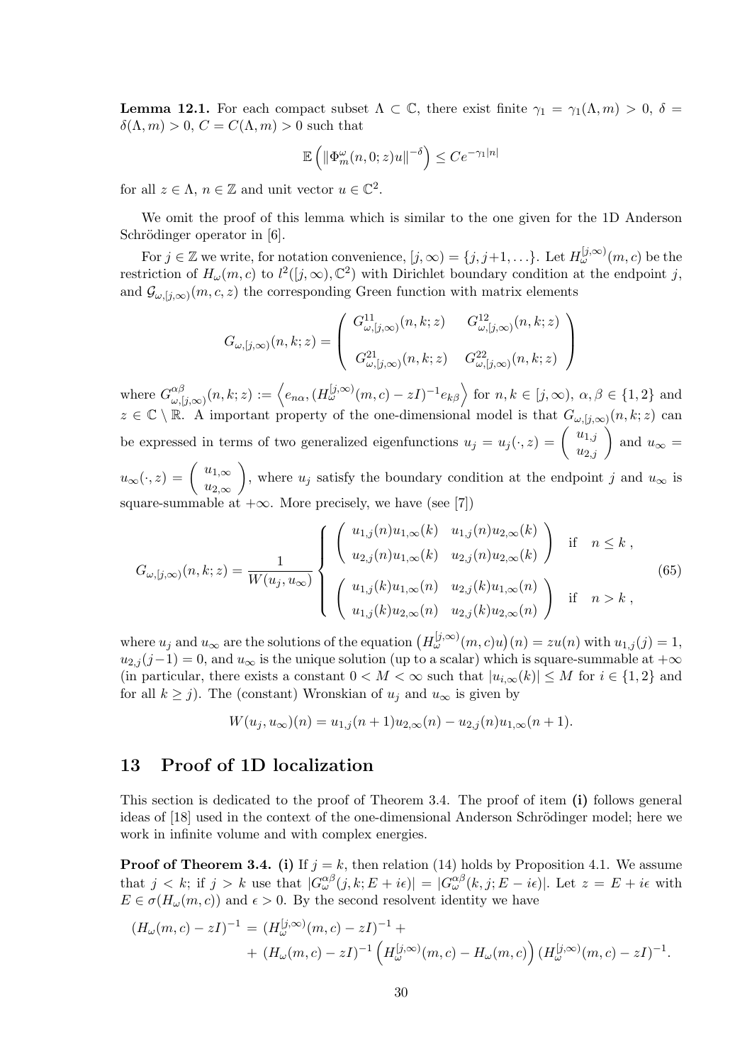**Lemma 12.1.** For each compact subset $\Lambda \subset \mathbb{C}$, there exist finite $\gamma_1 = \gamma_1(\Lambda, m) > 0$, $\delta = \delta(\Lambda, m) > 0$, $C = C(\Lambda, m) > 0$ such that

$$\mathbb{E}\left(\|\Phi_m^\omega(n, 0; z)u\|^{-\delta}\right) \leq Ce^{-\gamma_1|n|}$$

for all $z \in \Lambda$, $n \in \mathbb{Z}$ and unit vector $u \in \mathbb{C}^2$.

We omit the proof of this lemma which is similar to the one given for the 1D Anderson Schrödinger operator in [6].

For $j \in \mathbb{Z}$ we write, for notation convenience, $[j, \infty) = \{j, j+1, \ldots\}$. Let $H_\omega^{[j,\infty)}(m, c)$ be the restriction of $H_\omega(m, c)$ to $l^2([j, \infty), \mathbb{C}^2)$ with Dirichlet boundary condition at the endpoint $j$, and $\mathcal{G}_{\omega,[j,\infty)}(m, c, z)$ the corresponding Green function with matrix elements

$$G_{\omega,[j,\infty)}(n, k; z) = \begin{pmatrix} G^{11}_{\omega,[j,\infty)}(n, k; z) & G^{12}_{\omega,[j,\infty)}(n, k; z) \\ \\ G^{21}_{\omega,[j,\infty)}(n, k; z) & G^{22}_{\omega,[j,\infty)}(n, k; z) \end{pmatrix}$$

where $G^{\alpha\beta}_{\omega,[j,\infty)}(n, k; z) := \left\langle e_{n\alpha}, (H_\omega^{[j,\infty)}(m, c) - zI)^{-1} e_{k\beta} \right\rangle$ for $n, k \in [j, \infty)$, $\alpha, \beta \in \{1, 2\}$ and $z \in \mathbb{C} \setminus \mathbb{R}$. A important property of the one-dimensional model is that $G_{\omega,[j,\infty)}(n, k; z)$ can be expressed in terms of two generalized eigenfunctions $u_j = u_j(\cdot, z) = \begin{pmatrix} u_{1,j} \\ u_{2,j} \end{pmatrix}$ and $u_\infty = u_\infty(\cdot, z) = \begin{pmatrix} u_{1,\infty} \\ u_{2,\infty} \end{pmatrix}$, where $u_j$ satisfy the boundary condition at the endpoint $j$ and $u_\infty$ is square-summable at $+\infty$. More precisely, we have (see [7])

$$G_{\omega,[j,\infty)}(n, k; z) = \frac{1}{W(u_j, u_\infty)} \left\{ \begin{array}{ll} \begin{pmatrix} u_{1,j}(n)u_{1,\infty}(k) & u_{1,j}(n)u_{2,\infty}(k) \\ u_{2,j}(n)u_{1,\infty}(k) & u_{2,j}(n)u_{2,\infty}(k) \end{pmatrix} & \text{if} \quad n \leq k \,, \\ \begin{pmatrix} u_{1,j}(k)u_{1,\infty}(n) & u_{2,j}(k)u_{1,\infty}(n) \\ u_{1,j}(k)u_{2,\infty}(n) & u_{2,j}(k)u_{2,\infty}(n) \end{pmatrix} & \text{if} \quad n > k \,, \end{array} \right. \tag{65}$$

where $u_j$ and $u_\infty$ are the solutions of the equation $\big(H_\omega^{[j,\infty)}(m, c)u\big)(n) = zu(n)$ with $u_{1,j}(j) = 1$, $u_{2,j}(j-1) = 0$, and $u_\infty$ is the unique solution (up to a scalar) which is square-summable at $+\infty$ (in particular, there exists a constant $0 < M < \infty$ such that $|u_{i,\infty}(k)| \leq M$ for $i \in \{1, 2\}$ and for all $k \geq j$). The (constant) Wronskian of $u_j$ and $u_\infty$ is given by

$$W(u_j, u_\infty)(n) = u_{1,j}(n+1)u_{2,\infty}(n) - u_{2,j}(n)u_{1,\infty}(n+1).$$

## 13 Proof of 1D localization

This section is dedicated to the proof of Theorem 3.4. The proof of item **(i)** follows general ideas of [18] used in the context of the one-dimensional Anderson Schrödinger model; here we work in infinite volume and with complex energies.

**Proof of Theorem 3.4. (i)** If $j = k$, then relation (14) holds by Proposition 4.1. We assume that $j < k$; if $j > k$ use that $|G^{\alpha\beta}_\omega(j, k; E + i\epsilon)| = |G^{\alpha\beta}_\omega(k, j; E - i\epsilon)|$. Let $z = E + i\epsilon$ with $E \in \sigma(H_\omega(m, c))$ and $\epsilon > 0$. By the second resolvent identity we have

$$\begin{aligned}(H_\omega(m, c) - zI)^{-1} &= (H_\omega^{[j,\infty)}(m, c) - zI)^{-1} + \\ &+ (H_\omega(m, c) - zI)^{-1} \left(H_\omega^{[j,\infty)}(m, c) - H_\omega(m, c)\right) (H_\omega^{[j,\infty)}(m, c) - zI)^{-1}.\end{aligned}$$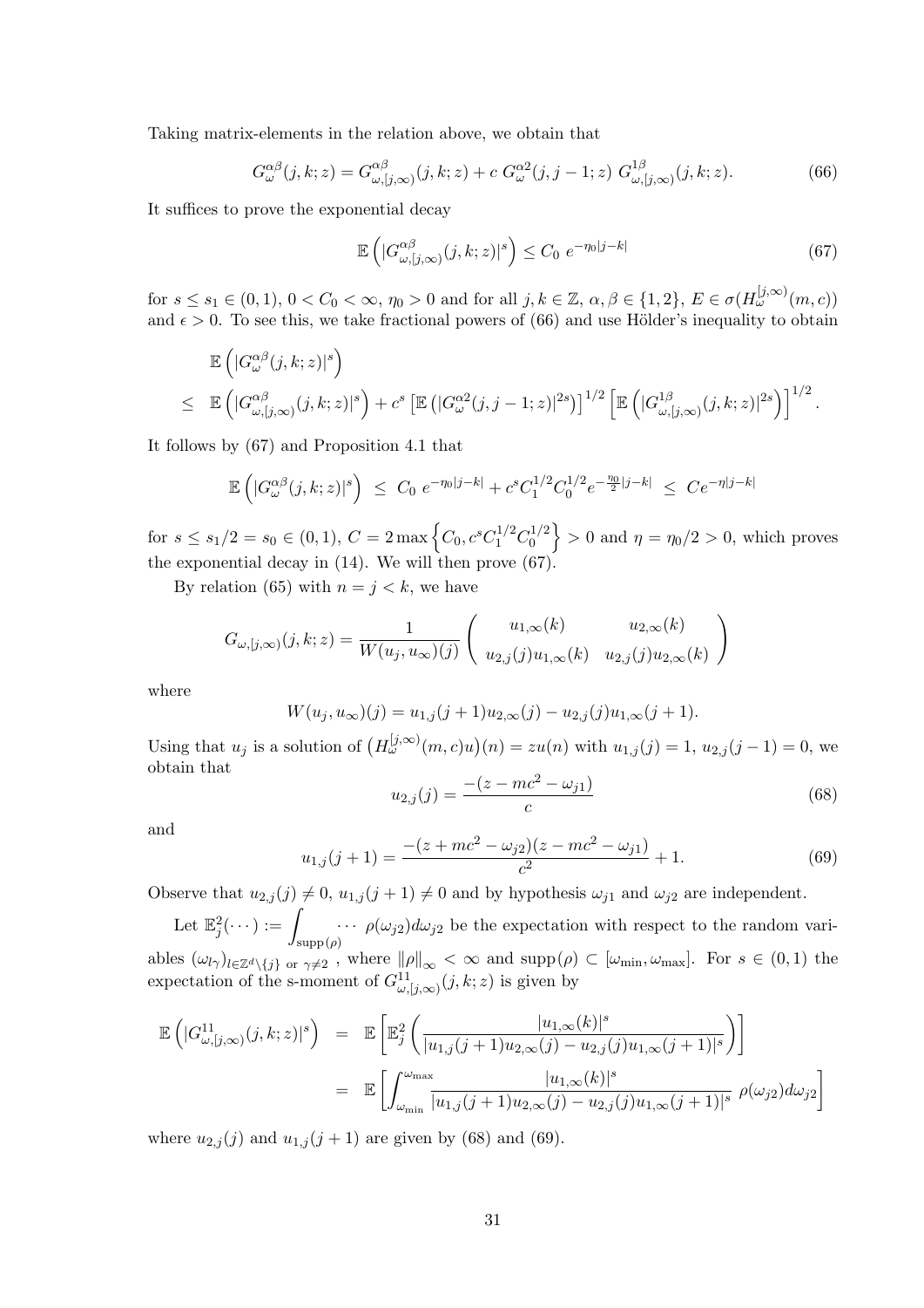Taking matrix-elements in the relation above, we obtain that

$$G_\omega^{\alpha\beta}(j,k;z) = G_{\omega,[j,\infty)}^{\alpha\beta}(j,k;z) + c\; G_\omega^{\alpha 2}(j,j-1;z)\; G_{\omega,[j,\infty)}^{1\beta}(j,k;z). \tag{66}$$

It suffices to prove the exponential decay

$$\mathbb{E}\left(|G_{\omega,[j,\infty)}^{\alpha\beta}(j,k;z)|^s\right) \leq C_0\; e^{-\eta_0|j-k|} \tag{67}$$

for $s \leq s_1 \in (0,1)$, $0 < C_0 < \infty$, $\eta_0 > 0$ and for all $j,k \in \mathbb{Z}$, $\alpha,\beta \in \{1,2\}$, $E \in \sigma(H_\omega^{[j,\infty)}(m,c))$ and $\epsilon > 0$. To see this, we take fractional powers of (66) and use Hölder's inequality to obtain

$$\begin{aligned}
&\mathbb{E}\left(|G_\omega^{\alpha\beta}(j,k;z)|^s\right) \\
\leq\;& \mathbb{E}\left(|G_{\omega,[j,\infty)}^{\alpha\beta}(j,k;z)|^s\right) + c^s\left[\mathbb{E}\left(|G_\omega^{\alpha 2}(j,j-1;z)|^{2s}\right)\right]^{1/2}\left[\mathbb{E}\left(|G_{\omega,[j,\infty)}^{1\beta}(j,k;z)|^{2s}\right)\right]^{1/2}.
\end{aligned}$$

It follows by (67) and Proposition 4.1 that

$$\mathbb{E}\left(|G_\omega^{\alpha\beta}(j,k;z)|^s\right) \;\leq\; C_0\; e^{-\eta_0|j-k|} + c^s C_1^{1/2} C_0^{1/2} e^{-\frac{\eta_0}{2}|j-k|} \;\leq\; Ce^{-\eta|j-k|}$$

for $s \leq s_1/2 = s_0 \in (0,1)$, $C = 2\max\left\{C_0, c^s C_1^{1/2} C_0^{1/2}\right\} > 0$ and $\eta = \eta_0/2 > 0$, which proves the exponential decay in (14). We will then prove (67).

By relation (65) with $n = j < k$, we have

$$G_{\omega,[j,\infty)}(j,k;z) = \frac{1}{W(u_j,u_\infty)(j)}\begin{pmatrix} u_{1,\infty}(k) & u_{2,\infty}(k) \\ u_{2,j}(j)u_{1,\infty}(k) & u_{2,j}(j)u_{2,\infty}(k)\end{pmatrix}$$

where

$$W(u_j,u_\infty)(j) = u_{1,j}(j+1)u_{2,\infty}(j) - u_{2,j}(j)u_{1,\infty}(j+1).$$

Using that $u_j$ is a solution of $\left(H_\omega^{[j,\infty)}(m,c)u\right)(n) = zu(n)$ with $u_{1,j}(j) = 1$, $u_{2,j}(j-1) = 0$, we obtain that

$$u_{2,j}(j) = \frac{-(z - mc^2 - \omega_{j1})}{c} \tag{68}$$

and

$$u_{1,j}(j+1) = \frac{-(z + mc^2 - \omega_{j2})(z - mc^2 - \omega_{j1})}{c^2} + 1. \tag{69}$$

Observe that $u_{2,j}(j) \neq 0$, $u_{1,j}(j+1) \neq 0$ and by hypothesis $\omega_{j1}$ and $\omega_{j2}$ are independent.

Let $\mathbb{E}_j^2(\cdots) := \displaystyle\int_{\text{supp}(\rho)} \cdots\; \rho(\omega_{j2})d\omega_{j2}$ be the expectation with respect to the random variables $(\omega_{l\gamma})_{l\in\mathbb{Z}^d\setminus\{j\}\text{ or }\gamma\neq 2}$, where $\|\rho\|_\infty < \infty$ and $\text{supp}(\rho) \subset [\omega_{\min},\omega_{\max}]$. For $s \in (0,1)$ the expectation of the s-moment of $G_{\omega,[j,\infty)}^{11}(j,k;z)$ is given by

$$\begin{aligned}
\mathbb{E}\left(|G_{\omega,[j,\infty)}^{11}(j,k;z)|^s\right) &= \mathbb{E}\left[\mathbb{E}_j^2\left(\frac{|u_{1,\infty}(k)|^s}{|u_{1,j}(j+1)u_{2,\infty}(j) - u_{2,j}(j)u_{1,\infty}(j+1)|^s}\right)\right] \\
&= \mathbb{E}\left[\int_{\omega_{\min}}^{\omega_{\max}} \frac{|u_{1,\infty}(k)|^s}{|u_{1,j}(j+1)u_{2,\infty}(j) - u_{2,j}(j)u_{1,\infty}(j+1)|^s}\; \rho(\omega_{j2})d\omega_{j2}\right]
\end{aligned}$$

where $u_{2,j}(j)$ and $u_{1,j}(j+1)$ are given by (68) and (69).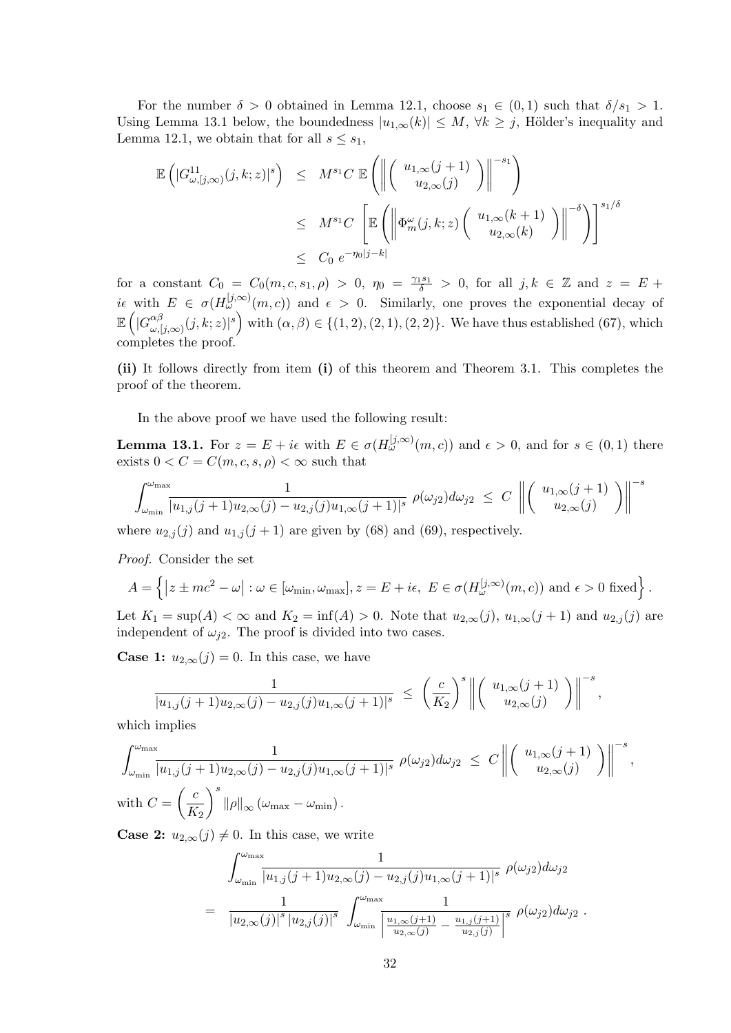For the number $\delta > 0$ obtained in Lemma 12.1, choose $s_1 \in (0,1)$ such that $\delta/s_1 > 1$. Using Lemma 13.1 below, the boundedness $|u_{1,\infty}(k)| \leq M$, $\forall k \geq j$, Hölder's inequality and Lemma 12.1, we obtain that for all $s \leq s_1$,

$$
\begin{aligned}
\mathbb{E}\left(|G^{11}_{\omega,[j,\infty)}(j,k;z)|^s\right) &\leq M^{s_1} C \,\mathbb{E}\left(\left\| \begin{pmatrix} u_{1,\infty}(j+1) \\ u_{2,\infty}(j) \end{pmatrix} \right\|^{-s_1}\right) \\
&\leq M^{s_1} C \left[\mathbb{E}\left(\left\| \Phi^{\omega}_{m}(j,k;z) \begin{pmatrix} u_{1,\infty}(k+1) \\ u_{2,\infty}(k) \end{pmatrix} \right\|^{-\delta}\right)\right]^{s_1/\delta} \\
&\leq C_0 \; e^{-\eta_0 |j-k|}
\end{aligned}
$$

for a constant $C_0 = C_0(m,c,s_1,\rho) > 0$, $\eta_0 = \frac{\gamma_1 s_1}{\delta} > 0$, for all $j,k \in \mathbb{Z}$ and $z = E + i\epsilon$ with $E \in \sigma(H^{[j,\infty)}_{\omega}(m,c))$ and $\epsilon > 0$. Similarly, one proves the exponential decay of $\mathbb{E}\left(|G^{\alpha\beta}_{\omega,[j,\infty)}(j,k;z)|^s\right)$ with $(\alpha,\beta) \in \{(1,2),(2,1),(2,2)\}$. We have thus established (67), which completes the proof.

**(ii)** It follows directly from item **(i)** of this theorem and Theorem 3.1. This completes the proof of the theorem.

In the above proof we have used the following result:

**Lemma 13.1.** *For $z = E + i\epsilon$ with $E \in \sigma(H^{[j,\infty)}_{\omega}(m,c))$ and $\epsilon > 0$, and for $s \in (0,1)$ there exists $0 < C = C(m,c,s,\rho) < \infty$ such that*

$$
\int_{\omega_{\min}}^{\omega_{\max}} \frac{1}{|u_{1,j}(j+1) u_{2,\infty}(j) - u_{2,j}(j) u_{1,\infty}(j+1)|^s} \; \rho(\omega_{j2}) d\omega_{j2} \;\leq\; C \; \left\| \begin{pmatrix} u_{1,\infty}(j+1) \\ u_{2,\infty}(j) \end{pmatrix} \right\|^{-s}
$$

*where $u_{2,j}(j)$ and $u_{1,j}(j+1)$ are given by (68) and (69), respectively.*

*Proof.* Consider the set

$$
A = \left\{ \left|z \pm mc^2 - \omega\right| : \omega \in [\omega_{\min}, \omega_{\max}], z = E + i\epsilon,\; E \in \sigma(H^{[j,\infty)}_{\omega}(m,c)) \text{ and } \epsilon > 0 \text{ fixed} \right\}.
$$

Let $K_1 = \sup(A) < \infty$ and $K_2 = \inf(A) > 0$. Note that $u_{2,\infty}(j)$, $u_{1,\infty}(j+1)$ and $u_{2,j}(j)$ are independent of $\omega_{j2}$. The proof is divided into two cases.

**Case 1:** $u_{2,\infty}(j) = 0$. In this case, we have

$$
\frac{1}{|u_{1,j}(j+1) u_{2,\infty}(j) - u_{2,j}(j) u_{1,\infty}(j+1)|^s} \;\leq\; \left(\frac{c}{K_2}\right)^s \left\| \begin{pmatrix} u_{1,\infty}(j+1) \\ u_{2,\infty}(j) \end{pmatrix} \right\|^{-s},
$$

which implies

$$
\int_{\omega_{\min}}^{\omega_{\max}} \frac{1}{|u_{1,j}(j+1) u_{2,\infty}(j) - u_{2,j}(j) u_{1,\infty}(j+1)|^s} \; \rho(\omega_{j2}) d\omega_{j2} \;\leq\; C \left\| \begin{pmatrix} u_{1,\infty}(j+1) \\ u_{2,\infty}(j) \end{pmatrix} \right\|^{-s},
$$

with $C = \left(\dfrac{c}{K_2}\right)^s \|\rho\|_{\infty} \left(\omega_{\max} - \omega_{\min}\right)$.

**Case 2:** $u_{2,\infty}(j) \neq 0$. In this case, we write

$$
\begin{aligned}
&\int_{\omega_{\min}}^{\omega_{\max}} \frac{1}{|u_{1,j}(j+1) u_{2,\infty}(j) - u_{2,j}(j) u_{1,\infty}(j+1)|^s} \; \rho(\omega_{j2}) d\omega_{j2} \\
=\;& \frac{1}{|u_{2,\infty}(j)|^s \, |u_{2,j}(j)|^s} \; \int_{\omega_{\min}}^{\omega_{\max}} \frac{1}{\left|\frac{u_{1,\infty}(j+1)}{u_{2,\infty}(j)} - \frac{u_{1,j}(j+1)}{u_{2,j}(j)}\right|^s} \; \rho(\omega_{j2}) d\omega_{j2} \;.
\end{aligned}
$$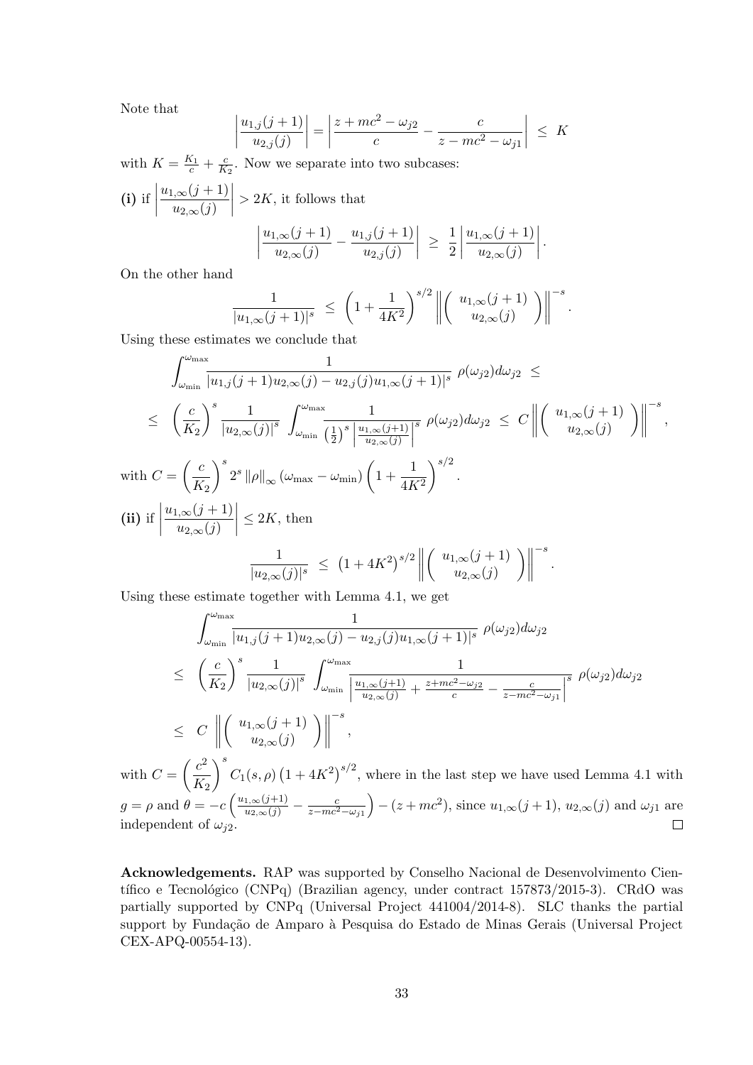Note that

$$\left| \frac{u_{1,j}(j+1)}{u_{2,j}(j)} \right| = \left| \frac{z + mc^2 - \omega_{j2}}{c} - \frac{c}{z - mc^2 - \omega_{j1}} \right| \;\leq\; K$$

with $K = \frac{K_1}{c} + \frac{c}{K_2}$. Now we separate into two subcases:

**(i)** if $\left| \dfrac{u_{1,\infty}(j+1)}{u_{2,\infty}(j)} \right| > 2K$, it follows that

$$\left| \frac{u_{1,\infty}(j+1)}{u_{2,\infty}(j)} - \frac{u_{1,j}(j+1)}{u_{2,j}(j)} \right| \;\geq\; \frac{1}{2} \left| \frac{u_{1,\infty}(j+1)}{u_{2,\infty}(j)} \right|.$$

On the other hand

$$\frac{1}{|u_{1,\infty}(j+1)|^s} \;\leq\; \left(1 + \frac{1}{4K^2}\right)^{s/2} \left\| \begin{pmatrix} u_{1,\infty}(j+1) \\ u_{2,\infty}(j) \end{pmatrix} \right\|^{-s}.$$

Using these estimates we conclude that

$$\int_{\omega_{\min}}^{\omega_{\max}} \frac{1}{|u_{1,j}(j+1)u_{2,\infty}(j) - u_{2,j}(j)u_{1,\infty}(j+1)|^s} \;\rho(\omega_{j2}) d\omega_{j2} \;\leq$$

$$\leq \;\left(\frac{c}{K_2}\right)^s \frac{1}{|u_{2,\infty}(j)|^s} \int_{\omega_{\min}}^{\omega_{\max}} \frac{1}{\left(\frac{1}{2}\right)^s \left| \frac{u_{1,\infty}(j+1)}{u_{2,\infty}(j)} \right|^s} \;\rho(\omega_{j2}) d\omega_{j2} \;\leq\; C \left\| \begin{pmatrix} u_{1,\infty}(j+1) \\ u_{2,\infty}(j) \end{pmatrix} \right\|^{-s},$$

with $C = \left(\dfrac{c}{K_2}\right)^s 2^s \left\|\rho\right\|_\infty (\omega_{\max} - \omega_{\min}) \left(1 + \dfrac{1}{4K^2}\right)^{s/2}$.

**(ii)** if $\left| \dfrac{u_{1,\infty}(j+1)}{u_{2,\infty}(j)} \right| \leq 2K$, then

$$\frac{1}{|u_{2,\infty}(j)|^s} \;\leq\; \left(1 + 4K^2\right)^{s/2} \left\| \begin{pmatrix} u_{1,\infty}(j+1) \\ u_{2,\infty}(j) \end{pmatrix} \right\|^{-s}.$$

Using these estimate together with Lemma 4.1, we get

$$\int_{\omega_{\min}}^{\omega_{\max}} \frac{1}{|u_{1,j}(j+1)u_{2,\infty}(j) - u_{2,j}(j)u_{1,\infty}(j+1)|^s} \;\rho(\omega_{j2}) d\omega_{j2}$$

$$\leq \;\left(\frac{c}{K_2}\right)^s \frac{1}{|u_{2,\infty}(j)|^s} \int_{\omega_{\min}}^{\omega_{\max}} \frac{1}{\left| \frac{u_{1,\infty}(j+1)}{u_{2,\infty}(j)} + \frac{z+mc^2-\omega_{j2}}{c} - \frac{c}{z-mc^2-\omega_{j1}} \right|^s} \;\rho(\omega_{j2}) d\omega_{j2}$$

$$\leq \;C \;\left\| \begin{pmatrix} u_{1,\infty}(j+1) \\ u_{2,\infty}(j) \end{pmatrix} \right\|^{-s},$$

with $C = \left(\dfrac{c^2}{K_2}\right)^s C_1(s,\rho) \left(1 + 4K^2\right)^{s/2}$, where in the last step we have used Lemma 4.1 with $g = \rho$ and $\theta = -c\left(\frac{u_{1,\infty}(j+1)}{u_{2,\infty}(j)} - \frac{c}{z-mc^2-\omega_{j1}}\right) - (z + mc^2)$, since $u_{1,\infty}(j+1)$, $u_{2,\infty}(j)$ and $\omega_{j1}$ are independent of $\omega_{j2}$. $\square$

**Acknowledgements.** RAP was supported by Conselho Nacional de Desenvolvimento Científico e Tecnológico (CNPq) (Brazilian agency, under contract 157873/2015-3). CRdO was partially supported by CNPq (Universal Project 441004/2014-8). SLC thanks the partial support by Fundação de Amparo à Pesquisa do Estado de Minas Gerais (Universal Project CEX-APQ-00554-13).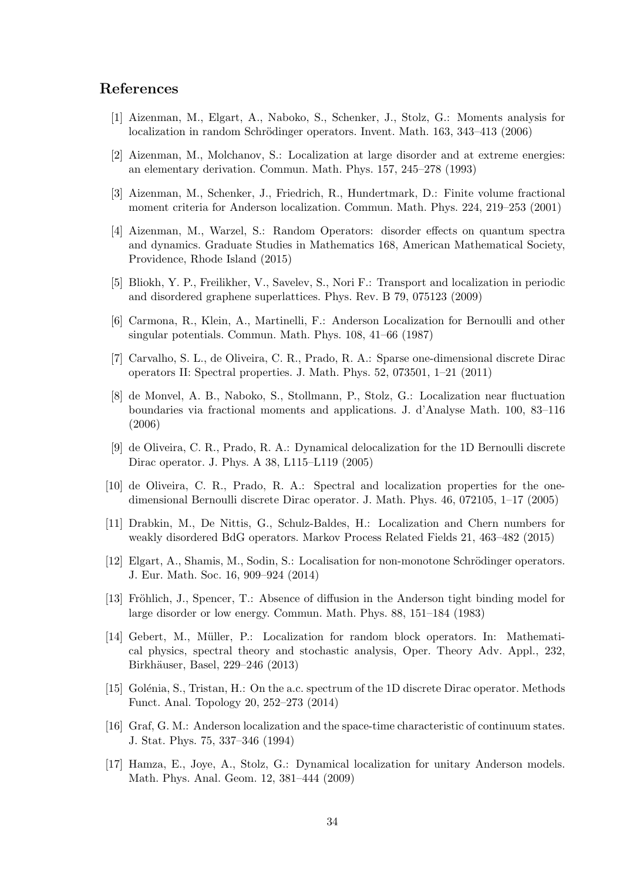## References

[1] Aizenman, M., Elgart, A., Naboko, S., Schenker, J., Stolz, G.: Moments analysis for localization in random Schrödinger operators. Invent. Math. 163, 343–413 (2006)

[2] Aizenman, M., Molchanov, S.: Localization at large disorder and at extreme energies: an elementary derivation. Commun. Math. Phys. 157, 245–278 (1993)

[3] Aizenman, M., Schenker, J., Friedrich, R., Hundertmark, D.: Finite volume fractional moment criteria for Anderson localization. Commun. Math. Phys. 224, 219–253 (2001)

[4] Aizenman, M., Warzel, S.: Random Operators: disorder effects on quantum spectra and dynamics. Graduate Studies in Mathematics 168, American Mathematical Society, Providence, Rhode Island (2015)

[5] Bliokh, Y. P., Freilikher, V., Savelev, S., Nori F.: Transport and localization in periodic and disordered graphene superlattices. Phys. Rev. B 79, 075123 (2009)

[6] Carmona, R., Klein, A., Martinelli, F.: Anderson Localization for Bernoulli and other singular potentials. Commun. Math. Phys. 108, 41–66 (1987)

[7] Carvalho, S. L., de Oliveira, C. R., Prado, R. A.: Sparse one-dimensional discrete Dirac operators II: Spectral properties. J. Math. Phys. 52, 073501, 1–21 (2011)

[8] de Monvel, A. B., Naboko, S., Stollmann, P., Stolz, G.: Localization near fluctuation boundaries via fractional moments and applications. J. d'Analyse Math. 100, 83–116 (2006)

[9] de Oliveira, C. R., Prado, R. A.: Dynamical delocalization for the 1D Bernoulli discrete Dirac operator. J. Phys. A 38, L115–L119 (2005)

[10] de Oliveira, C. R., Prado, R. A.: Spectral and localization properties for the one-dimensional Bernoulli discrete Dirac operator. J. Math. Phys. 46, 072105, 1–17 (2005)

[11] Drabkin, M., De Nittis, G., Schulz-Baldes, H.: Localization and Chern numbers for weakly disordered BdG operators. Markov Process Related Fields 21, 463–482 (2015)

[12] Elgart, A., Shamis, M., Sodin, S.: Localisation for non-monotone Schrödinger operators. J. Eur. Math. Soc. 16, 909–924 (2014)

[13] Fröhlich, J., Spencer, T.: Absence of diffusion in the Anderson tight binding model for large disorder or low energy. Commun. Math. Phys. 88, 151–184 (1983)

[14] Gebert, M., Müller, P.: Localization for random block operators. In: Mathematical physics, spectral theory and stochastic analysis, Oper. Theory Adv. Appl., 232, Birkhäuser, Basel, 229–246 (2013)

[15] Golénia, S., Tristan, H.: On the a.c. spectrum of the 1D discrete Dirac operator. Methods Funct. Anal. Topology 20, 252–273 (2014)

[16] Graf, G. M.: Anderson localization and the space-time characteristic of continuum states. J. Stat. Phys. 75, 337–346 (1994)

[17] Hamza, E., Joye, A., Stolz, G.: Dynamical localization for unitary Anderson models. Math. Phys. Anal. Geom. 12, 381–444 (2009)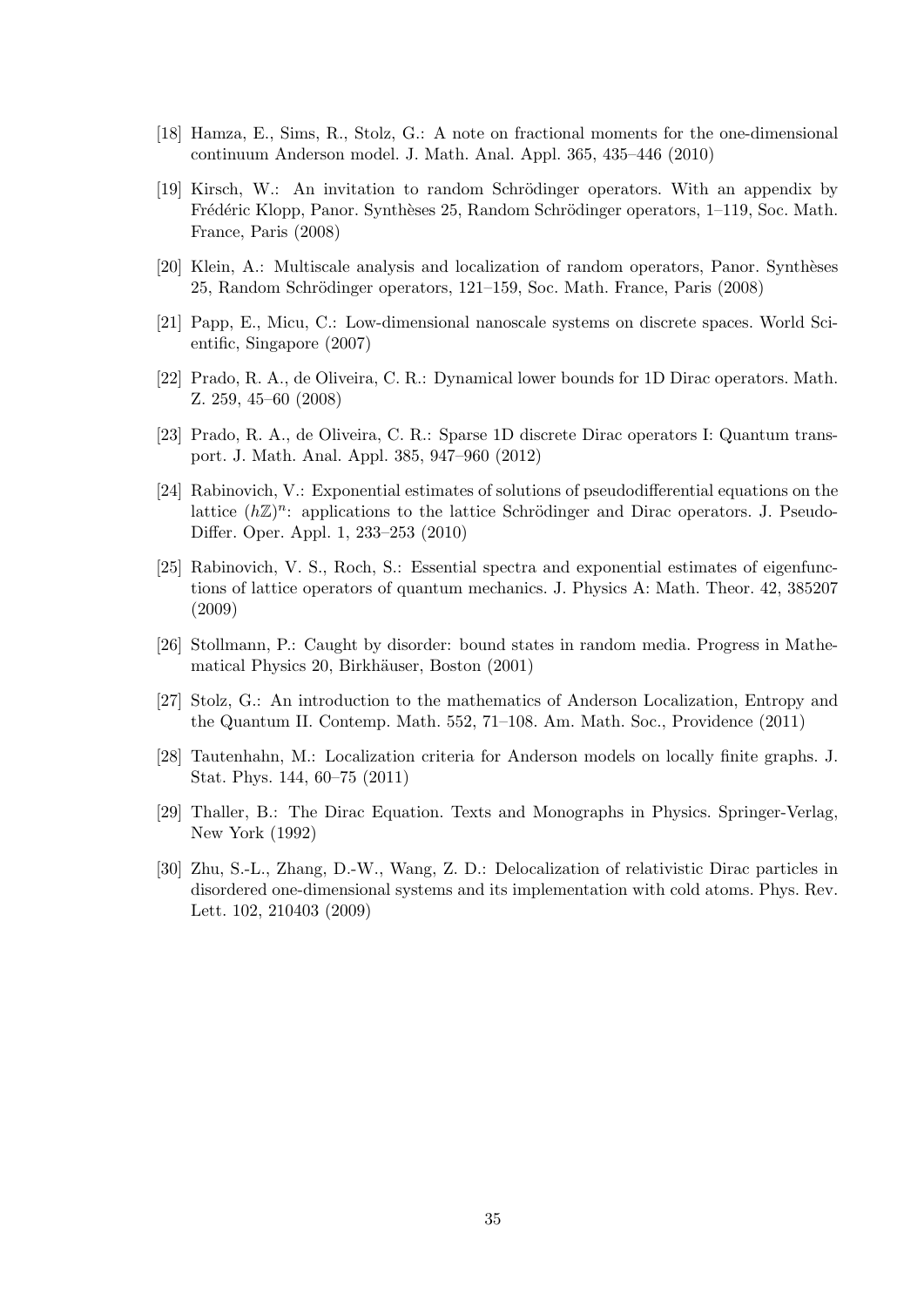[18] Hamza, E., Sims, R., Stolz, G.: A note on fractional moments for the one-dimensional continuum Anderson model. J. Math. Anal. Appl. 365, 435–446 (2010)

[19] Kirsch, W.: An invitation to random Schrödinger operators. With an appendix by Frédéric Klopp, Panor. Synthèses 25, Random Schrödinger operators, 1–119, Soc. Math. France, Paris (2008)

[20] Klein, A.: Multiscale analysis and localization of random operators, Panor. Synthèses 25, Random Schrödinger operators, 121–159, Soc. Math. France, Paris (2008)

[21] Papp, E., Micu, C.: Low-dimensional nanoscale systems on discrete spaces. World Scientific, Singapore (2007)

[22] Prado, R. A., de Oliveira, C. R.: Dynamical lower bounds for 1D Dirac operators. Math. Z. 259, 45–60 (2008)

[23] Prado, R. A., de Oliveira, C. R.: Sparse 1D discrete Dirac operators I: Quantum transport. J. Math. Anal. Appl. 385, 947–960 (2012)

[24] Rabinovich, V.: Exponential estimates of solutions of pseudodifferential equations on the lattice $(h\mathbb{Z})^n$: applications to the lattice Schrödinger and Dirac operators. J. Pseudo-Differ. Oper. Appl. 1, 233–253 (2010)

[25] Rabinovich, V. S., Roch, S.: Essential spectra and exponential estimates of eigenfunctions of lattice operators of quantum mechanics. J. Physics A: Math. Theor. 42, 385207 (2009)

[26] Stollmann, P.: Caught by disorder: bound states in random media. Progress in Mathematical Physics 20, Birkhäuser, Boston (2001)

[27] Stolz, G.: An introduction to the mathematics of Anderson Localization, Entropy and the Quantum II. Contemp. Math. 552, 71–108. Am. Math. Soc., Providence (2011)

[28] Tautenhahn, M.: Localization criteria for Anderson models on locally finite graphs. J. Stat. Phys. 144, 60–75 (2011)

[29] Thaller, B.: The Dirac Equation. Texts and Monographs in Physics. Springer-Verlag, New York (1992)

[30] Zhu, S.-L., Zhang, D.-W., Wang, Z. D.: Delocalization of relativistic Dirac particles in disordered one-dimensional systems and its implementation with cold atoms. Phys. Rev. Lett. 102, 210403 (2009)